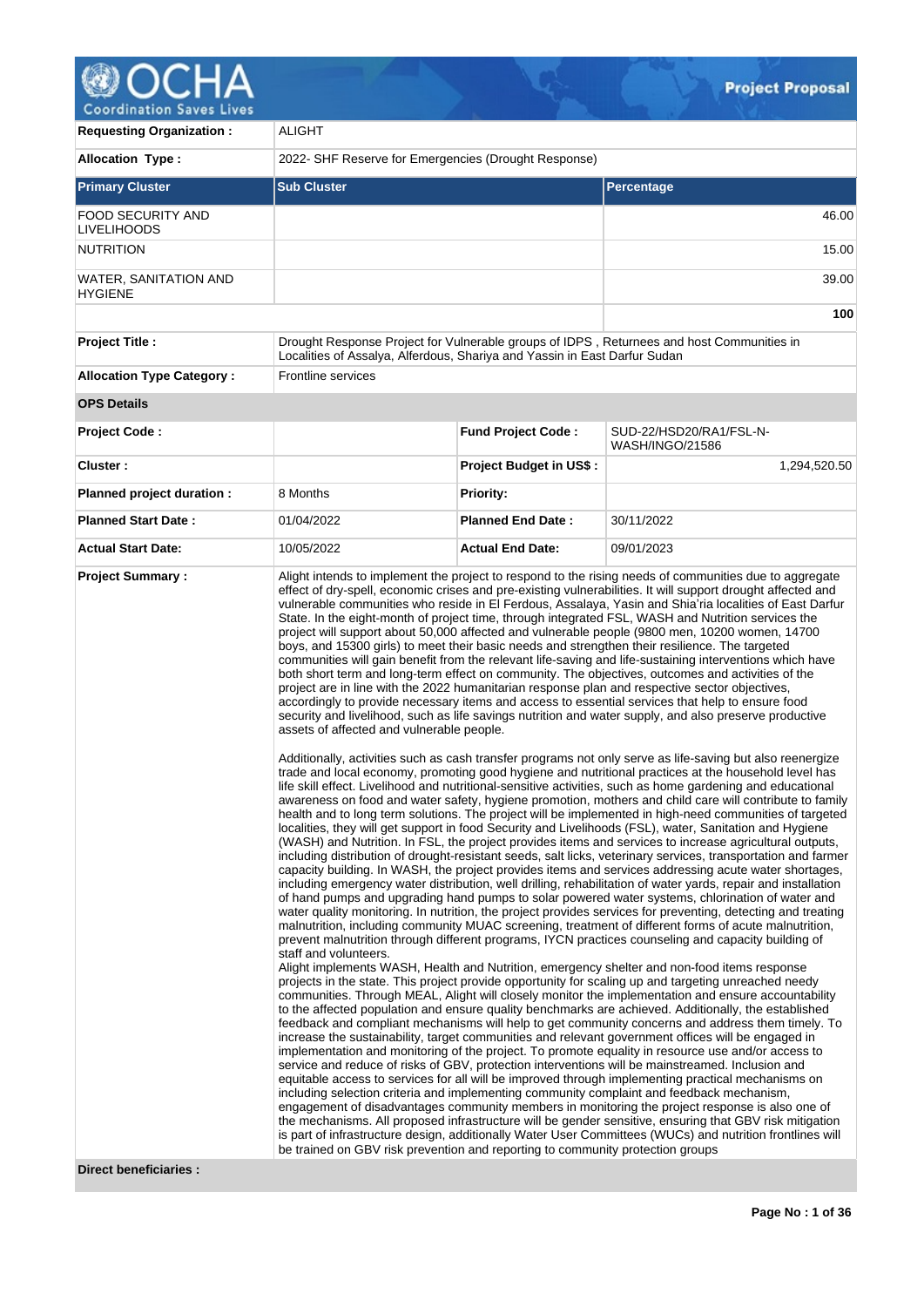**Project Proposal**

| | | | |
|---|---|---|---|
| **Requesting Organization :** | ALIGHT | | |
| **Allocation Type :** | 2022- SHF Reserve for Emergencies (Drought Response) | | |

| **Primary Cluster** | **Sub Cluster** | **Percentage** |
|---|---|---|
| FOOD SECURITY AND LIVELIHOODS | | 46.00 |
| NUTRITION | | 15.00 |
| WATER, SANITATION AND HYGIENE | | 39.00 |
| | | **100** |

| | | | |
|---|---|---|---|
| **Project Title :** | Drought Response Project for Vulnerable groups of IDPS , Returnees and host Communities in Localities of Assalya, Alferdous, Shariya and Yassin in East Darfur Sudan | | |
| **Allocation Type Category :** | Frontline services | | |
| **OPS Details** | | | |
| **Project Code :** | | **Fund Project Code :** | SUD-22/HSD20/RA1/FSL-N-WASH/INGO/21586 |
| **Cluster :** | | **Project Budget in US$ :** | 1,294,520.50 |
| **Planned project duration :** | 8 Months | **Priority:** | |
| **Planned Start Date :** | 01/04/2022 | **Planned End Date :** | 30/11/2022 |
| **Actual Start Date:** | 10/05/2022 | **Actual End Date:** | 09/01/2023 |

**Project Summary :**

Alight intends to implement the project to respond to the rising needs of communities due to aggregate effect of dry-spell, economic crises and pre-existing vulnerabilities. It will support drought affected and vulnerable communities who reside in El Ferdous, Assalaya, Yasin and Shia'ria localities of East Darfur State. In the eight-month of project time, through integrated FSL, WASH and Nutrition services the project will support about 50,000 affected and vulnerable people (9800 men, 10200 women, 14700 boys, and 15300 girls) to meet their basic needs and strengthen their resilience. The targeted communities will gain benefit from the relevant life-saving and life-sustaining interventions which have both short term and long-term effect on community. The objectives, outcomes and activities of the project are in line with the 2022 humanitarian response plan and respective sector objectives, accordingly to provide necessary items and access to essential services that help to ensure food security and livelihood, such as life savings nutrition and water supply, and also preserve productive assets of affected and vulnerable people.

Additionally, activities such as cash transfer programs not only serve as life-saving but also reenergize trade and local economy, promoting good hygiene and nutritional practices at the household level has life skill effect. Livelihood and nutritional-sensitive activities, such as home gardening and educational awareness on food and water safety, hygiene promotion, mothers and child care will contribute to family health and to long term solutions. The project will be implemented in high-need communities of targeted localities, they will get support in food Security and Livelihoods (FSL), water, Sanitation and Hygiene (WASH) and Nutrition. In FSL, the project provides items and services to increase agricultural outputs, including distribution of drought-resistant seeds, salt licks, veterinary services, transportation and farmer capacity building. In WASH, the project provides items and services addressing acute water shortages, including emergency water distribution, well drilling, rehabilitation of water yards, repair and installation of hand pumps and upgrading hand pumps to solar powered water systems, chlorination of water and water quality monitoring. In nutrition, the project provides services for preventing, detecting and treating malnutrition, including community MUAC screening, treatment of different forms of acute malnutrition, prevent malnutrition through different programs, IYCN practices counseling and capacity building of staff and volunteers.
Alight implements WASH, Health and Nutrition, emergency shelter and non-food items response projects in the state. This project provide opportunity for scaling up and targeting unreached needy communities. Through MEAL, Alight will closely monitor the implementation and ensure accountability to the affected population and ensure quality benchmarks are achieved. Additionally, the established feedback and compliant mechanisms will help to get community concerns and address them timely. To increase the sustainability, target communities and relevant government offices will be engaged in implementation and monitoring of the project. To promote equality in resource use and/or access to service and reduce of risks of GBV, protection interventions will be mainstreamed. Inclusion and equitable access to services for all will be improved through implementing practical mechanisms on including selection criteria and implementing community complaint and feedback mechanism, engagement of disadvantages community members in monitoring the project response is also one of the mechanisms. All proposed infrastructure will be gender sensitive, ensuring that GBV risk mitigation is part of infrastructure design, additionally Water User Committees (WUCs) and nutrition frontlines will be trained on GBV risk prevention and reporting to community protection groups

**Direct beneficiaries :**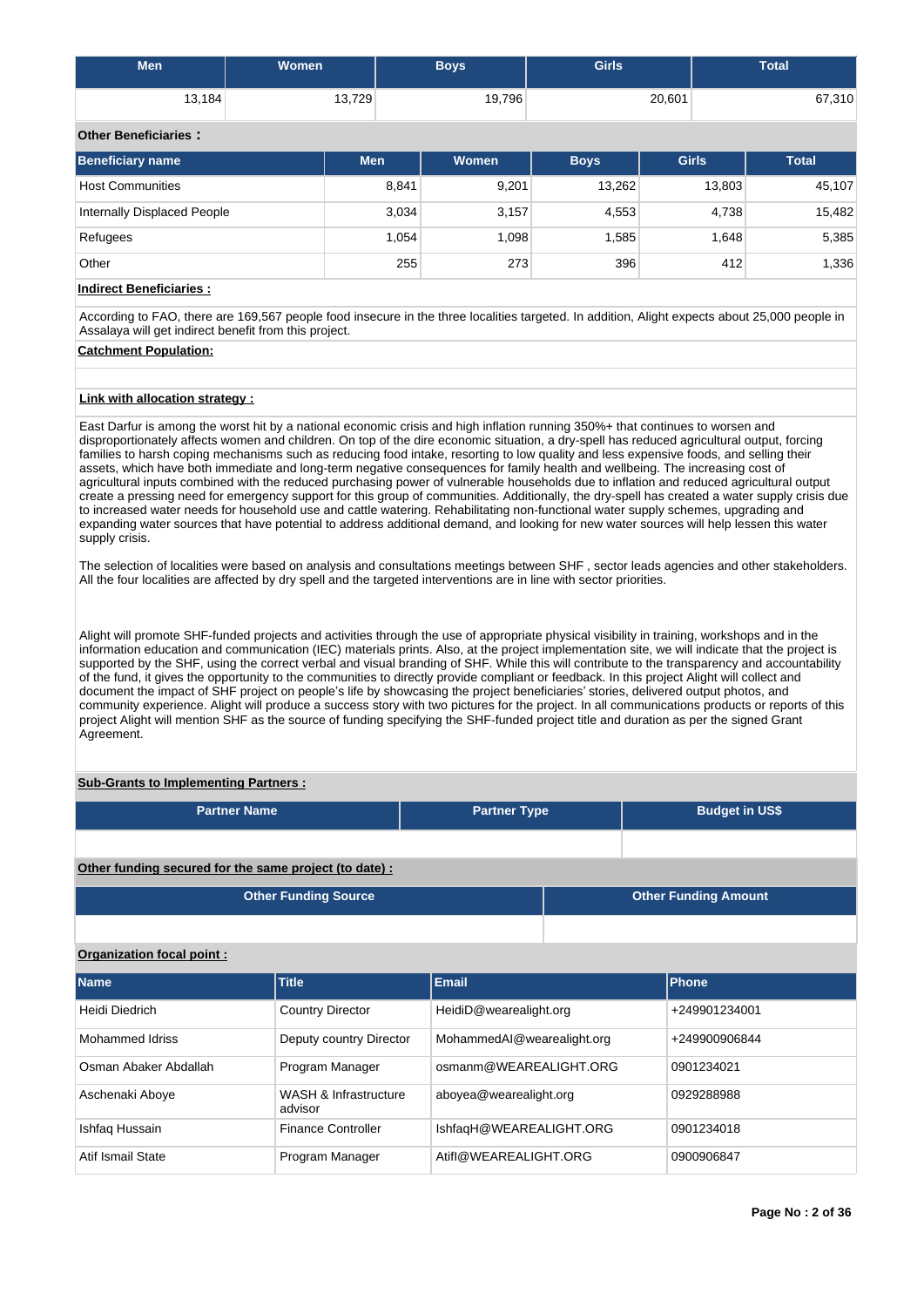| Men | Women | Boys | Girls | Total |
|---|---|---|---|---|
| 13,184 | 13,729 | 19,796 | 20,601 | 67,310 |

**Other Beneficiaries :**

| Beneficiary name | Men | Women | Boys | Girls | Total |
|---|---|---|---|---|---|
| Host Communities | 8,841 | 9,201 | 13,262 | 13,803 | 45,107 |
| Internally Displaced People | 3,034 | 3,157 | 4,553 | 4,738 | 15,482 |
| Refugees | 1,054 | 1,098 | 1,585 | 1,648 | 5,385 |
| Other | 255 | 273 | 396 | 412 | 1,336 |

**Indirect Beneficiaries :**

According to FAO, there are 169,567 people food insecure in the three localities targeted. In addition, Alight expects about 25,000 people in Assalaya will get indirect benefit from this project.

**Catchment Population:**

**Link with allocation strategy :**

East Darfur is among the worst hit by a national economic crisis and high inflation running 350%+ that continues to worsen and disproportionately affects women and children. On top of the dire economic situation, a dry-spell has reduced agricultural output, forcing families to harsh coping mechanisms such as reducing food intake, resorting to low quality and less expensive foods, and selling their assets, which have both immediate and long-term negative consequences for family health and wellbeing. The increasing cost of agricultural inputs combined with the reduced purchasing power of vulnerable households due to inflation and reduced agricultural output create a pressing need for emergency support for this group of communities. Additionally, the dry-spell has created a water supply crisis due to increased water needs for household use and cattle watering. Rehabilitating non-functional water supply schemes, upgrading and expanding water sources that have potential to address additional demand, and looking for new water sources will help lessen this water supply crisis.

The selection of localities were based on analysis and consultations meetings between SHF , sector leads agencies and other stakeholders. All the four localities are affected by dry spell and the targeted interventions are in line with sector priorities.

Alight will promote SHF-funded projects and activities through the use of appropriate physical visibility in training, workshops and in the information education and communication (IEC) materials prints. Also, at the project implementation site, we will indicate that the project is supported by the SHF, using the correct verbal and visual branding of SHF. While this will contribute to the transparency and accountability of the fund, it gives the opportunity to the communities to directly provide compliant or feedback. In this project Alight will collect and document the impact of SHF project on people's life by showcasing the project beneficiaries' stories, delivered output photos, and community experience. Alight will produce a success story with two pictures for the project. In all communications products or reports of this project Alight will mention SHF as the source of funding specifying the SHF-funded project title and duration as per the signed Grant Agreement.

**Sub-Grants to Implementing Partners :**

| Partner Name | Partner Type | Budget in US$ |
|---|---|---|
| | | |

**Other funding secured for the same project (to date) :**

| Other Funding Source | Other Funding Amount |
|---|---|
| | |

**Organization focal point :**

| Name | Title | Email | Phone |
|---|---|---|---|
| Heidi Diedrich | Country Director | HeidiD@wearealight.org | +249901234001 |
| Mohammed Idriss | Deputy country Director | MohammedAI@wearealight.org | +249900906844 |
| Osman Abaker Abdallah | Program Manager | osmanm@WEAREALIGHT.ORG | 0901234021 |
| Aschenaki Aboye | WASH & Infrastructure advisor | aboyea@wearealight.org | 0929288988 |
| Ishfaq Hussain | Finance Controller | IshfaqH@WEAREALIGHT.ORG | 0901234018 |
| Atif Ismail State | Program Manager | AtifI@WEAREALIGHT.ORG | 0900906847 |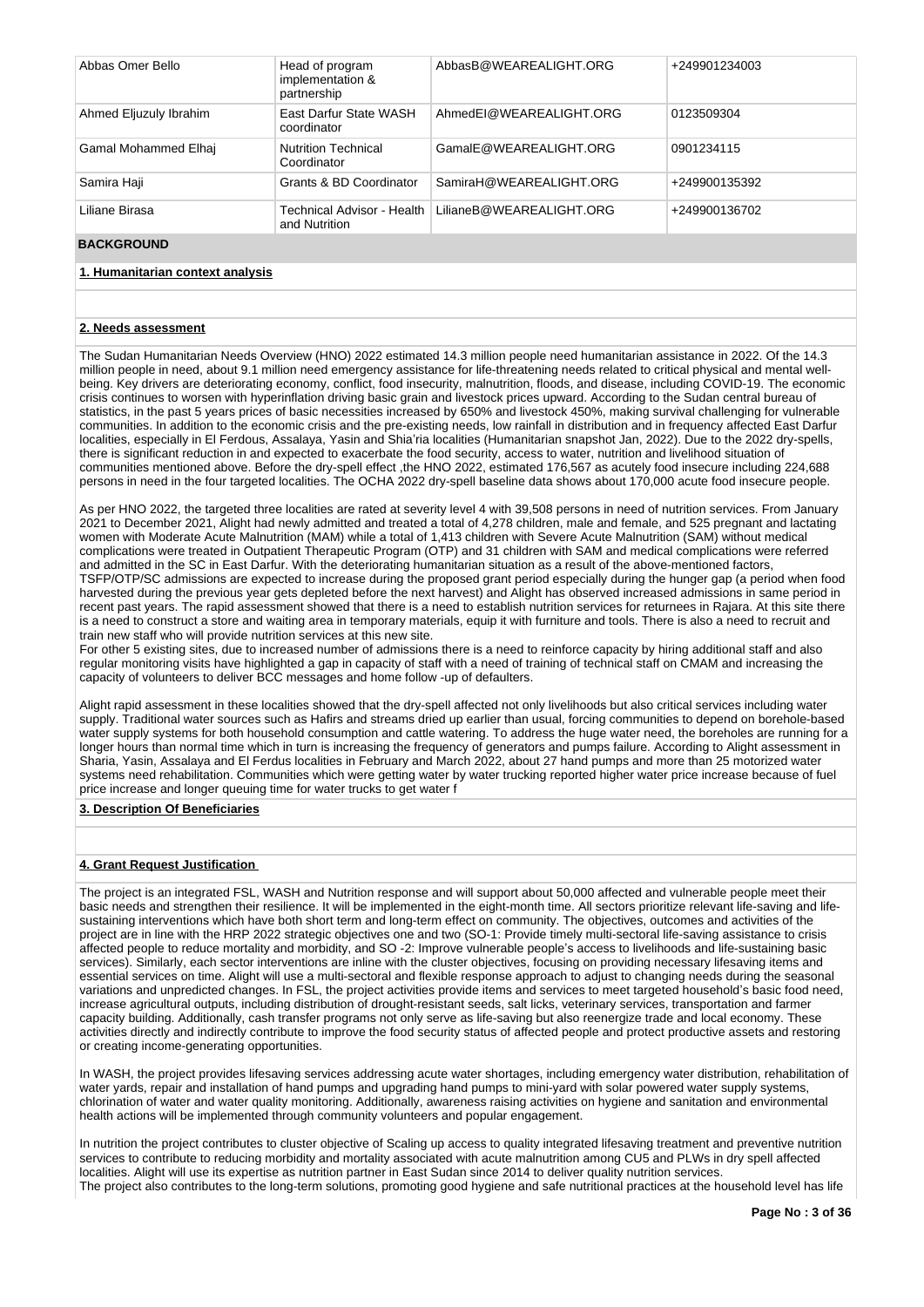| Abbas Omer Bello | Head of program implementation & partnership | AbbasB@WEAREALIGHT.ORG | +249901234003 |
|---|---|---|---|
| Ahmed Eljuzuly Ibrahim | East Darfur State WASH coordinator | AhmedEI@WEAREALIGHT.ORG | 0123509304 |
| Gamal Mohammed Elhaj | Nutrition Technical Coordinator | GamalE@WEAREALIGHT.ORG | 0901234115 |
| Samira Haji | Grants & BD Coordinator | SamiraH@WEAREALIGHT.ORG | +249900135392 |
| Liliane Birasa | Technical Advisor - Health and Nutrition | LilianeB@WEAREALIGHT.ORG | +249900136702 |

## BACKGROUND

### 1. Humanitarian context analysis

### 2. Needs assessment

The Sudan Humanitarian Needs Overview (HNO) 2022 estimated 14.3 million people need humanitarian assistance in 2022. Of the 14.3 million people in need, about 9.1 million need emergency assistance for life-threatening needs related to critical physical and mental well-being. Key drivers are deteriorating economy, conflict, food insecurity, malnutrition, floods, and disease, including COVID-19. The economic crisis continues to worsen with hyperinflation driving basic grain and livestock prices upward. According to the Sudan central bureau of statistics, in the past 5 years prices of basic necessities increased by 650% and livestock 450%, making survival challenging for vulnerable communities. In addition to the economic crisis and the pre-existing needs, low rainfall in distribution and in frequency affected East Darfur localities, especially in El Ferdous, Assalaya, Yasin and Shia'ria localities (Humanitarian snapshot Jan, 2022). Due to the 2022 dry-spells, there is significant reduction in and expected to exacerbate the food security, access to water, nutrition and livelihood situation of communities mentioned above. Before the dry-spell effect ,the HNO 2022, estimated 176,567 as acutely food insecure including 224,688 persons in need in the four targeted localities. The OCHA 2022 dry-spell baseline data shows about 170,000 acute food insecure people.

As per HNO 2022, the targeted three localities are rated at severity level 4 with 39,508 persons in need of nutrition services. From January 2021 to December 2021, Alight had newly admitted and treated a total of 4,278 children, male and female, and 525 pregnant and lactating women with Moderate Acute Malnutrition (MAM) while a total of 1,413 children with Severe Acute Malnutrition (SAM) without medical complications were treated in Outpatient Therapeutic Program (OTP) and 31 children with SAM and medical complications were referred and admitted in the SC in East Darfur. With the deteriorating humanitarian situation as a result of the above-mentioned factors, TSFP/OTP/SC admissions are expected to increase during the proposed grant period especially during the hunger gap (a period when food harvested during the previous year gets depleted before the next harvest) and Alight has observed increased admissions in same period in recent past years. The rapid assessment showed that there is a need to establish nutrition services for returnees in Rajara. At this site there is a need to construct a store and waiting area in temporary materials, equip it with furniture and tools. There is also a need to recruit and train new staff who will provide nutrition services at this new site.
For other 5 existing sites, due to increased number of admissions there is a need to reinforce capacity by hiring additional staff and also regular monitoring visits have highlighted a gap in capacity of staff with a need of training of technical staff on CMAM and increasing the capacity of volunteers to deliver BCC messages and home follow -up of defaulters.

Alight rapid assessment in these localities showed that the dry-spell affected not only livelihoods but also critical services including water supply. Traditional water sources such as Hafirs and streams dried up earlier than usual, forcing communities to depend on borehole-based water supply systems for both household consumption and cattle watering. To address the huge water need, the boreholes are running for a longer hours than normal time which in turn is increasing the frequency of generators and pumps failure. According to Alight assessment in Sharia, Yasin, Assalaya and El Ferdus localities in February and March 2022, about 27 hand pumps and more than 25 motorized water systems need rehabilitation. Communities which were getting water by water trucking reported higher water price increase because of fuel price increase and longer queuing time for water trucks to get water f

### 3. Description Of Beneficiaries

### 4. Grant Request Justification

The project is an integrated FSL, WASH and Nutrition response and will support about 50,000 affected and vulnerable people meet their basic needs and strengthen their resilience. It will be implemented in the eight-month time. All sectors prioritize relevant life-saving and life-sustaining interventions which have both short term and long-term effect on community. The objectives, outcomes and activities of the project are in line with the HRP 2022 strategic objectives one and two (SO-1: Provide timely multi-sectoral life-saving assistance to crisis affected people to reduce mortality and morbidity, and SO -2: Improve vulnerable people's access to livelihoods and life-sustaining basic services). Similarly, each sector interventions are inline with the cluster objectives, focusing on providing necessary lifesaving items and essential services on time. Alight will use a multi-sectoral and flexible response approach to adjust to changing needs during the seasonal variations and unpredicted changes. In FSL, the project activities provide items and services to meet targeted household's basic food need, increase agricultural outputs, including distribution of drought-resistant seeds, salt licks, veterinary services, transportation and farmer capacity building. Additionally, cash transfer programs not only serve as life-saving but also reenergize trade and local economy. These activities directly and indirectly contribute to improve the food security status of affected people and protect productive assets and restoring or creating income-generating opportunities.

In WASH, the project provides lifesaving services addressing acute water shortages, including emergency water distribution, rehabilitation of water yards, repair and installation of hand pumps and upgrading hand pumps to mini-yard with solar powered water supply systems, chlorination of water and water quality monitoring. Additionally, awareness raising activities on hygiene and sanitation and environmental health actions will be implemented through community volunteers and popular engagement.

In nutrition the project contributes to cluster objective of Scaling up access to quality integrated lifesaving treatment and preventive nutrition services to contribute to reducing morbidity and mortality associated with acute malnutrition among CU5 and PLWs in dry spell affected localities. Alight will use its expertise as nutrition partner in East Sudan since 2014 to deliver quality nutrition services.
The project also contributes to the long-term solutions, promoting good hygiene and safe nutritional practices at the household level has life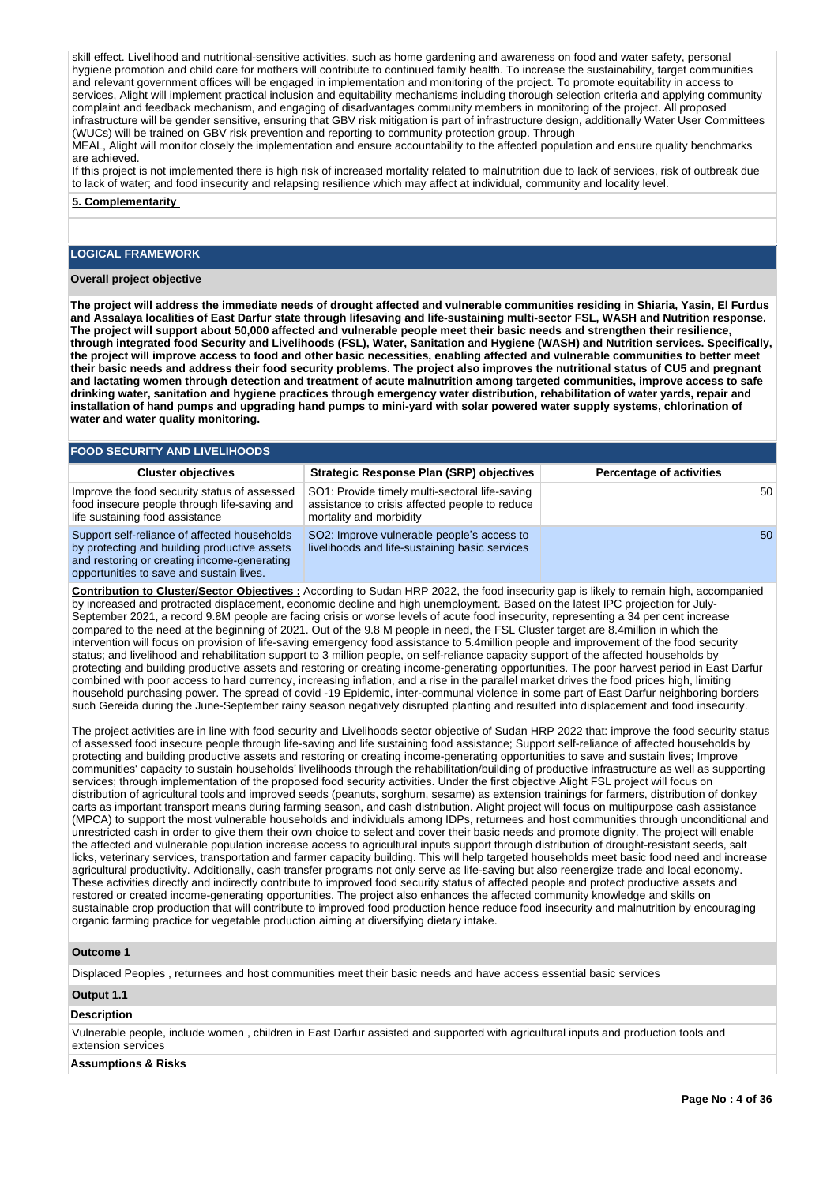skill effect. Livelihood and nutritional-sensitive activities, such as home gardening and awareness on food and water safety, personal hygiene promotion and child care for mothers will contribute to continued family health. To increase the sustainability, target communities and relevant government offices will be engaged in implementation and monitoring of the project. To promote equitability in access to services, Alight will implement practical inclusion and equitability mechanisms including thorough selection criteria and applying community complaint and feedback mechanism, and engaging of disadvantages community members in monitoring of the project. All proposed infrastructure will be gender sensitive, ensuring that GBV risk mitigation is part of infrastructure design, additionally Water User Committees (WUCs) will be trained on GBV risk prevention and reporting to community protection group. Through
MEAL, Alight will monitor closely the implementation and ensure accountability to the affected population and ensure quality benchmarks are achieved.
If this project is not implemented there is high risk of increased mortality related to malnutrition due to lack of services, risk of outbreak due to lack of water; and food insecurity and relapsing resilience which may affect at individual, community and locality level.

**5. Complementarity**

## LOGICAL FRAMEWORK

**Overall project objective**

**The project will address the immediate needs of drought affected and vulnerable communities residing in Shiaria, Yasin, El Furdus and Assalaya localities of East Darfur state through lifesaving and life-sustaining multi-sector FSL, WASH and Nutrition response. The project will support about 50,000 affected and vulnerable people meet their basic needs and strengthen their resilience, through integrated food Security and Livelihoods (FSL), Water, Sanitation and Hygiene (WASH) and Nutrition services. Specifically, the project will improve access to food and other basic necessities, enabling affected and vulnerable communities to better meet their basic needs and address their food security problems. The project also improves the nutritional status of CU5 and pregnant and lactating women through detection and treatment of acute malnutrition among targeted communities, improve access to safe drinking water, sanitation and hygiene practices through emergency water distribution, rehabilitation of water yards, repair and installation of hand pumps and upgrading hand pumps to mini-yard with solar powered water supply systems, chlorination of water and water quality monitoring.**

### FOOD SECURITY AND LIVELIHOODS

| Cluster objectives | Strategic Response Plan (SRP) objectives | Percentage of activities |
|---|---|---|
| Improve the food security status of assessed food insecure people through life-saving and life sustaining food assistance | SO1: Provide timely multi-sectoral life-saving assistance to crisis affected people to reduce mortality and morbidity | 50 |
| Support self-reliance of affected households by protecting and building productive assets and restoring or creating income-generating opportunities to save and sustain lives. | SO2: Improve vulnerable people's access to livelihoods and life-sustaining basic services | 50 |

**Contribution to Cluster/Sector Objectives :** According to Sudan HRP 2022, the food insecurity gap is likely to remain high, accompanied by increased and protracted displacement, economic decline and high unemployment. Based on the latest IPC projection for July-September 2021, a record 9.8M people are facing crisis or worse levels of acute food insecurity, representing a 34 per cent increase compared to the need at the beginning of 2021. Out of the 9.8 M people in need, the FSL Cluster target are 8.4million in which the intervention will focus on provision of life-saving emergency food assistance to 5.4million people and improvement of the food security status; and livelihood and rehabilitation support to 3 million people, on self-reliance capacity support of the affected households by protecting and building productive assets and restoring or creating income-generating opportunities. The poor harvest period in East Darfur combined with poor access to hard currency, increasing inflation, and a rise in the parallel market drives the food prices high, limiting household purchasing power. The spread of covid -19 Epidemic, inter-communal violence in some part of East Darfur neighboring borders such Gereida during the June-September rainy season negatively disrupted planting and resulted into displacement and food insecurity.

The project activities are in line with food security and Livelihoods sector objective of Sudan HRP 2022 that: improve the food security status of assessed food insecure people through life-saving and life sustaining food assistance; Support self-reliance of affected households by protecting and building productive assets and restoring or creating income-generating opportunities to save and sustain lives; Improve communities' capacity to sustain households' livelihoods through the rehabilitation/building of productive infrastructure as well as supporting services; through implementation of the proposed food security activities. Under the first objective Alight FSL project will focus on distribution of agricultural tools and improved seeds (peanuts, sorghum, sesame) as extension trainings for farmers, distribution of donkey carts as important transport means during farming season, and cash distribution. Alight project will focus on multipurpose cash assistance (MPCA) to support the most vulnerable households and individuals among IDPs, returnees and host communities through unconditional and unrestricted cash in order to give them their own choice to select and cover their basic needs and promote dignity. The project will enable the affected and vulnerable population increase access to agricultural inputs support through distribution of drought-resistant seeds, salt licks, veterinary services, transportation and farmer capacity building. This will help targeted households meet basic food need and increase agricultural productivity. Additionally, cash transfer programs not only serve as life-saving but also reenergize trade and local economy. These activities directly and indirectly contribute to improved food security status of affected people and protect productive assets and restored or created income-generating opportunities. The project also enhances the affected community knowledge and skills on sustainable crop production that will contribute to improved food production hence reduce food insecurity and malnutrition by encouraging organic farming practice for vegetable production aiming at diversifying dietary intake.

**Outcome 1**

Displaced Peoples , returnees and host communities meet their basic needs and have access essential basic services

**Output 1.1**

**Description**

Vulnerable people, include women , children in East Darfur assisted and supported with agricultural inputs and production tools and extension services

**Assumptions & Risks**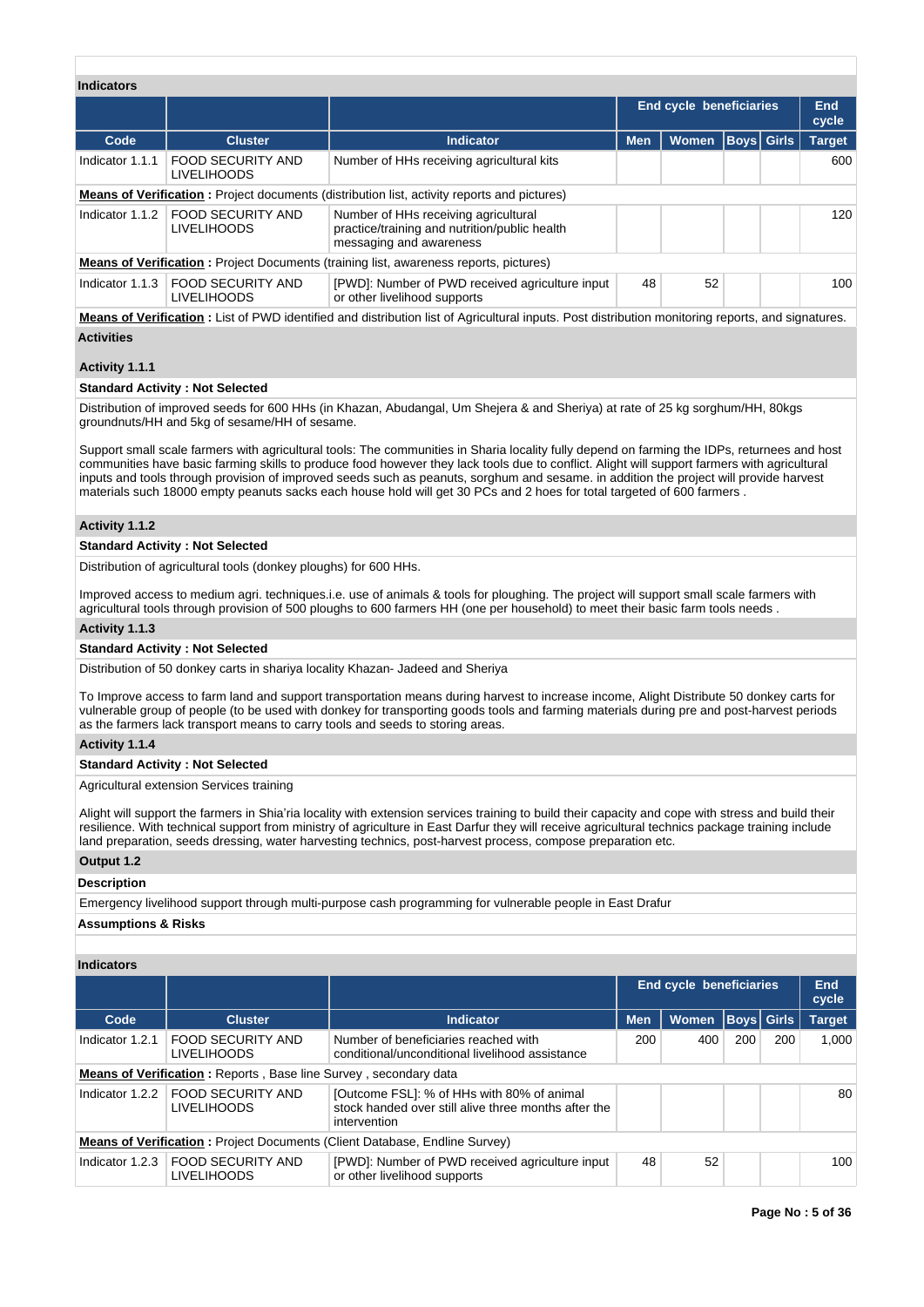**Indicators**

| | | | End cycle beneficiaries | | | | End cycle |
|---|---|---|---|---|---|---|---|
| **Code** | **Cluster** | **Indicator** | **Men** | **Women** | **Boys** | **Girls** | **Target** |
| Indicator 1.1.1 | FOOD SECURITY AND LIVELIHOODS | Number of HHs receiving agricultural kits | | | | | 600 |
| **Means of Verification :** Project documents (distribution list, activity reports and pictures) | | | | | | | |
| Indicator 1.1.2 | FOOD SECURITY AND LIVELIHOODS | Number of HHs receiving agricultural practice/training and nutrition/public health messaging and awareness | | | | | 120 |
| **Means of Verification :** Project Documents (training list, awareness reports, pictures) | | | | | | | |
| Indicator 1.1.3 | FOOD SECURITY AND LIVELIHOODS | [PWD]: Number of PWD received agriculture input or other livelihood supports | 48 | 52 | | | 100 |
| **Means of Verification :** List of PWD identified and distribution list of Agricultural inputs. Post distribution monitoring reports, and signatures. | | | | | | | |

**Activities**

**Activity 1.1.1**

**Standard Activity : Not Selected**

Distribution of improved seeds for 600 HHs (in Khazan, Abudangal, Um Shejera & and Sheriya) at rate of 25 kg sorghum/HH, 80kgs groundnuts/HH and 5kg of sesame/HH of sesame.

Support small scale farmers with agricultural tools: The communities in Sharia locality fully depend on farming the IDPs, returnees and host communities have basic farming skills to produce food however they lack tools due to conflict. Alight will support farmers with agricultural inputs and tools through provision of improved seeds such as peanuts, sorghum and sesame. in addition the project will provide harvest materials such 18000 empty peanuts sacks each house hold will get 30 PCs and 2 hoes for total targeted of 600 farmers .

**Activity 1.1.2**

**Standard Activity : Not Selected**

Distribution of agricultural tools (donkey ploughs) for 600 HHs.

Improved access to medium agri. techniques.i.e. use of animals & tools for ploughing. The project will support small scale farmers with agricultural tools through provision of 500 ploughs to 600 farmers HH (one per household) to meet their basic farm tools needs .

**Activity 1.1.3**

**Standard Activity : Not Selected**

Distribution of 50 donkey carts in shariya locality Khazan- Jadeed and Sheriya

To Improve access to farm land and support transportation means during harvest to increase income, Alight Distribute 50 donkey carts for vulnerable group of people (to be used with donkey for transporting goods tools and farming materials during pre and post-harvest periods as the farmers lack transport means to carry tools and seeds to storing areas.

**Activity 1.1.4**

**Standard Activity : Not Selected**

Agricultural extension Services training

Alight will support the farmers in Shia'ria locality with extension services training to build their capacity and cope with stress and build their resilience. With technical support from ministry of agriculture in East Darfur they will receive agricultural technics package training include land preparation, seeds dressing, water harvesting technics, post-harvest process, compose preparation etc.

**Output 1.2**

**Description**

Emergency livelihood support through multi-purpose cash programming for vulnerable people in East Drafur

**Assumptions & Risks**

**Indicators**

| | | | End cycle beneficiaries | | | | End cycle |
|---|---|---|---|---|---|---|---|
| **Code** | **Cluster** | **Indicator** | **Men** | **Women** | **Boys** | **Girls** | **Target** |
| Indicator 1.2.1 | FOOD SECURITY AND LIVELIHOODS | Number of beneficiaries reached with conditional/unconditional livelihood assistance | 200 | 400 | 200 | 200 | 1,000 |
| **Means of Verification :** Reports , Base line Survey , secondary data | | | | | | | |
| Indicator 1.2.2 | FOOD SECURITY AND LIVELIHOODS | [Outcome FSL]: % of HHs with 80% of animal stock handed over still alive three months after the intervention | | | | | 80 |
| **Means of Verification :** Project Documents (Client Database, Endline Survey) | | | | | | | |
| Indicator 1.2.3 | FOOD SECURITY AND LIVELIHOODS | [PWD]: Number of PWD received agriculture input or other livelihood supports | 48 | 52 | | | 100 |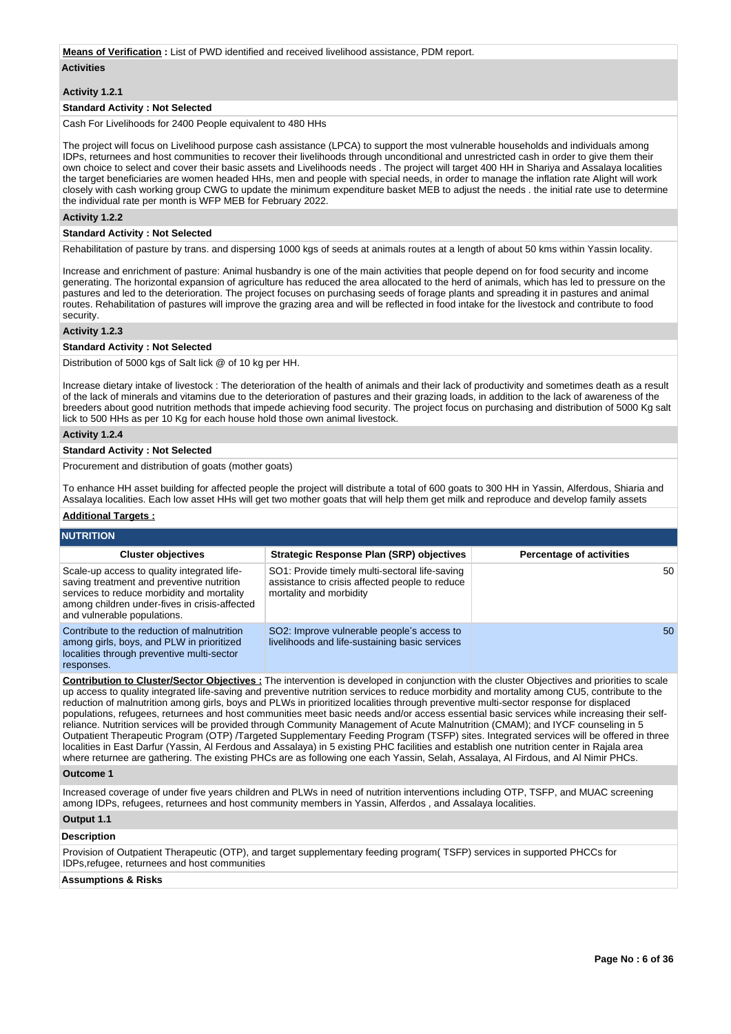**Means of Verification :** List of PWD identified and received livelihood assistance, PDM report.

**Activities**

**Activity 1.2.1**

**Standard Activity : Not Selected**

Cash For Livelihoods for 2400 People equivalent to 480 HHs

The project will focus on Livelihood purpose cash assistance (LPCA) to support the most vulnerable households and individuals among IDPs, returnees and host communities to recover their livelihoods through unconditional and unrestricted cash in order to give them their own choice to select and cover their basic assets and Livelihoods needs . The project will target 400 HH in Shariya and Assalaya localities the target beneficiaries are women headed HHs, men and people with special needs, in order to manage the inflation rate Alight will work closely with cash working group CWG to update the minimum expenditure basket MEB to adjust the needs . the initial rate use to determine the individual rate per month is WFP MEB for February 2022.

**Activity 1.2.2**

**Standard Activity : Not Selected**

Rehabilitation of pasture by trans. and dispersing 1000 kgs of seeds at animals routes at a length of about 50 kms within Yassin locality.

Increase and enrichment of pasture: Animal husbandry is one of the main activities that people depend on for food security and income generating. The horizontal expansion of agriculture has reduced the area allocated to the herd of animals, which has led to pressure on the pastures and led to the deterioration. The project focuses on purchasing seeds of forage plants and spreading it in pastures and animal routes. Rehabilitation of pastures will improve the grazing area and will be reflected in food intake for the livestock and contribute to food security.

**Activity 1.2.3**

**Standard Activity : Not Selected**

Distribution of 5000 kgs of Salt lick @ of 10 kg per HH.

Increase dietary intake of livestock : The deterioration of the health of animals and their lack of productivity and sometimes death as a result of the lack of minerals and vitamins due to the deterioration of pastures and their grazing loads, in addition to the lack of awareness of the breeders about good nutrition methods that impede achieving food security. The project focus on purchasing and distribution of 5000 Kg salt lick to 500 HHs as per 10 Kg for each house hold those own animal livestock.

**Activity 1.2.4**

**Standard Activity : Not Selected**

Procurement and distribution of goats (mother goats)

To enhance HH asset building for affected people the project will distribute a total of 600 goats to 300 HH in Yassin, Alferdous, Shiaria and Assalaya localities. Each low asset HHs will get two mother goats that will help them get milk and reproduce and develop family assets

**Additional Targets :**

## NUTRITION

| Cluster objectives | Strategic Response Plan (SRP) objectives | Percentage of activities |
|---|---|---|
| Scale-up access to quality integrated life-saving treatment and preventive nutrition services to reduce morbidity and mortality among children under-fives in crisis-affected and vulnerable populations. | SO1: Provide timely multi-sectoral life-saving assistance to crisis affected people to reduce mortality and morbidity | 50 |
| Contribute to the reduction of malnutrition among girls, boys, and PLW in prioritized localities through preventive multi-sector responses. | SO2: Improve vulnerable people's access to livelihoods and life-sustaining basic services | 50 |

**Contribution to Cluster/Sector Objectives :** The intervention is developed in conjunction with the cluster Objectives and priorities to scale up access to quality integrated life-saving and preventive nutrition services to reduce morbidity and mortality among CU5, contribute to the reduction of malnutrition among girls, boys and PLWs in prioritized localities through preventive multi-sector response for displaced populations, refugees, returnees and host communities meet basic needs and/or access essential basic services while increasing their self-reliance. Nutrition services will be provided through Community Management of Acute Malnutrition (CMAM); and IYCF counseling in 5 Outpatient Therapeutic Program (OTP) /Targeted Supplementary Feeding Program (TSFP) sites. Integrated services will be offered in three localities in East Darfur (Yassin, Al Ferdous and Assalaya) in 5 existing PHC facilities and establish one nutrition center in Rajala area where returnee are gathering. The existing PHCs are as following one each Yassin, Selah, Assalaya, Al Firdous, and Al Nimir PHCs.

**Outcome 1**

Increased coverage of under five years children and PLWs in need of nutrition interventions including OTP, TSFP, and MUAC screening among IDPs, refugees, returnees and host community members in Yassin, Alferdos , and Assalaya localities.

**Output 1.1**

**Description**

Provision of Outpatient Therapeutic (OTP), and target supplementary feeding program( TSFP) services in supported PHCCs for IDPs,refugee, returnees and host communities

**Assumptions & Risks**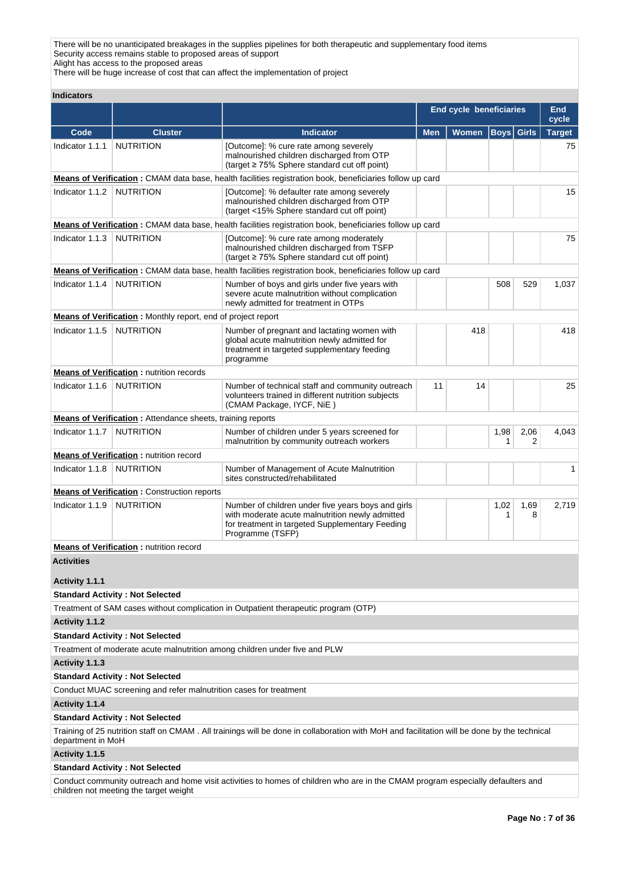There will be no unanticipated breakages in the supplies pipelines for both therapeutic and supplementary food items
Security access remains stable to proposed areas of support
Alight has access to the proposed areas
There will be huge increase of cost that can affect the implementation of project

**Indicators**

| | | | End cycle beneficiaries | | | | End cycle |
|---|---|---|---|---|---|---|---|
| **Code** | **Cluster** | **Indicator** | **Men** | **Women** | **Boys** | **Girls** | **Target** |
| Indicator 1.1.1 | NUTRITION | [Outcome]: % cure rate among severely malnourished children discharged from OTP (target ≥ 75% Sphere standard cut off point) | | | | | 75 |
| **Means of Verification :** CMAM data base, health facilities registration book, beneficiaries follow up card | | | | | | | |
| Indicator 1.1.2 | NUTRITION | [Outcome]: % defaulter rate among severely malnourished children discharged from OTP (target <15% Sphere standard cut off point) | | | | | 15 |
| **Means of Verification :** CMAM data base, health facilities registration book, beneficiaries follow up card | | | | | | | |
| Indicator 1.1.3 | NUTRITION | [Outcome]: % cure rate among moderately malnourished children discharged from TSFP (target ≥ 75% Sphere standard cut off point) | | | | | 75 |
| **Means of Verification :** CMAM data base, health facilities registration book, beneficiaries follow up card | | | | | | | |
| Indicator 1.1.4 | NUTRITION | Number of boys and girls under five years with severe acute malnutrition without complication newly admitted for treatment in OTPs | | | 508 | 529 | 1,037 |
| **Means of Verification :** Monthly report, end of project report | | | | | | | |
| Indicator 1.1.5 | NUTRITION | Number of pregnant and lactating women with global acute malnutrition newly admitted for treatment in targeted supplementary feeding programme | | 418 | | | 418 |
| **Means of Verification :** nutrition records | | | | | | | |
| Indicator 1.1.6 | NUTRITION | Number of technical staff and community outreach volunteers trained in different nutrition subjects (CMAM Package, IYCF, NiE ) | 11 | 14 | | | 25 |
| **Means of Verification :** Attendance sheets, training reports | | | | | | | |
| Indicator 1.1.7 | NUTRITION | Number of children under 5 years screened for malnutrition by community outreach workers | | | 1,981 | 2,062 | 4,043 |
| **Means of Verification :** nutrition record | | | | | | | |
| Indicator 1.1.8 | NUTRITION | Number of Management of Acute Malnutrition sites constructed/rehabilitated | | | | | 1 |
| **Means of Verification :** Construction reports | | | | | | | |
| Indicator 1.1.9 | NUTRITION | Number of children under five years boys and girls with moderate acute malnutrition newly admitted for treatment in targeted Supplementary Feeding Programme (TSFP) | | | 1,021 | 1,698 | 2,719 |
| **Means of Verification :** nutrition record | | | | | | | |

**Activities**

**Activity 1.1.1**

**Standard Activity : Not Selected**

Treatment of SAM cases without complication in Outpatient therapeutic program (OTP)

**Activity 1.1.2**

**Standard Activity : Not Selected**

Treatment of moderate acute malnutrition among children under five and PLW

**Activity 1.1.3**

**Standard Activity : Not Selected**

Conduct MUAC screening and refer malnutrition cases for treatment

**Activity 1.1.4**

**Standard Activity : Not Selected**

Training of 25 nutrition staff on CMAM . All trainings will be done in collaboration with MoH and facilitation will be done by the technical department in MoH

**Activity 1.1.5**

**Standard Activity : Not Selected**

Conduct community outreach and home visit activities to homes of children who are in the CMAM program especially defaulters and children not meeting the target weight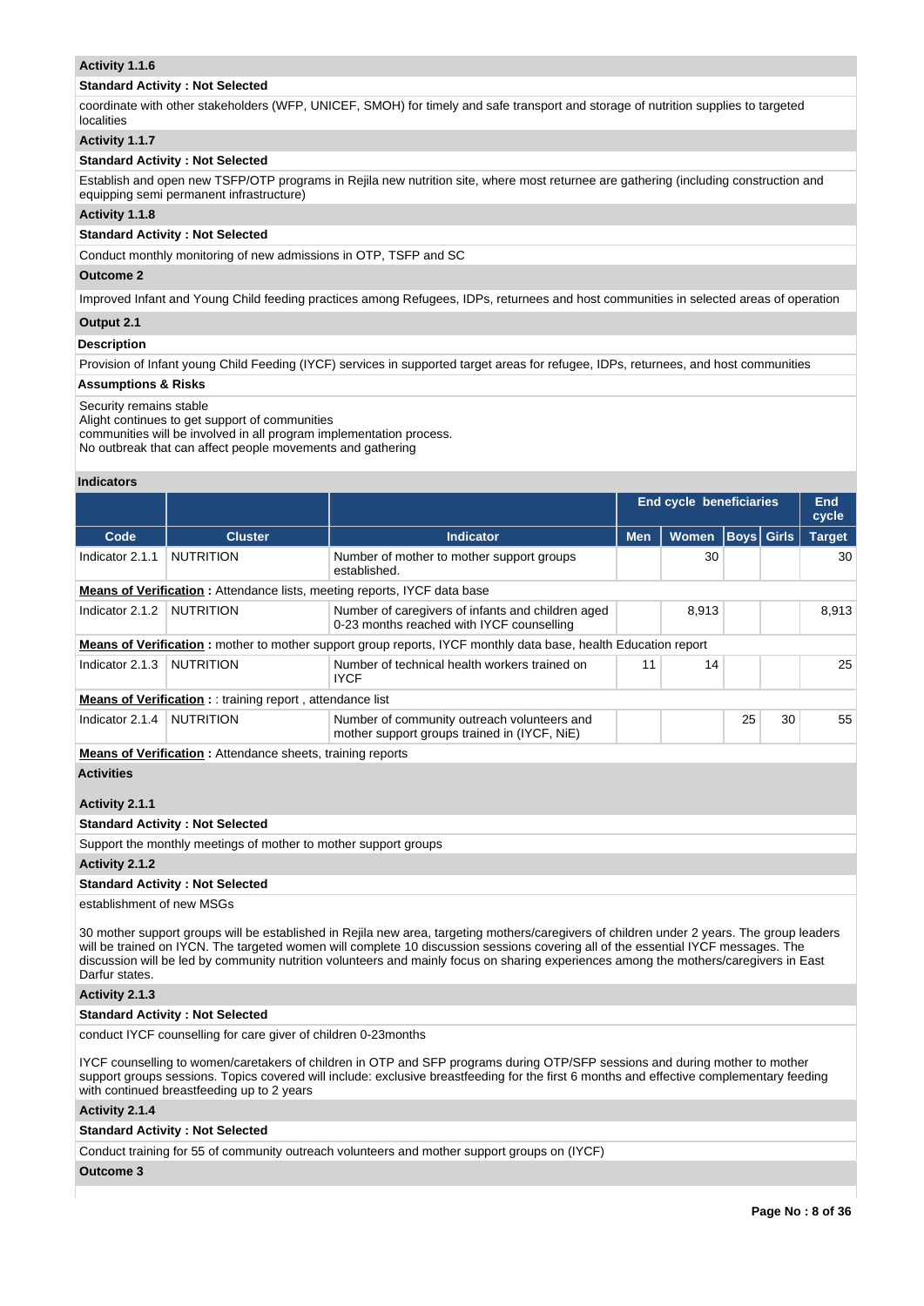**Activity 1.1.6**

**Standard Activity : Not Selected**

coordinate with other stakeholders (WFP, UNICEF, SMOH) for timely and safe transport and storage of nutrition supplies to targeted localities

**Activity 1.1.7**

**Standard Activity : Not Selected**

Establish and open new TSFP/OTP programs in Rejila new nutrition site, where most returnee are gathering (including construction and equipping semi permanent infrastructure)

**Activity 1.1.8**

**Standard Activity : Not Selected**

Conduct monthly monitoring of new admissions in OTP, TSFP and SC

**Outcome 2**

Improved Infant and Young Child feeding practices among Refugees, IDPs, returnees and host communities in selected areas of operation

**Output 2.1**

**Description**

Provision of Infant young Child Feeding (IYCF) services in supported target areas for refugee, IDPs, returnees, and host communities

**Assumptions & Risks**

Security remains stable
Alight continues to get support of communities
communities will be involved in all program implementation process.
No outbreak that can affect people movements and gathering

**Indicators**

| | | | End cycle beneficiaries | | | | End cycle |
|---|---|---|---|---|---|---|---|
| Code | Cluster | Indicator | Men | Women | Boys | Girls | Target |
| Indicator 2.1.1 | NUTRITION | Number of mother to mother support groups established. | | 30 | | | 30 |
| **Means of Verification :** Attendance lists, meeting reports, IYCF data base | | | | | | | |
| Indicator 2.1.2 | NUTRITION | Number of caregivers of infants and children aged 0-23 months reached with IYCF counselling | | 8,913 | | | 8,913 |
| **Means of Verification :** mother to mother support group reports, IYCF monthly data base, health Education report | | | | | | | |
| Indicator 2.1.3 | NUTRITION | Number of technical health workers trained on IYCF | 11 | 14 | | | 25 |
| **Means of Verification :** : training report , attendance list | | | | | | | |
| Indicator 2.1.4 | NUTRITION | Number of community outreach volunteers and mother support groups trained in (IYCF, NiE) | | | 25 | 30 | 55 |
| **Means of Verification :** Attendance sheets, training reports | | | | | | | |

**Activities**

**Activity 2.1.1**

**Standard Activity : Not Selected**

Support the monthly meetings of mother to mother support groups

**Activity 2.1.2**

**Standard Activity : Not Selected**

establishment of new MSGs

30 mother support groups will be established in Rejila new area, targeting mothers/caregivers of children under 2 years. The group leaders will be trained on IYCN. The targeted women will complete 10 discussion sessions covering all of the essential IYCF messages. The discussion will be led by community nutrition volunteers and mainly focus on sharing experiences among the mothers/caregivers in East Darfur states.

**Activity 2.1.3**

**Standard Activity : Not Selected**

conduct IYCF counselling for care giver of children 0-23months

IYCF counselling to women/caretakers of children in OTP and SFP programs during OTP/SFP sessions and during mother to mother support groups sessions. Topics covered will include: exclusive breastfeeding for the first 6 months and effective complementary feeding with continued breastfeeding up to 2 years

**Activity 2.1.4**

**Standard Activity : Not Selected**

Conduct training for 55 of community outreach volunteers and mother support groups on (IYCF)

**Outcome 3**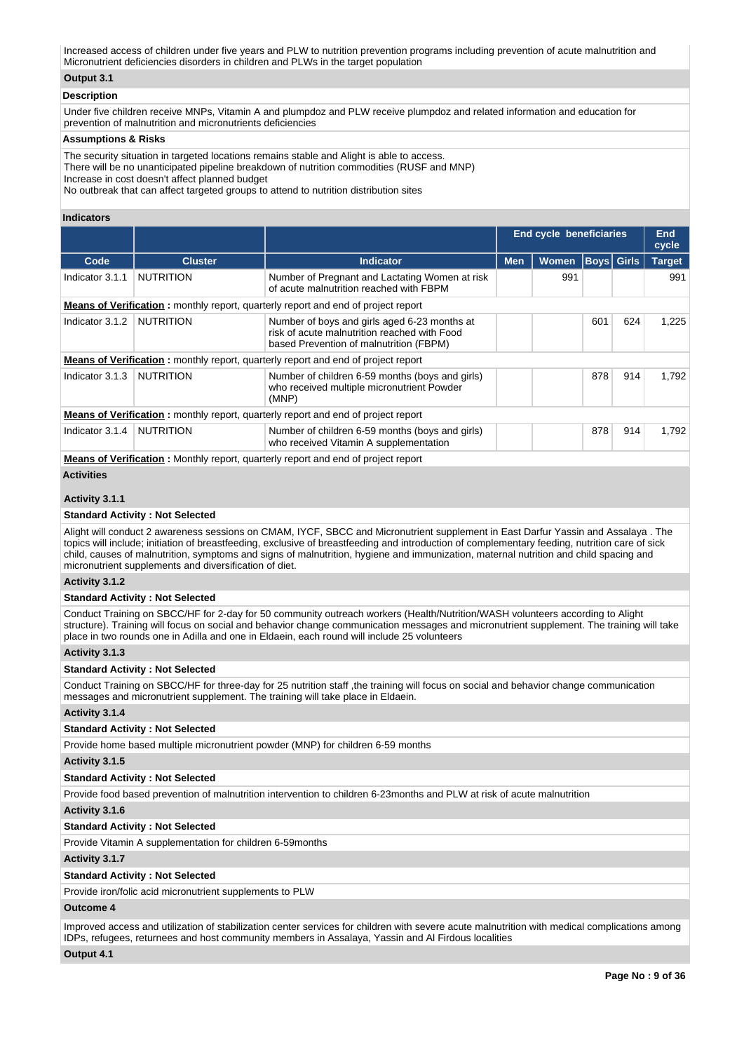Increased access of children under five years and PLW to nutrition prevention programs including prevention of acute malnutrition and Micronutrient deficiencies disorders in children and PLWs in the target population

### Output 3.1

**Description**

Under five children receive MNPs, Vitamin A and plumpdoz and PLW receive plumpdoz and related information and education for prevention of malnutrition and micronutrients deficiencies

**Assumptions & Risks**

The security situation in targeted locations remains stable and Alight is able to access.
There will be no unanticipated pipeline breakdown of nutrition commodities (RUSF and MNP)
Increase in cost doesn't affect planned budget
No outbreak that can affect targeted groups to attend to nutrition distribution sites

**Indicators**

| | | | End cycle beneficiaries | | | | End cycle |
|---|---|---|---|---|---|---|---|
| Code | Cluster | Indicator | Men | Women | Boys | Girls | Target |
| Indicator 3.1.1 | NUTRITION | Number of Pregnant and Lactating Women at risk of acute malnutrition reached with FBPM | | 991 | | | 991 |
| **Means of Verification** : monthly report, quarterly report and end of project report | | | | | | | |
| Indicator 3.1.2 | NUTRITION | Number of boys and girls aged 6-23 months at risk of acute malnutrition reached with Food based Prevention of malnutrition (FBPM) | | | 601 | 624 | 1,225 |
| **Means of Verification** : monthly report, quarterly report and end of project report | | | | | | | |
| Indicator 3.1.3 | NUTRITION | Number of children 6-59 months (boys and girls) who received multiple micronutrient Powder (MNP) | | | 878 | 914 | 1,792 |
| **Means of Verification** : monthly report, quarterly report and end of project report | | | | | | | |
| Indicator 3.1.4 | NUTRITION | Number of children 6-59 months (boys and girls) who received Vitamin A supplementation | | | 878 | 914 | 1,792 |
| **Means of Verification** : Monthly report, quarterly report and end of project report | | | | | | | |

**Activities**

**Activity 3.1.1**

**Standard Activity : Not Selected**

Alight will conduct 2 awareness sessions on CMAM, IYCF, SBCC and Micronutrient supplement in East Darfur Yassin and Assalaya . The topics will include; initiation of breastfeeding, exclusive of breastfeeding and introduction of complementary feeding, nutrition care of sick child, causes of malnutrition, symptoms and signs of malnutrition, hygiene and immunization, maternal nutrition and child spacing and micronutrient supplements and diversification of diet.

**Activity 3.1.2**

**Standard Activity : Not Selected**

Conduct Training on SBCC/HF for 2-day for 50 community outreach workers (Health/Nutrition/WASH volunteers according to Alight structure). Training will focus on social and behavior change communication messages and micronutrient supplement. The training will take place in two rounds one in Adilla and one in Eldaein, each round will include 25 volunteers

**Activity 3.1.3**

**Standard Activity : Not Selected**

Conduct Training on SBCC/HF for three-day for 25 nutrition staff ,the training will focus on social and behavior change communication messages and micronutrient supplement. The training will take place in Eldaein.

**Activity 3.1.4**

**Standard Activity : Not Selected**

Provide home based multiple micronutrient powder (MNP) for children 6-59 months

**Activity 3.1.5**

**Standard Activity : Not Selected**

Provide food based prevention of malnutrition intervention to children 6-23months and PLW at risk of acute malnutrition

**Activity 3.1.6**

**Standard Activity : Not Selected**

Provide Vitamin A supplementation for children 6-59months

**Activity 3.1.7**

**Standard Activity : Not Selected**

Provide iron/folic acid micronutrient supplements to PLW

## Outcome 4

Improved access and utilization of stabilization center services for children with severe acute malnutrition with medical complications among IDPs, refugees, returnees and host community members in Assalaya, Yassin and Al Firdous localities

### Output 4.1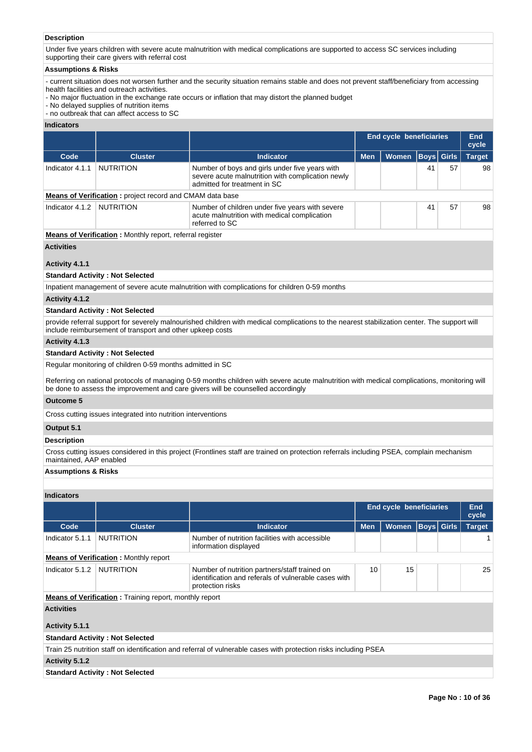**Description**

Under five years children with severe acute malnutrition with medical complications are supported to access SC services including supporting their care givers with referral cost

**Assumptions & Risks**

- current situation does not worsen further and the security situation remains stable and does not prevent staff/beneficiary from accessing health facilities and outreach activities.
- No major fluctuation in the exchange rate occurs or inflation that may distort the planned budget
- No delayed supplies of nutrition items
- no outbreak that can affect access to SC

**Indicators**

| | | | End cycle beneficiaries | | | | End cycle |
|---|---|---|---|---|---|---|---|
| Code | Cluster | Indicator | Men | Women | Boys | Girls | Target |
| Indicator 4.1.1 | NUTRITION | Number of boys and girls under five years with severe acute malnutrition with complication newly admitted for treatment in SC | | | 41 | 57 | 98 |

**Means of Verification :** project record and CMAM data base

| Code | Cluster | Indicator | Men | Women | Boys | Girls | Target |
|---|---|---|---|---|---|---|---|
| Indicator 4.1.2 | NUTRITION | Number of children under five years with severe acute malnutrition with medical complication referred to SC | | | 41 | 57 | 98 |

**Means of Verification :** Monthly report, referral register

**Activities**

**Activity 4.1.1**

**Standard Activity : Not Selected**

Inpatient management of severe acute malnutrition with complications for children 0-59 months

**Activity 4.1.2**

**Standard Activity : Not Selected**

provide referral support for severely malnourished children with medical complications to the nearest stabilization center. The support will include reimbursement of transport and other upkeep costs

**Activity 4.1.3**

**Standard Activity : Not Selected**

Regular monitoring of children 0-59 months admitted in SC

Referring on national protocols of managing 0-59 months children with severe acute malnutrition with medical complications, monitoring will be done to assess the improvement and care givers will be counselled accordingly

**Outcome 5**

Cross cutting issues integrated into nutrition interventions

**Output 5.1**

**Description**

Cross cutting issues considered in this project (Frontlines staff are trained on protection referrals including PSEA, complain mechanism maintained, AAP enabled

**Assumptions & Risks**

**Indicators**

| | | | End cycle beneficiaries | | | | End cycle |
|---|---|---|---|---|---|---|---|
| Code | Cluster | Indicator | Men | Women | Boys | Girls | Target |
| Indicator 5.1.1 | NUTRITION | Number of nutrition facilities with accessible information displayed | | | | | 1 |

**Means of Verification :** Monthly report

| Code | Cluster | Indicator | Men | Women | Boys | Girls | Target |
|---|---|---|---|---|---|---|---|
| Indicator 5.1.2 | NUTRITION | Number of nutrition partners/staff trained on identification and referals of vulnerable cases with protection risks | 10 | 15 | | | 25 |

**Means of Verification :** Training report, monthly report

**Activities**

**Activity 5.1.1**

**Standard Activity : Not Selected**

Train 25 nutrition staff on identification and referral of vulnerable cases with protection risks including PSEA

**Activity 5.1.2**

**Standard Activity : Not Selected**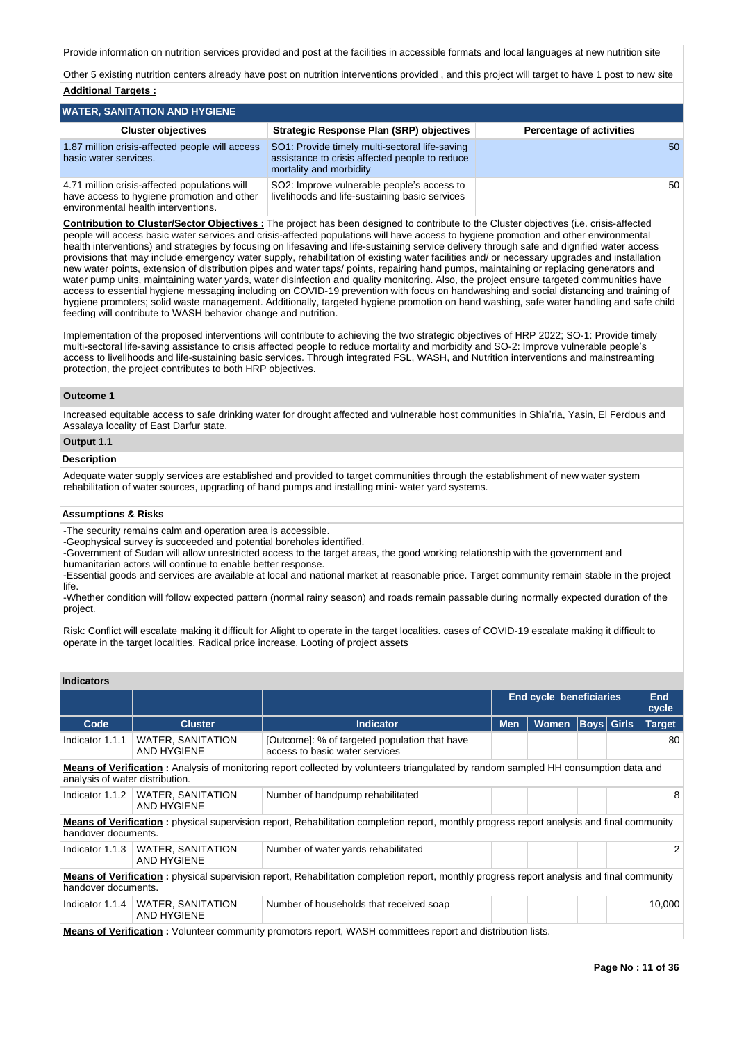Provide information on nutrition services provided and post at the facilities in accessible formats and local languages at new nutrition site

Other 5 existing nutrition centers already have post on nutrition interventions provided , and this project will target to have 1 post to new site

**Additional Targets :**

### WATER, SANITATION AND HYGIENE

| Cluster objectives | Strategic Response Plan (SRP) objectives | Percentage of activities |
|---|---|---|
| 1.87 million crisis-affected people will access basic water services. | SO1: Provide timely multi-sectoral life-saving assistance to crisis affected people to reduce mortality and morbidity | 50 |
| 4.71 million crisis-affected populations will have access to hygiene promotion and other environmental health interventions. | SO2: Improve vulnerable people's access to livelihoods and life-sustaining basic services | 50 |

**Contribution to Cluster/Sector Objectives :** The project has been designed to contribute to the Cluster objectives (i.e. crisis-affected people will access basic water services and crisis-affected populations will have access to hygiene promotion and other environmental health interventions) and strategies by focusing on lifesaving and life-sustaining service delivery through safe and dignified water access provisions that may include emergency water supply, rehabilitation of existing water facilities and/ or necessary upgrades and installation new water points, extension of distribution pipes and water taps/ points, repairing hand pumps, maintaining or replacing generators and water pump units, maintaining water yards, water disinfection and quality monitoring. Also, the project ensure targeted communities have access to essential hygiene messaging including on COVID-19 prevention with focus on handwashing and social distancing and training of hygiene promoters; solid waste management. Additionally, targeted hygiene promotion on hand washing, safe water handling and safe child feeding will contribute to WASH behavior change and nutrition.

Implementation of the proposed interventions will contribute to achieving the two strategic objectives of HRP 2022; SO-1: Provide timely multi-sectoral life-saving assistance to crisis affected people to reduce mortality and morbidity and SO-2: Improve vulnerable people's access to livelihoods and life-sustaining basic services. Through integrated FSL, WASH, and Nutrition interventions and mainstreaming protection, the project contributes to both HRP objectives.

#### Outcome 1

Increased equitable access to safe drinking water for drought affected and vulnerable host communities in Shia'ria, Yasin, El Ferdous and Assalaya locality of East Darfur state.

#### Output 1.1

**Description**

Adequate water supply services are established and provided to target communities through the establishment of new water system rehabilitation of water sources, upgrading of hand pumps and installing mini- water yard systems.

**Assumptions & Risks**

-The security remains calm and operation area is accessible.
-Geophysical survey is succeeded and potential boreholes identified.
-Government of Sudan will allow unrestricted access to the target areas, the good working relationship with the government and humanitarian actors will continue to enable better response.
-Essential goods and services are available at local and national market at reasonable price. Target community remain stable in the project life.
-Whether condition will follow expected pattern (normal rainy season) and roads remain passable during normally expected duration of the project.

Risk: Conflict will escalate making it difficult for Alight to operate in the target localities. cases of COVID-19 escalate making it difficult to operate in the target localities. Radical price increase. Looting of project assets

**Indicators**

| | | | End cycle beneficiaries | | | | End cycle |
|---|---|---|---|---|---|---|---|
| Code | Cluster | Indicator | Men | Women | Boys | Girls | Target |
| Indicator 1.1.1 | WATER, SANITATION AND HYGIENE | [Outcome]: % of targeted population that have access to basic water services | | | | | 80 |
| **Means of Verification :** Analysis of monitoring report collected by volunteers triangulated by random sampled HH consumption data and analysis of water distribution. | | | | | | | |
| Indicator 1.1.2 | WATER, SANITATION AND HYGIENE | Number of handpump rehabilitated | | | | | 8 |
| **Means of Verification :** physical supervision report, Rehabilitation completion report, monthly progress report analysis and final community handover documents. | | | | | | | |
| Indicator 1.1.3 | WATER, SANITATION AND HYGIENE | Number of water yards rehabilitated | | | | | 2 |
| **Means of Verification :** physical supervision report, Rehabilitation completion report, monthly progress report analysis and final community handover documents. | | | | | | | |
| Indicator 1.1.4 | WATER, SANITATION AND HYGIENE | Number of households that received soap | | | | | 10,000 |
| **Means of Verification :** Volunteer community promotors report, WASH committees report and distribution lists. | | | | | | | |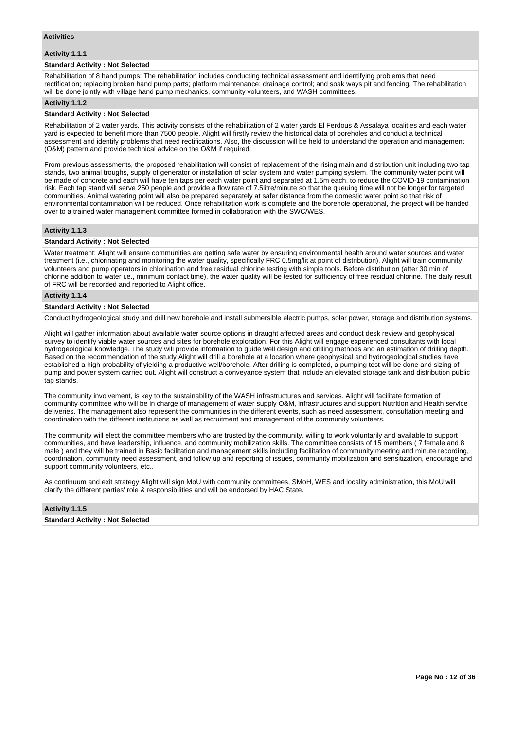**Activities**

**Activity 1.1.1**

**Standard Activity : Not Selected**

Rehabilitation of 8 hand pumps: The rehabilitation includes conducting technical assessment and identifying problems that need rectification; replacing broken hand pump parts; platform maintenance; drainage control; and soak ways pit and fencing. The rehabilitation will be done jointly with village hand pump mechanics, community volunteers, and WASH committees.

**Activity 1.1.2**

**Standard Activity : Not Selected**

Rehabilitation of 2 water yards. This activity consists of the rehabilitation of 2 water yards El Ferdous & Assalaya localities and each water yard is expected to benefit more than 7500 people. Alight will firstly review the historical data of boreholes and conduct a technical assessment and identify problems that need rectifications. Also, the discussion will be held to understand the operation and management (O&M) pattern and provide technical advice on the O&M if required.

From previous assessments, the proposed rehabilitation will consist of replacement of the rising main and distribution unit including two tap stands, two animal troughs, supply of generator or installation of solar system and water pumping system. The community water point will be made of concrete and each will have ten taps per each water point and separated at 1.5m each, to reduce the COVID-19 contamination risk. Each tap stand will serve 250 people and provide a flow rate of 7.5litre/minute so that the queuing time will not be longer for targeted communities. Animal watering point will also be prepared separately at safer distance from the domestic water point so that risk of environmental contamination will be reduced. Once rehabilitation work is complete and the borehole operational, the project will be handed over to a trained water management committee formed in collaboration with the SWC/WES.

**Activity 1.1.3**

**Standard Activity : Not Selected**

Water treatment: Alight will ensure communities are getting safe water by ensuring environmental health around water sources and water treatment (i.e., chlorinating and monitoring the water quality, specifically FRC 0.5mg/lit at point of distribution). Alight will train community volunteers and pump operators in chlorination and free residual chlorine testing with simple tools. Before distribution (after 30 min of chlorine addition to water i.e., minimum contact time), the water quality will be tested for sufficiency of free residual chlorine. The daily result of FRC will be recorded and reported to Alight office.

**Activity 1.1.4**

**Standard Activity : Not Selected**

Conduct hydrogeological study and drill new borehole and install submersible electric pumps, solar power, storage and distribution systems.

Alight will gather information about available water source options in draught affected areas and conduct desk review and geophysical survey to identify viable water sources and sites for borehole exploration. For this Alight will engage experienced consultants with local hydrogeological knowledge. The study will provide information to guide well design and drilling methods and an estimation of drilling depth. Based on the recommendation of the study Alight will drill a borehole at a location where geophysical and hydrogeological studies have established a high probability of yielding a productive well/borehole. After drilling is completed, a pumping test will be done and sizing of pump and power system carried out. Alight will construct a conveyance system that include an elevated storage tank and distribution public tap stands.

The community involvement, is key to the sustainability of the WASH infrastructures and services. Alight will facilitate formation of community committee who will be in charge of management of water supply O&M, infrastructures and support Nutrition and Health service deliveries. The management also represent the communities in the different events, such as need assessment, consultation meeting and coordination with the different institutions as well as recruitment and management of the community volunteers.

The community will elect the committee members who are trusted by the community, willing to work voluntarily and available to support communities, and have leadership, influence, and community mobilization skills. The committee consists of 15 members ( 7 female and 8 male ) and they will be trained in Basic facilitation and management skills including facilitation of community meeting and minute recording, coordination, community need assessment, and follow up and reporting of issues, community mobilization and sensitization, encourage and support community volunteers, etc..

As continuum and exit strategy Alight will sign MoU with community committees, SMoH, WES and locality administration, this MoU will clarify the different parties' role & responsibilities and will be endorsed by HAC State.

**Activity 1.1.5**

**Standard Activity : Not Selected**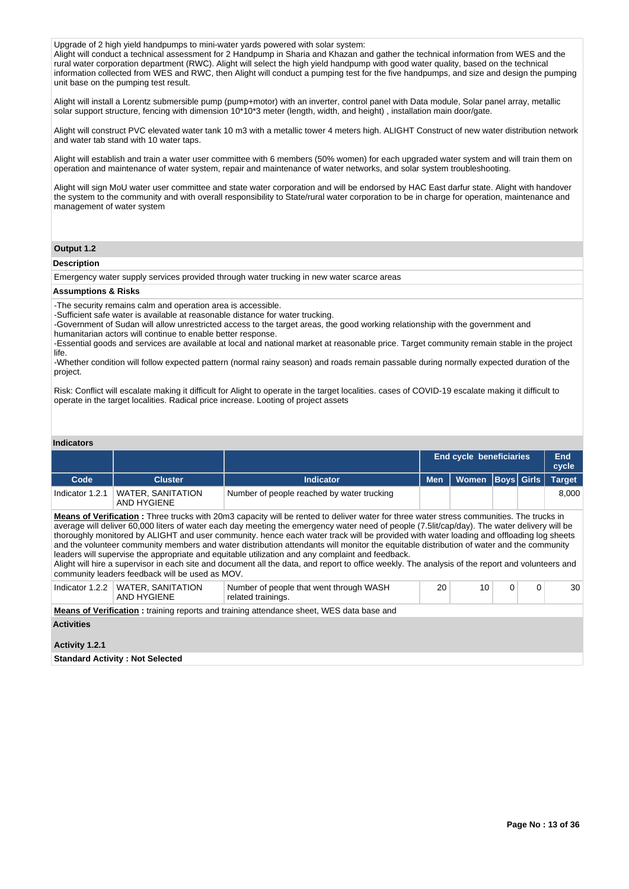Upgrade of 2 high yield handpumps to mini-water yards powered with solar system:
Alight will conduct a technical assessment for 2 Handpump in Sharia and Khazan and gather the technical information from WES and the rural water corporation department (RWC). Alight will select the high yield handpump with good water quality, based on the technical information collected from WES and RWC, then Alight will conduct a pumping test for the five handpumps, and size and design the pumping unit base on the pumping test result.

Alight will install a Lorentz submersible pump (pump+motor) with an inverter, control panel with Data module, Solar panel array, metallic solar support structure, fencing with dimension 10*10*3 meter (length, width, and height) , installation main door/gate.

Alight will construct PVC elevated water tank 10 m3 with a metallic tower 4 meters high. ALIGHT Construct of new water distribution network and water tab stand with 10 water taps.

Alight will establish and train a water user committee with 6 members (50% women) for each upgraded water system and will train them on operation and maintenance of water system, repair and maintenance of water networks, and solar system troubleshooting.

Alight will sign MoU water user committee and state water corporation and will be endorsed by HAC East darfur state. Alight with handover the system to the community and with overall responsibility to State/rural water corporation to be in charge for operation, maintenance and management of water system

### Output 1.2

**Description**

Emergency water supply services provided through water trucking in new water scarce areas

**Assumptions & Risks**

-The security remains calm and operation area is accessible.
-Sufficient safe water is available at reasonable distance for water trucking.
-Government of Sudan will allow unrestricted access to the target areas, the good working relationship with the government and humanitarian actors will continue to enable better response.
-Essential goods and services are available at local and national market at reasonable price. Target community remain stable in the project life.
-Whether condition will follow expected pattern (normal rainy season) and roads remain passable during normally expected duration of the project.

Risk: Conflict will escalate making it difficult for Alight to operate in the target localities. cases of COVID-19 escalate making it difficult to operate in the target localities. Radical price increase. Looting of project assets

**Indicators**

| | | | End cycle beneficiaries | | | | End cycle |
|---|---|---|---|---|---|---|---|
| Code | Cluster | Indicator | Men | Women | Boys | Girls | Target |
| Indicator 1.2.1 | WATER, SANITATION AND HYGIENE | Number of people reached by water trucking | | | | | 8,000 |

**Means of Verification :** Three trucks with 20m3 capacity will be rented to deliver water for three water stress communities. The trucks in average will deliver 60,000 liters of water each day meeting the emergency water need of people (7.5lit/cap/day). The water delivery will be thoroughly monitored by ALIGHT and user community. hence each water track will be provided with water loading and offloading log sheets and the volunteer community members and water distribution attendants will monitor the equitable distribution of water and the community leaders will supervise the appropriate and equitable utilization and any complaint and feedback.
Alight will hire a supervisor in each site and document all the data, and report to office weekly. The analysis of the report and volunteers and community leaders feedback will be used as MOV.

| Code | Cluster | Indicator | Men | Women | Boys | Girls | Target |
|---|---|---|---|---|---|---|---|
| Indicator 1.2.2 | WATER, SANITATION AND HYGIENE | Number of people that went through WASH related trainings. | 20 | 10 | 0 | 0 | 30 |

**Means of Verification :** training reports and training attendance sheet, WES data base and

**Activities**

**Activity 1.2.1**

**Standard Activity : Not Selected**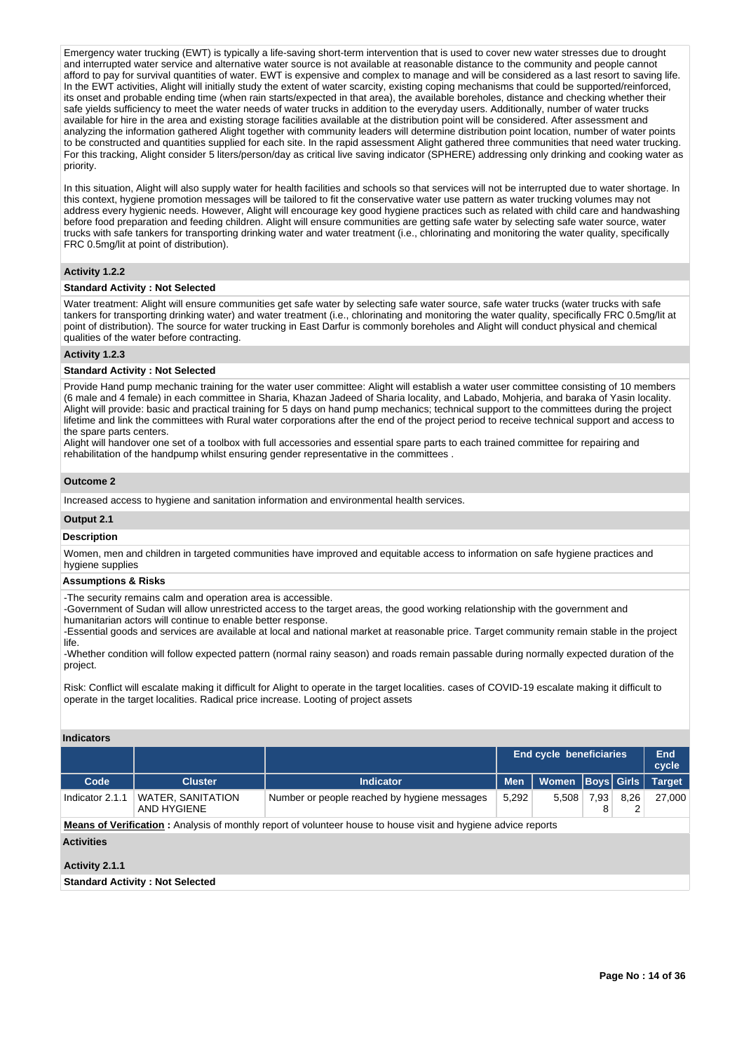Emergency water trucking (EWT) is typically a life-saving short-term intervention that is used to cover new water stresses due to drought and interrupted water service and alternative water source is not available at reasonable distance to the community and people cannot afford to pay for survival quantities of water. EWT is expensive and complex to manage and will be considered as a last resort to saving life. In the EWT activities, Alight will initially study the extent of water scarcity, existing coping mechanisms that could be supported/reinforced, its onset and probable ending time (when rain starts/expected in that area), the available boreholes, distance and checking whether their safe yields sufficiency to meet the water needs of water trucks in addition to the everyday users. Additionally, number of water trucks available for hire in the area and existing storage facilities available at the distribution point will be considered. After assessment and analyzing the information gathered Alight together with community leaders will determine distribution point location, number of water points to be constructed and quantities supplied for each site. In the rapid assessment Alight gathered three communities that need water trucking. For this tracking, Alight consider 5 liters/person/day as critical live saving indicator (SPHERE) addressing only drinking and cooking water as priority.

In this situation, Alight will also supply water for health facilities and schools so that services will not be interrupted due to water shortage. In this context, hygiene promotion messages will be tailored to fit the conservative water use pattern as water trucking volumes may not address every hygienic needs. However, Alight will encourage key good hygiene practices such as related with child care and handwashing before food preparation and feeding children. Alight will ensure communities are getting safe water by selecting safe water source, water trucks with safe tankers for transporting drinking water and water treatment (i.e., chlorinating and monitoring the water quality, specifically FRC 0.5mg/lit at point of distribution).

### Activity 1.2.2

**Standard Activity : Not Selected**

Water treatment: Alight will ensure communities get safe water by selecting safe water source, safe water trucks (water trucks with safe tankers for transporting drinking water) and water treatment (i.e., chlorinating and monitoring the water quality, specifically FRC 0.5mg/lit at point of distribution). The source for water trucking in East Darfur is commonly boreholes and Alight will conduct physical and chemical qualities of the water before contracting.

### Activity 1.2.3

**Standard Activity : Not Selected**

Provide Hand pump mechanic training for the water user committee: Alight will establish a water user committee consisting of 10 members (6 male and 4 female) in each committee in Sharia, Khazan Jadeed of Sharia locality, and Labado, Mohjeria, and baraka of Yasin locality. Alight will provide: basic and practical training for 5 days on hand pump mechanics; technical support to the committees during the project lifetime and link the committees with Rural water corporations after the end of the project period to receive technical support and access to the spare parts centers.
Alight will handover one set of a toolbox with full accessories and essential spare parts to each trained committee for repairing and rehabilitation of the handpump whilst ensuring gender representative in the committees .

### Outcome 2

Increased access to hygiene and sanitation information and environmental health services.

### Output 2.1

**Description**

Women, men and children in targeted communities have improved and equitable access to information on safe hygiene practices and hygiene supplies

**Assumptions & Risks**

-The security remains calm and operation area is accessible.
-Government of Sudan will allow unrestricted access to the target areas, the good working relationship with the government and humanitarian actors will continue to enable better response.
-Essential goods and services are available at local and national market at reasonable price. Target community remain stable in the project life.
-Whether condition will follow expected pattern (normal rainy season) and roads remain passable during normally expected duration of the project.

Risk: Conflict will escalate making it difficult for Alight to operate in the target localities. cases of COVID-19 escalate making it difficult to operate in the target localities. Radical price increase. Looting of project assets

**Indicators**

| | | | End cycle beneficiaries | | | | End cycle |
|---|---|---|---|---|---|---|---|
| Code | Cluster | Indicator | Men | Women | Boys | Girls | Target |
| Indicator 2.1.1 | WATER, SANITATION AND HYGIENE | Number or people reached by hygiene messages | 5,292 | 5,508 | 7,938 | 8,262 | 27,000 |

**Means of Verification :** Analysis of monthly report of volunteer house to house visit and hygiene advice reports

**Activities**

### Activity 2.1.1

**Standard Activity : Not Selected**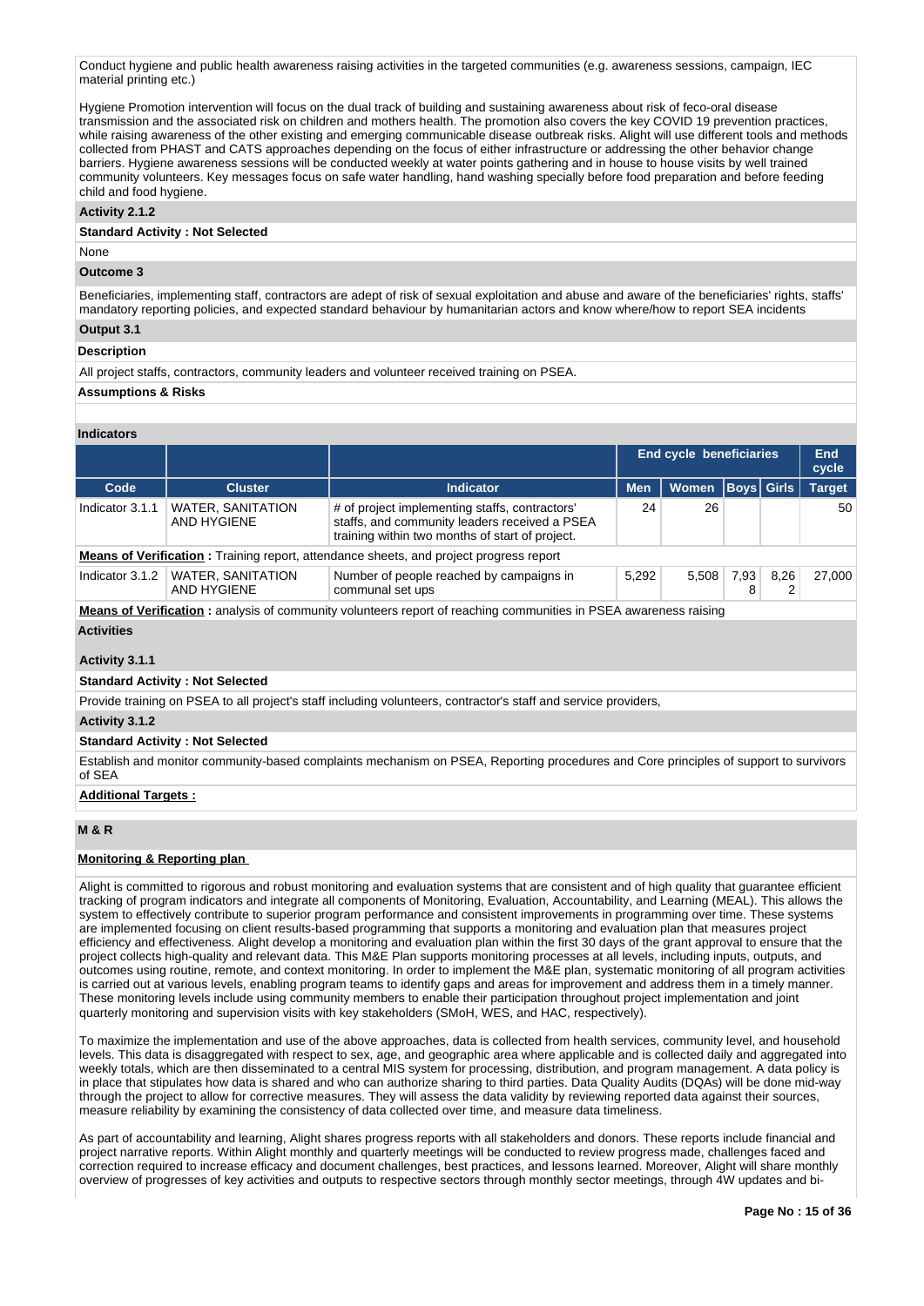Conduct hygiene and public health awareness raising activities in the targeted communities (e.g. awareness sessions, campaign, IEC material printing etc.)

Hygiene Promotion intervention will focus on the dual track of building and sustaining awareness about risk of feco-oral disease transmission and the associated risk on children and mothers health. The promotion also covers the key COVID 19 prevention practices, while raising awareness of the other existing and emerging communicable disease outbreak risks. Alight will use different tools and methods collected from PHAST and CATS approaches depending on the focus of either infrastructure or addressing the other behavior change barriers. Hygiene awareness sessions will be conducted weekly at water points gathering and in house to house visits by well trained community volunteers. Key messages focus on safe water handling, hand washing specially before food preparation and before feeding child and food hygiene.

**Activity 2.1.2**

**Standard Activity : Not Selected**

None

**Outcome 3**

Beneficiaries, implementing staff, contractors are adept of risk of sexual exploitation and abuse and aware of the beneficiaries' rights, staffs' mandatory reporting policies, and expected standard behaviour by humanitarian actors and know where/how to report SEA incidents

**Output 3.1**

**Description**

All project staffs, contractors, community leaders and volunteer received training on PSEA.

**Assumptions & Risks**

**Indicators**

| | | | End cycle beneficiaries | | | | End cycle |
|---|---|---|---|---|---|---|---|
| **Code** | **Cluster** | **Indicator** | **Men** | **Women** | **Boys** | **Girls** | **Target** |
| Indicator 3.1.1 | WATER, SANITATION AND HYGIENE | # of project implementing staffs, contractors' staffs, and community leaders received a PSEA training within two months of start of project. | 24 | 26 | | | 50 |
| **Means of Verification :** Training report, attendance sheets, and project progress report | | | | | | | |
| Indicator 3.1.2 | WATER, SANITATION AND HYGIENE | Number of people reached by campaigns in communal set ups | 5,292 | 5,508 | 7,938 | 8,262 | 27,000 |
| **Means of Verification :** analysis of community volunteers report of reaching communities in PSEA awareness raising | | | | | | | |

**Activities**

**Activity 3.1.1**

**Standard Activity : Not Selected**

Provide training on PSEA to all project's staff including volunteers, contractor's staff and service providers,

**Activity 3.1.2**

**Standard Activity : Not Selected**

Establish and monitor community-based complaints mechanism on PSEA, Reporting procedures and Core principles of support to survivors of SEA

**Additional Targets :**

**M & R**

**Monitoring & Reporting plan**

Alight is committed to rigorous and robust monitoring and evaluation systems that are consistent and of high quality that guarantee efficient tracking of program indicators and integrate all components of Monitoring, Evaluation, Accountability, and Learning (MEAL). This allows the system to effectively contribute to superior program performance and consistent improvements in programming over time. These systems are implemented focusing on client results-based programming that supports a monitoring and evaluation plan that measures project efficiency and effectiveness. Alight develop a monitoring and evaluation plan within the first 30 days of the grant approval to ensure that the project collects high-quality and relevant data. This M&E Plan supports monitoring processes at all levels, including inputs, outputs, and outcomes using routine, remote, and context monitoring. In order to implement the M&E plan, systematic monitoring of all program activities is carried out at various levels, enabling program teams to identify gaps and areas for improvement and address them in a timely manner. These monitoring levels include using community members to enable their participation throughout project implementation and joint quarterly monitoring and supervision visits with key stakeholders (SMoH, WES, and HAC, respectively).

To maximize the implementation and use of the above approaches, data is collected from health services, community level, and household levels. This data is disaggregated with respect to sex, age, and geographic area where applicable and is collected daily and aggregated into weekly totals, which are then disseminated to a central MIS system for processing, distribution, and program management. A data policy is in place that stipulates how data is shared and who can authorize sharing to third parties. Data Quality Audits (DQAs) will be done mid-way through the project to allow for corrective measures. They will assess the data validity by reviewing reported data against their sources, measure reliability by examining the consistency of data collected over time, and measure data timeliness.

As part of accountability and learning, Alight shares progress reports with all stakeholders and donors. These reports include financial and project narrative reports. Within Alight monthly and quarterly meetings will be conducted to review progress made, challenges faced and correction required to increase efficacy and document challenges, best practices, and lessons learned. Moreover, Alight will share monthly overview of progresses of key activities and outputs to respective sectors through monthly sector meetings, through 4W updates and bi-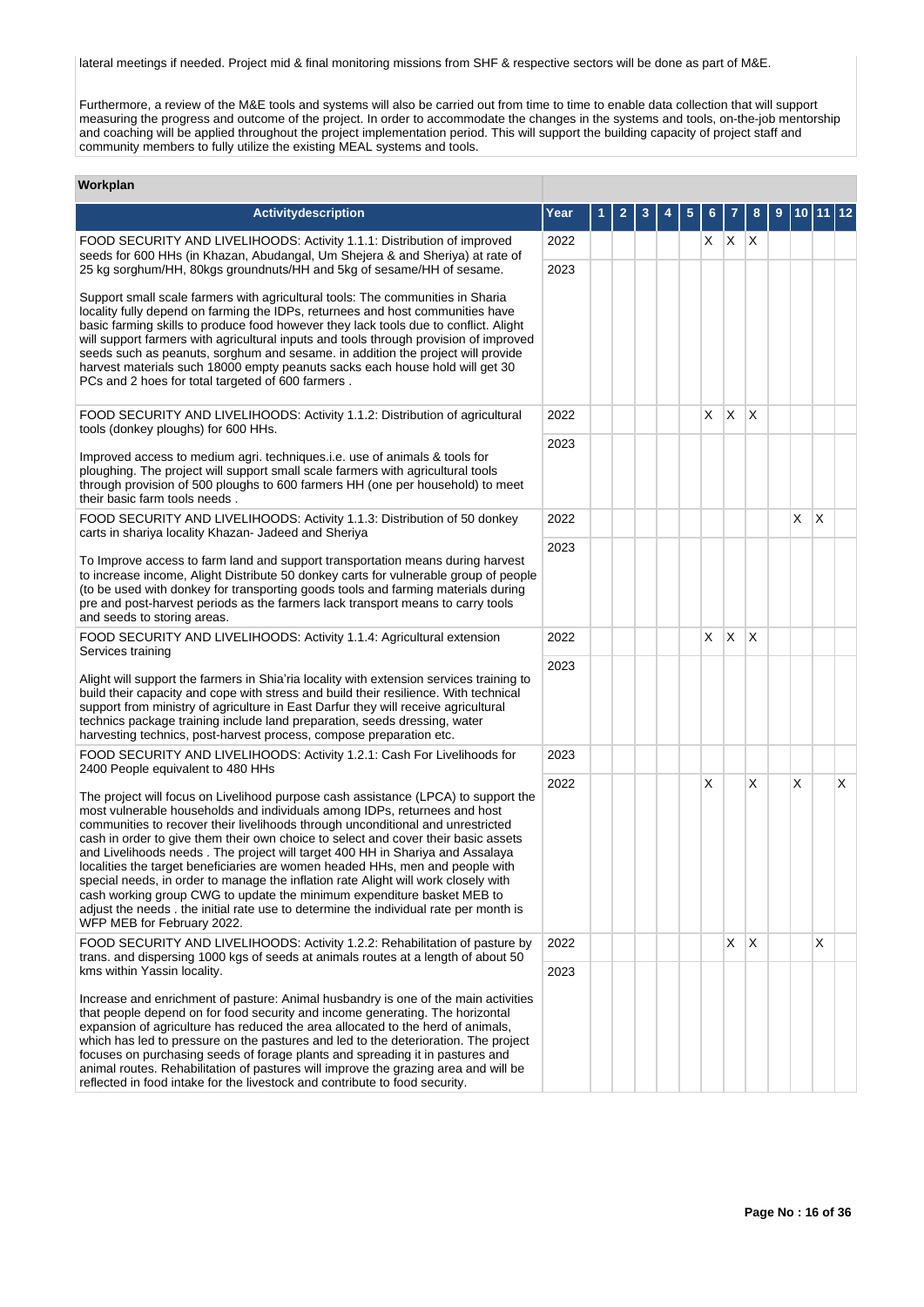lateral meetings if needed. Project mid & final monitoring missions from SHF & respective sectors will be done as part of M&E.

Furthermore, a review of the M&E tools and systems will also be carried out from time to time to enable data collection that will support measuring the progress and outcome of the project. In order to accommodate the changes in the systems and tools, on-the-job mentorship and coaching will be applied throughout the project implementation period. This will support the building capacity of project staff and community members to fully utilize the existing MEAL systems and tools.

**Workplan**

| Activitydescription | Year | 1 | 2 | 3 | 4 | 5 | 6 | 7 | 8 | 9 | 10 | 11 | 12 |
|---|---|---|---|---|---|---|---|---|---|---|---|---|---|
| FOOD SECURITY AND LIVELIHOODS: Activity 1.1.1: Distribution of improved seeds for 600 HHs (in Khazan, Abudangal, Um Shejera & and Sheriya) at rate of 25 kg sorghum/HH, 80kgs groundnuts/HH and 5kg of sesame/HH of sesame.<br><br>Support small scale farmers with agricultural tools: The communities in Sharia locality fully depend on farming the IDPs, returnees and host communities have basic farming skills to produce food however they lack tools due to conflict. Alight will support farmers with agricultural inputs and tools through provision of improved seeds such as peanuts, sorghum and sesame. in addition the project will provide harvest materials such 18000 empty peanuts sacks each house hold will get 30 PCs and 2 hoes for total targeted of 600 farmers . | 2022 | | | | | | X | X | X | | | | |
| | 2023 | | | | | | | | | | | | |
| FOOD SECURITY AND LIVELIHOODS: Activity 1.1.2: Distribution of agricultural tools (donkey ploughs) for 600 HHs.<br><br>Improved access to medium agri. techniques.i.e. use of animals & tools for ploughing. The project will support small scale farmers with agricultural tools through provision of 500 ploughs to 600 farmers HH (one per household) to meet their basic farm tools needs . | 2022 | | | | | | X | X | X | | | | |
| | 2023 | | | | | | | | | | | | |
| FOOD SECURITY AND LIVELIHOODS: Activity 1.1.3: Distribution of 50 donkey carts in shariya locality Khazan- Jadeed and Sheriya<br><br>To Improve access to farm land and support transportation means during harvest to increase income, Alight Distribute 50 donkey carts for vulnerable group of people (to be used with donkey for transporting goods tools and farming materials during pre and post-harvest periods as the farmers lack transport means to carry tools and seeds to storing areas. | 2022 | | | | | | | | | | X | X | |
| | 2023 | | | | | | | | | | | | |
| FOOD SECURITY AND LIVELIHOODS: Activity 1.1.4: Agricultural extension Services training<br><br>Alight will support the farmers in Shia'ria locality with extension services training to build their capacity and cope with stress and build their resilience. With technical support from ministry of agriculture in East Darfur they will receive agricultural technics package training include land preparation, seeds dressing, water harvesting technics, post-harvest process, compose preparation etc. | 2022 | | | | | | X | X | X | | | | |
| | 2023 | | | | | | | | | | | | |
| FOOD SECURITY AND LIVELIHOODS: Activity 1.2.1: Cash For Livelihoods for 2400 People equivalent to 480 HHs<br><br>The project will focus on Livelihood purpose cash assistance (LPCA) to support the most vulnerable households and individuals among IDPs, returnees and host communities to recover their livelihoods through unconditional and unrestricted cash in order to give them their own choice to select and cover their basic assets and Livelihoods needs . The project will target 400 HH in Shariya and Assalaya localities the target beneficiaries are women headed HHs, men and people with special needs, in order to manage the inflation rate Alight will work closely with cash working group CWG to update the minimum expenditure basket MEB to adjust the needs . the initial rate use to determine the individual rate per month is WFP MEB for February 2022. | 2023 | | | | | | | | | | | | |
| | 2022 | | | | | | X | | X | | X | | X |
| FOOD SECURITY AND LIVELIHOODS: Activity 1.2.2: Rehabilitation of pasture by trans. and dispersing 1000 kgs of seeds at animals routes at a length of about 50 kms within Yassin locality.<br><br>Increase and enrichment of pasture: Animal husbandry is one of the main activities that people depend on for food security and income generating. The horizontal expansion of agriculture has reduced the area allocated to the herd of animals, which has led to pressure on the pastures and led to the deterioration. The project focuses on purchasing seeds of forage plants and spreading it in pastures and animal routes. Rehabilitation of pastures will improve the grazing area and will be reflected in food intake for the livestock and contribute to food security. | 2022 | | | | | | | X | X | | | X | |
| | 2023 | | | | | | | | | | | | |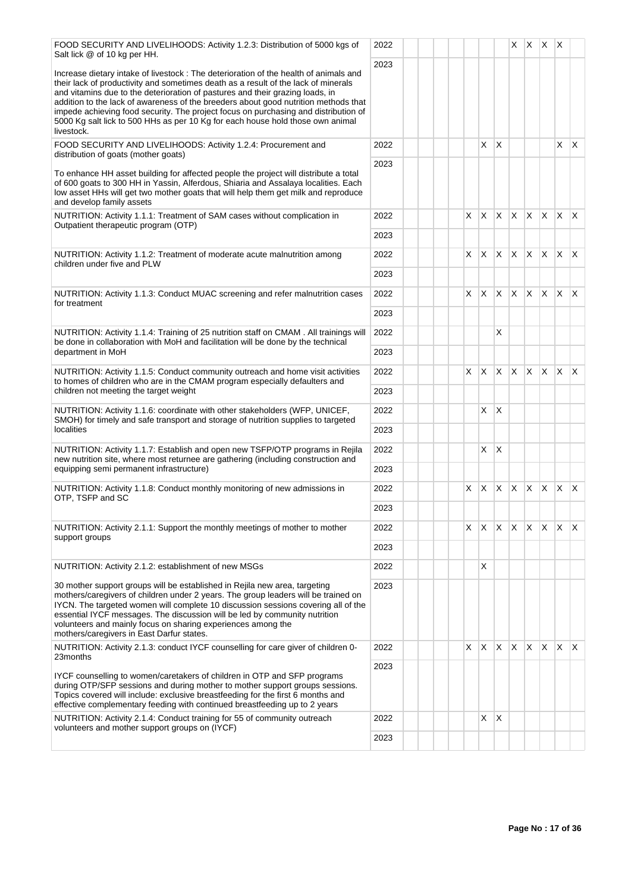| | | | | | | | | | | | | | |
|---|---|---|---|---|---|---|---|---|---|---|---|---|---|
| FOOD SECURITY AND LIVELIHOODS: Activity 1.2.3: Distribution of 5000 kgs of Salt lick @ of 10 kg per HH. | 2022 | | | | | | | | X | X | X | X | |
| Increase dietary intake of livestock : The deterioration of the health of animals and their lack of productivity and sometimes death as a result of the lack of minerals and vitamins due to the deterioration of pastures and their grazing loads, in addition to the lack of awareness of the breeders about good nutrition methods that impede achieving food security. The project focus on purchasing and distribution of 5000 Kg salt lick to 500 HHs as per 10 Kg for each house hold those own animal livestock. | 2023 | | | | | | | | | | | | |
| FOOD SECURITY AND LIVELIHOODS: Activity 1.2.4: Procurement and distribution of goats (mother goats) | 2022 | | | | | | X | X | | | | X | X |
| To enhance HH asset building for affected people the project will distribute a total of 600 goats to 300 HH in Yassin, Alferdous, Shiaria and Assalaya localities. Each low asset HHs will get two mother goats that will help them get milk and reproduce and develop family assets | 2023 | | | | | | | | | | | | |
| NUTRITION: Activity 1.1.1: Treatment of SAM cases without complication in Outpatient therapeutic program (OTP) | 2022 | | | | | X | X | X | X | X | X | X | X |
| | 2023 | | | | | | | | | | | | |
| NUTRITION: Activity 1.1.2: Treatment of moderate acute malnutrition among children under five and PLW | 2022 | | | | | X | X | X | X | X | X | X | X |
| | 2023 | | | | | | | | | | | | |
| NUTRITION: Activity 1.1.3: Conduct MUAC screening and refer malnutrition cases for treatment | 2022 | | | | | X | X | X | X | X | X | X | X |
| | 2023 | | | | | | | | | | | | |
| NUTRITION: Activity 1.1.4: Training of 25 nutrition staff on CMAM . All trainings will be done in collaboration with MoH and facilitation will be done by the technical department in MoH | 2022 | | | | | | | X | | | | | |
| | 2023 | | | | | | | | | | | | |
| NUTRITION: Activity 1.1.5: Conduct community outreach and home visit activities to homes of children who are in the CMAM program especially defaulters and children not meeting the target weight | 2022 | | | | | X | X | X | X | X | X | X | X |
| | 2023 | | | | | | | | | | | | |
| NUTRITION: Activity 1.1.6: coordinate with other stakeholders (WFP, UNICEF, SMOH) for timely and safe transport and storage of nutrition supplies to targeted localities | 2022 | | | | | | X | X | | | | | |
| | 2023 | | | | | | | | | | | | |
| NUTRITION: Activity 1.1.7: Establish and open new TSFP/OTP programs in Rejila new nutrition site, where most returnee are gathering (including construction and equipping semi permanent infrastructure) | 2022 | | | | | | X | X | | | | | |
| | 2023 | | | | | | | | | | | | |
| NUTRITION: Activity 1.1.8: Conduct monthly monitoring of new admissions in OTP, TSFP and SC | 2022 | | | | | X | X | X | X | X | X | X | X |
| | 2023 | | | | | | | | | | | | |
| NUTRITION: Activity 2.1.1: Support the monthly meetings of mother to mother support groups | 2022 | | | | | X | X | X | X | X | X | X | X |
| | 2023 | | | | | | | | | | | | |
| NUTRITION: Activity 2.1.2: establishment of new MSGs | 2022 | | | | | | X | | | | | | |
| 30 mother support groups will be established in Rejila new area, targeting mothers/caregivers of children under 2 years. The group leaders will be trained on IYCN. The targeted women will complete 10 discussion sessions covering all of the essential IYCF messages. The discussion will be led by community nutrition volunteers and mainly focus on sharing experiences among the mothers/caregivers in East Darfur states. | 2023 | | | | | | | | | | | | |
| NUTRITION: Activity 2.1.3: conduct IYCF counselling for care giver of children 0-23months | 2022 | | | | | X | X | X | X | X | X | X | X |
| IYCF counselling to women/caretakers of children in OTP and SFP programs during OTP/SFP sessions and during mother to mother support groups sessions. Topics covered will include: exclusive breastfeeding for the first 6 months and effective complementary feeding with continued breastfeeding up to 2 years | 2023 | | | | | | | | | | | | |
| NUTRITION: Activity 2.1.4: Conduct training for 55 of community outreach volunteers and mother support groups on (IYCF) | 2022 | | | | | | X | X | | | | | |
| | 2023 | | | | | | | | | | | | |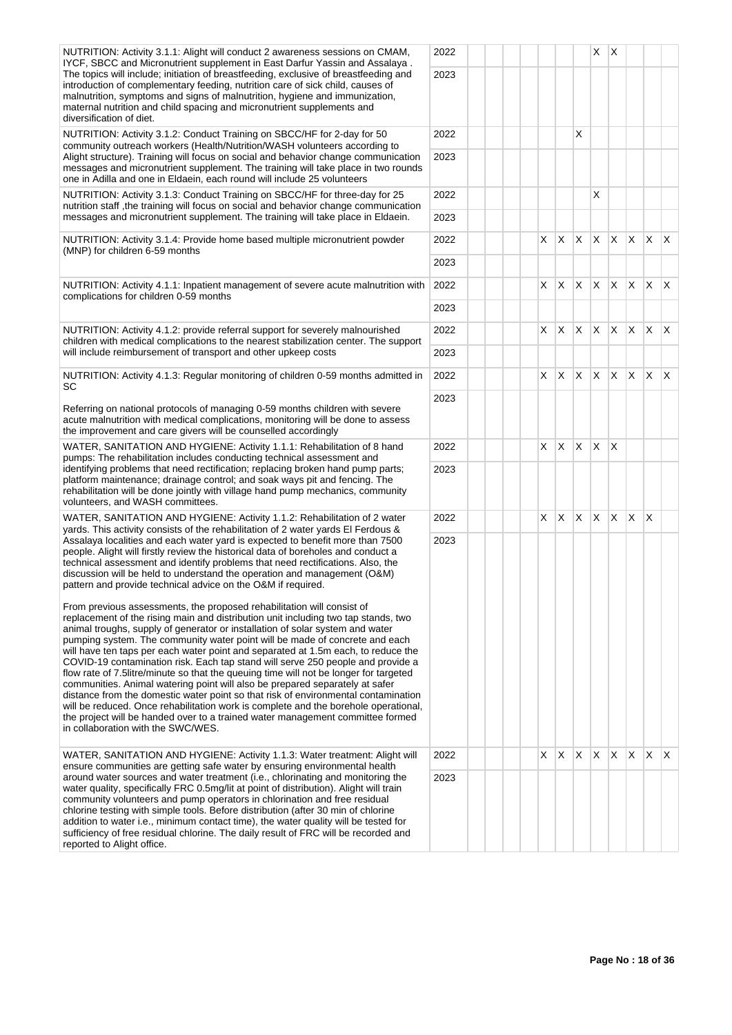| | | | | | | | | | | | | | |
|---|---|---|---|---|---|---|---|---|---|---|---|---|---|
| NUTRITION: Activity 3.1.1: Alight will conduct 2 awareness sessions on CMAM, IYCF, SBCC and Micronutrient supplement in East Darfur Yassin and Assalaya .<br>The topics will include; initiation of breastfeeding, exclusive of breastfeeding and introduction of complementary feeding, nutrition care of sick child, causes of malnutrition, symptoms and signs of malnutrition, hygiene and immunization, maternal nutrition and child spacing and micronutrient supplements and diversification of diet. | 2022 | | | | | | | | X | X | | | |
| | 2023 | | | | | | | | | | | | |
| NUTRITION: Activity 3.1.2: Conduct Training on SBCC/HF for 2-day for 50 community outreach workers (Health/Nutrition/WASH volunteers according to Alight structure). Training will focus on social and behavior change communication messages and micronutrient supplement. The training will take place in two rounds one in Adilla and one in Eldaein, each round will include 25 volunteers | 2022 | | | | | | | X | | | | | |
| | 2023 | | | | | | | | | | | | |
| NUTRITION: Activity 3.1.3: Conduct Training on SBCC/HF for three-day for 25 nutrition staff ,the training will focus on social and behavior change communication messages and micronutrient supplement. The training will take place in Eldaein. | 2022 | | | | | | | | X | | | | |
| | 2023 | | | | | | | | | | | | |
| NUTRITION: Activity 3.1.4: Provide home based multiple micronutrient powder (MNP) for children 6-59 months | 2022 | | | | | X | X | X | X | X | X | X | X |
| | 2023 | | | | | | | | | | | | |
| NUTRITION: Activity 4.1.1: Inpatient management of severe acute malnutrition with complications for children 0-59 months | 2022 | | | | | X | X | X | X | X | X | X | X |
| | 2023 | | | | | | | | | | | | |
| NUTRITION: Activity 4.1.2: provide referral support for severely malnourished children with medical complications to the nearest stabilization center. The support will include reimbursement of transport and other upkeep costs | 2022 | | | | | X | X | X | X | X | X | X | X |
| | 2023 | | | | | | | | | | | | |
| NUTRITION: Activity 4.1.3: Regular monitoring of children 0-59 months admitted in SC<br><br>Referring on national protocols of managing 0-59 months children with severe acute malnutrition with medical complications, monitoring will be done to assess the improvement and care givers will be counselled accordingly | 2022 | | | | | X | X | X | X | X | X | X | X |
| | 2023 | | | | | | | | | | | | |
| WATER, SANITATION AND HYGIENE: Activity 1.1.1: Rehabilitation of 8 hand pumps: The rehabilitation includes conducting technical assessment and identifying problems that need rectification; replacing broken hand pump parts; platform maintenance; drainage control; and soak ways pit and fencing. The rehabilitation will be done jointly with village hand pump mechanics, community volunteers, and WASH committees. | 2022 | | | | | X | X | X | X | X | | | |
| | 2023 | | | | | | | | | | | | |
| WATER, SANITATION AND HYGIENE: Activity 1.1.2: Rehabilitation of 2 water yards. This activity consists of the rehabilitation of 2 water yards El Ferdous & Assalaya localities and each water yard is expected to benefit more than 7500 people. Alight will firstly review the historical data of boreholes and conduct a technical assessment and identify problems that need rectifications. Also, the discussion will be held to understand the operation and management (O&M) pattern and provide technical advice on the O&M if required.<br><br>From previous assessments, the proposed rehabilitation will consist of replacement of the rising main and distribution unit including two tap stands, two animal troughs, supply of generator or installation of solar system and water pumping system. The community water point will be made of concrete and each will have ten taps per each water point and separated at 1.5m each, to reduce the COVID-19 contamination risk. Each tap stand will serve 250 people and provide a flow rate of 7.5litre/minute so that the queuing time will not be longer for targeted communities. Animal watering point will also be prepared separately at safer distance from the domestic water point so that risk of environmental contamination will be reduced. Once rehabilitation work is complete and the borehole operational, the project will be handed over to a trained water management committee formed in collaboration with the SWC/WES. | 2022 | | | | | X | X | X | X | X | X | X | |
| | 2023 | | | | | | | | | | | | |
| WATER, SANITATION AND HYGIENE: Activity 1.1.3: Water treatment: Alight will ensure communities are getting safe water by ensuring environmental health around water sources and water treatment (i.e., chlorinating and monitoring the water quality, specifically FRC 0.5mg/lit at point of distribution). Alight will train community volunteers and pump operators in chlorination and free residual chlorine testing with simple tools. Before distribution (after 30 min of chlorine addition to water i.e., minimum contact time), the water quality will be tested for sufficiency of free residual chlorine. The daily result of FRC will be recorded and reported to Alight office. | 2022 | | | | | X | X | X | X | X | X | X | X |
| | 2023 | | | | | | | | | | | | |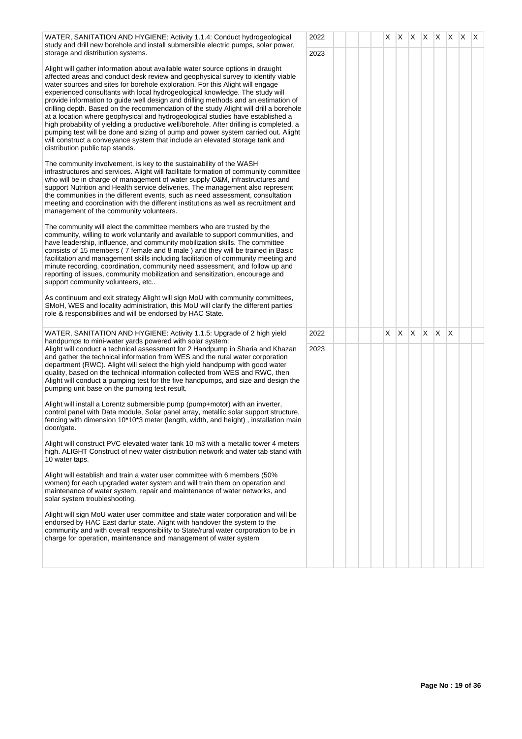| | | | | | | | | | | | | | |
|---|---|---|---|---|---|---|---|---|---|---|---|---|---|
| WATER, SANITATION AND HYGIENE: Activity 1.1.4: Conduct hydrogeological study and drill new borehole and install submersible electric pumps, solar power, storage and distribution systems.<br><br>Alight will gather information about available water source options in draught affected areas and conduct desk review and geophysical survey to identify viable water sources and sites for borehole exploration. For this Alight will engage experienced consultants with local hydrogeological knowledge. The study will provide information to guide well design and drilling methods and an estimation of drilling depth. Based on the recommendation of the study Alight will drill a borehole at a location where geophysical and hydrogeological studies have established a high probability of yielding a productive well/borehole. After drilling is completed, a pumping test will be done and sizing of pump and power system carried out. Alight will construct a conveyance system that include an elevated storage tank and distribution public tap stands.<br><br>The community involvement, is key to the sustainability of the WASH infrastructures and services. Alight will facilitate formation of community committee who will be in charge of management of water supply O&M, infrastructures and support Nutrition and Health service deliveries. The management also represent the communities in the different events, such as need assessment, consultation meeting and coordination with the different institutions as well as recruitment and management of the community volunteers.<br><br>The community will elect the committee members who are trusted by the community, willing to work voluntarily and available to support communities, and have leadership, influence, and community mobilization skills. The committee consists of 15 members ( 7 female and 8 male ) and they will be trained in Basic facilitation and management skills including facilitation of community meeting and minute recording, coordination, community need assessment, and follow up and reporting of issues, community mobilization and sensitization, encourage and support community volunteers, etc..<br><br>As continuum and exit strategy Alight will sign MoU with community committees, SMoH, WES and locality administration, this MoU will clarify the different parties' role & responsibilities and will be endorsed by HAC State. | 2022 | | | | | X | X | X | X | X | X | X | X |
| | 2023 | | | | | | | | | | | | |
| WATER, SANITATION AND HYGIENE: Activity 1.1.5: Upgrade of 2 high yield handpumps to mini-water yards powered with solar system:<br>Alight will conduct a technical assessment for 2 Handpump in Sharia and Khazan and gather the technical information from WES and the rural water corporation department (RWC). Alight will select the high yield handpump with good water quality, based on the technical information collected from WES and RWC, then Alight will conduct a pumping test for the five handpumps, and size and design the pumping unit base on the pumping test result.<br><br>Alight will install a Lorentz submersible pump (pump+motor) with an inverter, control panel with Data module, Solar panel array, metallic solar support structure, fencing with dimension 10*10*3 meter (length, width, and height) , installation main door/gate.<br><br>Alight will construct PVC elevated water tank 10 m3 with a metallic tower 4 meters high. ALIGHT Construct of new water distribution network and water tab stand with 10 water taps.<br><br>Alight will establish and train a water user committee with 6 members (50% women) for each upgraded water system and will train them on operation and maintenance of water system, repair and maintenance of water networks, and solar system troubleshooting.<br><br>Alight will sign MoU water user committee and state water corporation and will be endorsed by HAC East darfur state. Alight with handover the system to the community and with overall responsibility to State/rural water corporation to be in charge for operation, maintenance and management of water system | 2022 | | | | | X | X | X | X | X | X | | |
| | 2023 | | | | | | | | | | | | |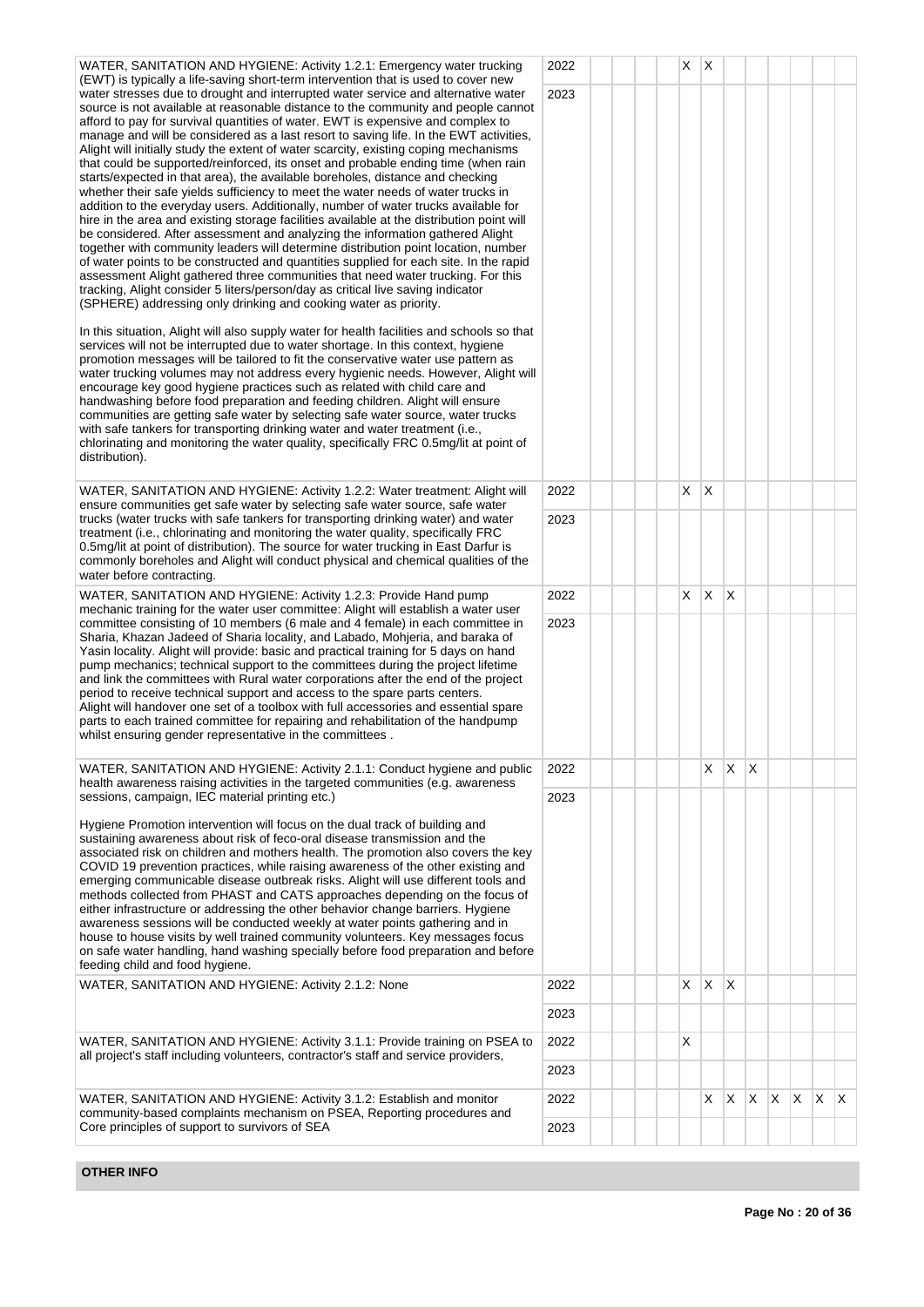| | | | | | | | | | | | | | |
|---|---|---|---|---|---|---|---|---|---|---|---|---|---|
| WATER, SANITATION AND HYGIENE: Activity 1.2.1: Emergency water trucking (EWT) is typically a life-saving short-term intervention that is used to cover new water stresses due to drought and interrupted water service and alternative water source is not available at reasonable distance to the community and people cannot afford to pay for survival quantities of water. EWT is expensive and complex to manage and will be considered as a last resort to saving life. In the EWT activities, Alight will initially study the extent of water scarcity, existing coping mechanisms that could be supported/reinforced, its onset and probable ending time (when rain starts/expected in that area), the available boreholes, distance and checking whether their safe yields sufficiency to meet the water needs of water trucks in addition to the everyday users. Additionally, number of water trucks available for hire in the area and existing storage facilities available at the distribution point will be considered. After assessment and analyzing the information gathered Alight together with community leaders will determine distribution point location, number of water points to be constructed and quantities supplied for each site. In the rapid assessment Alight gathered three communities that need water trucking. For this tracking, Alight consider 5 liters/person/day as critical live saving indicator (SPHERE) addressing only drinking and cooking water as priority.<br><br>In this situation, Alight will also supply water for health facilities and schools so that services will not be interrupted due to water shortage. In this context, hygiene promotion messages will be tailored to fit the conservative water use pattern as water trucking volumes may not address every hygienic needs. However, Alight will encourage key good hygiene practices such as related with child care and handwashing before food preparation and feeding children. Alight will ensure communities are getting safe water by selecting safe water source, water trucks with safe tankers for transporting drinking water and water treatment (i.e., chlorinating and monitoring the water quality, specifically FRC 0.5mg/lit at point of distribution). | 2022 | | | | | X | X | | | | | | |
| | 2023 | | | | | | | | | | | | |
| WATER, SANITATION AND HYGIENE: Activity 1.2.2: Water treatment: Alight will ensure communities get safe water by selecting safe water source, safe water trucks (water trucks with safe tankers for transporting drinking water) and water treatment (i.e., chlorinating and monitoring the water quality, specifically FRC 0.5mg/lit at point of distribution). The source for water trucking in East Darfur is commonly boreholes and Alight will conduct physical and chemical qualities of the water before contracting. | 2022 | | | | | X | X | | | | | | |
| | 2023 | | | | | | | | | | | | |
| WATER, SANITATION AND HYGIENE: Activity 1.2.3: Provide Hand pump mechanic training for the water user committee: Alight will establish a water user committee consisting of 10 members (6 male and 4 female) in each committee in Sharia, Khazan Jadeed of Sharia locality, and Labado, Mohjeria, and baraka of Yasin locality. Alight will provide: basic and practical training for 5 days on hand pump mechanics; technical support to the committees during the project lifetime and link the committees with Rural water corporations after the end of the project period to receive technical support and access to the spare parts centers. Alight will handover one set of a toolbox with full accessories and essential spare parts to each trained committee for repairing and rehabilitation of the handpump whilst ensuring gender representative in the committees . | 2022 | | | | | X | X | X | | | | | |
| | 2023 | | | | | | | | | | | | |
| WATER, SANITATION AND HYGIENE: Activity 2.1.1: Conduct hygiene and public health awareness raising activities in the targeted communities (e.g. awareness sessions, campaign, IEC material printing etc.)<br><br>Hygiene Promotion intervention will focus on the dual track of building and sustaining awareness about risk of feco-oral disease transmission and the associated risk on children and mothers health. The promotion also covers the key COVID 19 prevention practices, while raising awareness of the other existing and emerging communicable disease outbreak risks. Alight will use different tools and methods collected from PHAST and CATS approaches depending on the focus of either infrastructure or addressing the other behavior change barriers. Hygiene awareness sessions will be conducted weekly at water points gathering and in house to house visits by well trained community volunteers. Key messages focus on safe water handling, hand washing specially before food preparation and before feeding child and food hygiene. | 2022 | | | | | | X | X | X | | | | |
| | 2023 | | | | | | | | | | | | |
| WATER, SANITATION AND HYGIENE: Activity 2.1.2: None | 2022 | | | | | X | X | X | | | | | |
| | 2023 | | | | | | | | | | | | |
| WATER, SANITATION AND HYGIENE: Activity 3.1.1: Provide training on PSEA to all project's staff including volunteers, contractor's staff and service providers, | 2022 | | | | | X | | | | | | | |
| | 2023 | | | | | | | | | | | | |
| WATER, SANITATION AND HYGIENE: Activity 3.1.2: Establish and monitor community-based complaints mechanism on PSEA, Reporting procedures and Core principles of support to survivors of SEA | 2022 | | | | | | X | X | X | X | X | X | X |
| | 2023 | | | | | | | | | | | | |

**OTHER INFO**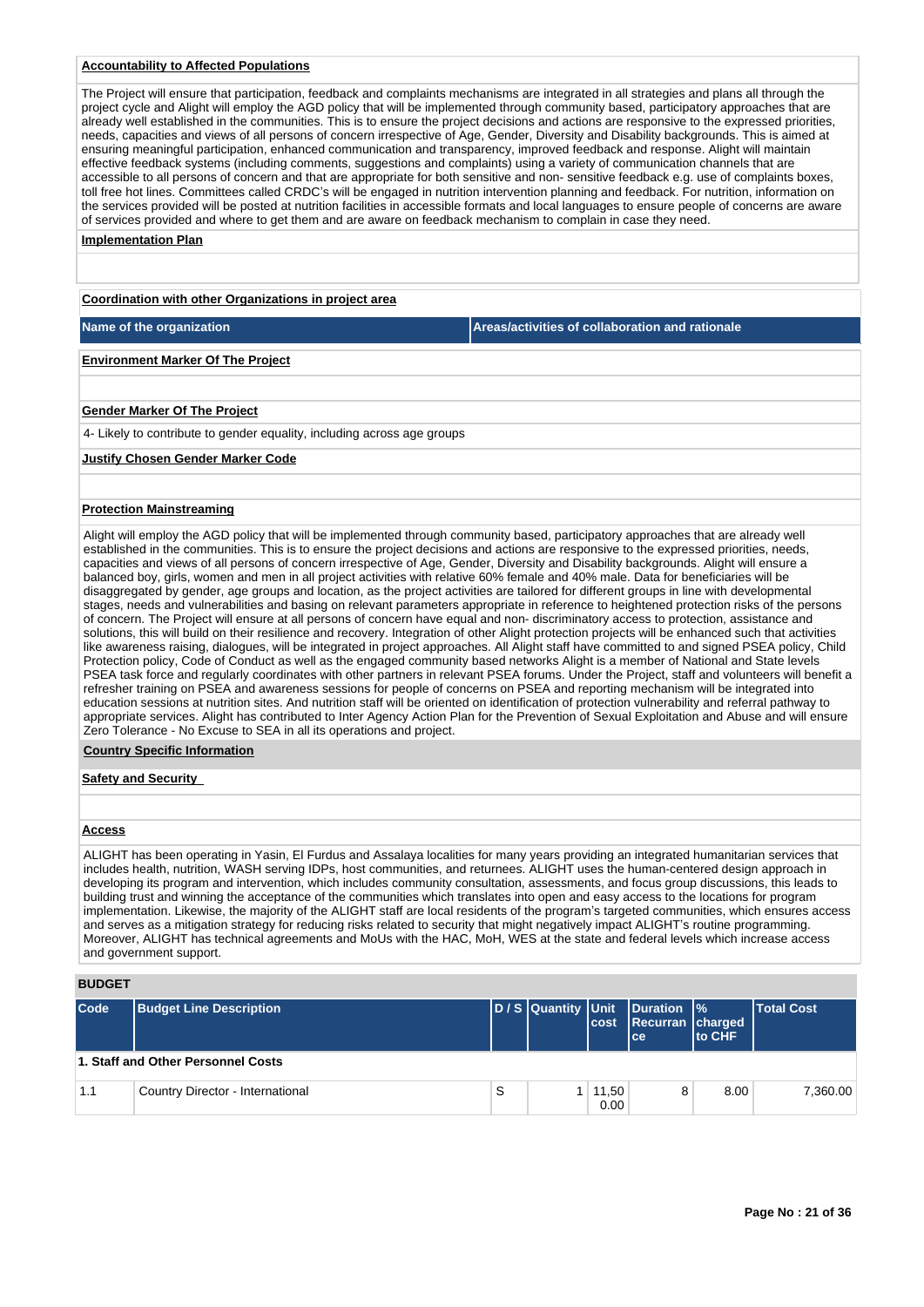**Accountability to Affected Populations**

The Project will ensure that participation, feedback and complaints mechanisms are integrated in all strategies and plans all through the project cycle and Alight will employ the AGD policy that will be implemented through community based, participatory approaches that are already well established in the communities. This is to ensure the project decisions and actions are responsive to the expressed priorities, needs, capacities and views of all persons of concern irrespective of Age, Gender, Diversity and Disability backgrounds. This is aimed at ensuring meaningful participation, enhanced communication and transparency, improved feedback and response. Alight will maintain effective feedback systems (including comments, suggestions and complaints) using a variety of communication channels that are accessible to all persons of concern and that are appropriate for both sensitive and non- sensitive feedback e.g. use of complaints boxes, toll free hot lines. Committees called CRDC's will be engaged in nutrition intervention planning and feedback. For nutrition, information on the services provided will be posted at nutrition facilities in accessible formats and local languages to ensure people of concerns are aware of services provided and where to get them and are aware on feedback mechanism to complain in case they need.

**Implementation Plan**

**Coordination with other Organizations in project area**

| Name of the organization | Areas/activities of collaboration and rationale |
| --- | --- |

**Environment Marker Of The Project**

**Gender Marker Of The Project**

4- Likely to contribute to gender equality, including across age groups

**Justify Chosen Gender Marker Code**

**Protection Mainstreaming**

Alight will employ the AGD policy that will be implemented through community based, participatory approaches that are already well established in the communities. This is to ensure the project decisions and actions are responsive to the expressed priorities, needs, capacities and views of all persons of concern irrespective of Age, Gender, Diversity and Disability backgrounds. Alight will ensure a balanced boy, girls, women and men in all project activities with relative 60% female and 40% male. Data for beneficiaries will be disaggregated by gender, age groups and location, as the project activities are tailored for different groups in line with developmental stages, needs and vulnerabilities and basing on relevant parameters appropriate in reference to heightened protection risks of the persons of concern. The Project will ensure at all persons of concern have equal and non- discriminatory access to protection, assistance and solutions, this will build on their resilience and recovery. Integration of other Alight protection projects will be enhanced such that activities like awareness raising, dialogues, will be integrated in project approaches. All Alight staff have committed to and signed PSEA policy, Child Protection policy, Code of Conduct as well as the engaged community based networks Alight is a member of National and State levels PSEA task force and regularly coordinates with other partners in relevant PSEA forums. Under the Project, staff and volunteers will benefit a refresher training on PSEA and awareness sessions for people of concerns on PSEA and reporting mechanism will be integrated into education sessions at nutrition sites. And nutrition staff will be oriented on identification of protection vulnerability and referral pathway to appropriate services. Alight has contributed to Inter Agency Action Plan for the Prevention of Sexual Exploitation and Abuse and will ensure Zero Tolerance - No Excuse to SEA in all its operations and project.

**Country Specific Information**

**Safety and Security**

**Access**

ALIGHT has been operating in Yasin, El Furdus and Assalaya localities for many years providing an integrated humanitarian services that includes health, nutrition, WASH serving IDPs, host communities, and returnees. ALIGHT uses the human-centered design approach in developing its program and intervention, which includes community consultation, assessments, and focus group discussions, this leads to building trust and winning the acceptance of the communities which translates into open and easy access to the locations for program implementation. Likewise, the majority of the ALIGHT staff are local residents of the program's targeted communities, which ensures access and serves as a mitigation strategy for reducing risks related to security that might negatively impact ALIGHT's routine programming. Moreover, ALIGHT has technical agreements and MoUs with the HAC, MoH, WES at the state and federal levels which increase access and government support.

**BUDGET**

| Code | Budget Line Description | D / S | Quantity | Unit cost | Duration Recurrance | % charged to CHF | Total Cost |
| --- | --- | --- | --- | --- | --- | --- | --- |
| **1. Staff and Other Personnel Costs** | | | | | | | |
| 1.1 | Country Director - International | S | 1 | 11,500.00 | 8 | 8.00 | 7,360.00 |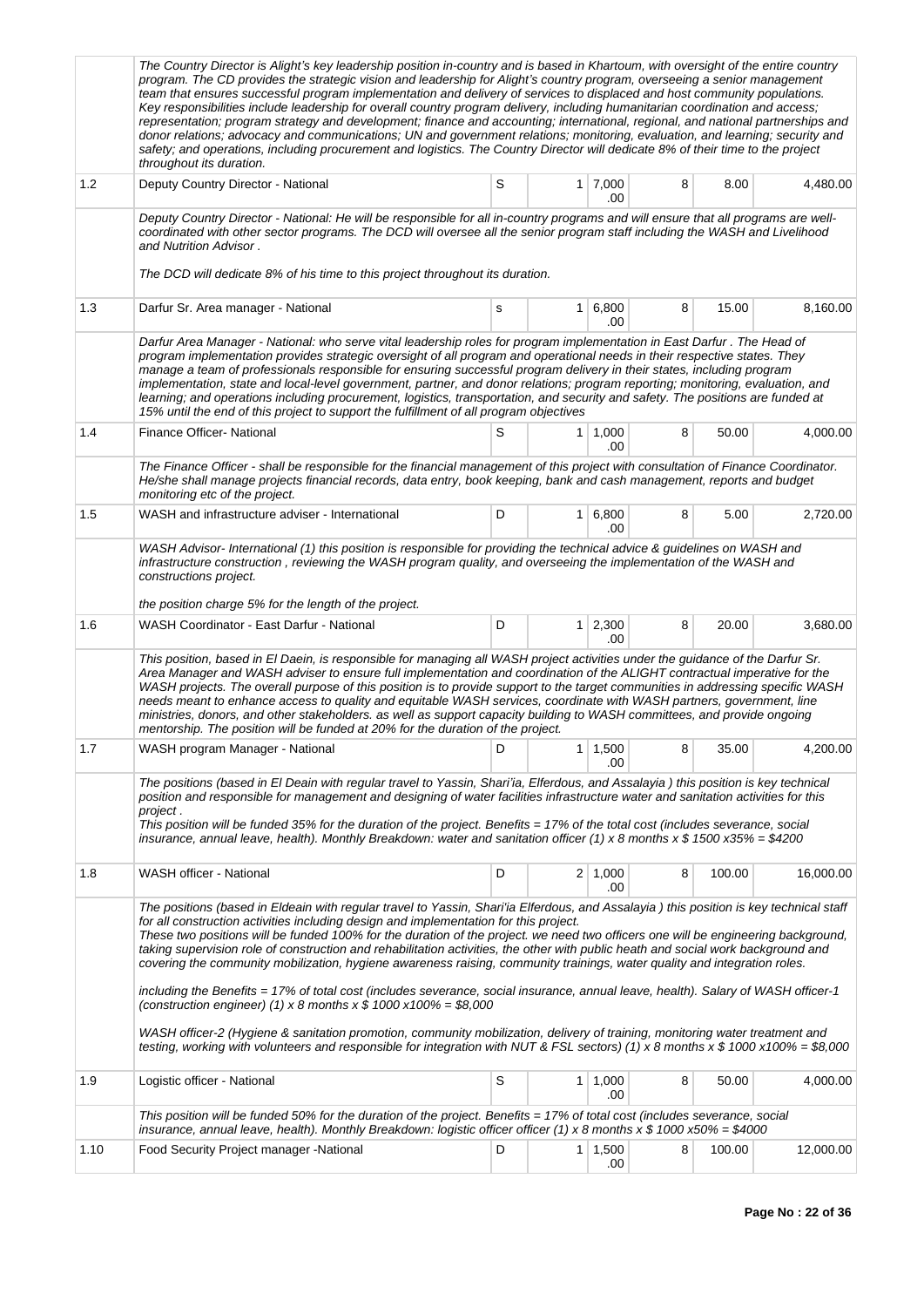| | | | | | | | |
|---|---|---|---|---|---|---|---|
| | The Country Director is Alight's key leadership position in-country and is based in Khartoum, with oversight of the entire country program. The CD provides the strategic vision and leadership for Alight's country program, overseeing a senior management team that ensures successful program implementation and delivery of services to displaced and host community populations. Key responsibilities include leadership for overall country program delivery, including humanitarian coordination and access; representation; program strategy and development; finance and accounting; international, regional, and national partnerships and donor relations; advocacy and communications; UN and government relations; monitoring, evaluation, and learning; security and safety; and operations, including procurement and logistics. The Country Director will dedicate 8% of their time to the project throughout its duration. | | | | | | |
| 1.2 | Deputy Country Director - National | S | 1 | 7,000.00 | 8 | 8.00 | 4,480.00 |
| | Deputy Country Director - National: He will be responsible for all in-country programs and will ensure that all programs are well-coordinated with other sector programs. The DCD will oversee all the senior program staff including the WASH and Livelihood and Nutrition Advisor .<br><br>The DCD will dedicate 8% of his time to this project throughout its duration. | | | | | | |
| 1.3 | Darfur Sr. Area manager - National | s | 1 | 6,800.00 | 8 | 15.00 | 8,160.00 |
| | Darfur Area Manager - National: who serve vital leadership roles for program implementation in East Darfur . The Head of program implementation provides strategic oversight of all program and operational needs in their respective states. They manage a team of professionals responsible for ensuring successful program delivery in their states, including program implementation, state and local-level government, partner, and donor relations; program reporting; monitoring, evaluation, and learning; and operations including procurement, logistics, transportation, and security and safety. The positions are funded at 15% until the end of this project to support the fulfillment of all program objectives | | | | | | |
| 1.4 | Finance Officer- National | S | 1 | 1,000.00 | 8 | 50.00 | 4,000.00 |
| | The Finance Officer - shall be responsible for the financial management of this project with consultation of Finance Coordinator. He/she shall manage projects financial records, data entry, book keeping, bank and cash management, reports and budget monitoring etc of the project. | | | | | | |
| 1.5 | WASH and infrastructure adviser - International | D | 1 | 6,800.00 | 8 | 5.00 | 2,720.00 |
| | WASH Advisor- International (1) this position is responsible for providing the technical advice & guidelines on WASH and infrastructure construction , reviewing the WASH program quality, and overseeing the implementation of the WASH and constructions project.<br><br>the position charge 5% for the length of the project. | | | | | | |
| 1.6 | WASH Coordinator - East Darfur - National | D | 1 | 2,300.00 | 8 | 20.00 | 3,680.00 |
| | This position, based in El Daein, is responsible for managing all WASH project activities under the guidance of the Darfur Sr. Area Manager and WASH adviser to ensure full implementation and coordination of the ALIGHT contractual imperative for the WASH projects. The overall purpose of this position is to provide support to the target communities in addressing specific WASH needs meant to enhance access to quality and equitable WASH services, coordinate with WASH partners, government, line ministries, donors, and other stakeholders. as well as support capacity building to WASH committees, and provide ongoing mentorship. The position will be funded at 20% for the duration of the project. | | | | | | |
| 1.7 | WASH program Manager - National | D | 1 | 1,500.00 | 8 | 35.00 | 4,200.00 |
| | The positions (based in El Deain with regular travel to Yassin, Shari'ia, Elferdous, and Assalayia ) this position is key technical position and responsible for management and designing of water facilities infrastructure water and sanitation activities for this project .<br>This position will be funded 35% for the duration of the project. Benefits = 17% of the total cost (includes severance, social insurance, annual leave, health). Monthly Breakdown: water and sanitation officer (1) x 8 months x $ 1500 x35% = $4200 | | | | | | |
| 1.8 | WASH officer - National | D | 2 | 1,000.00 | 8 | 100.00 | 16,000.00 |
| | The positions (based in Eldeain with regular travel to Yassin, Shari'ia Elferdous, and Assalayia ) this position is key technical staff for all construction activities including design and implementation for this project.<br>These two positions will be funded 100% for the duration of the project. we need two officers one will be engineering background, taking supervision role of construction and rehabilitation activities, the other with public heath and social work background and covering the community mobilization, hygiene awareness raising, community trainings, water quality and integration roles.<br><br>including the Benefits = 17% of total cost (includes severance, social insurance, annual leave, health). Salary of WASH officer-1 (construction engineer) (1) x 8 months x $ 1000 x100% = $8,000<br><br>WASH officer-2 (Hygiene & sanitation promotion, community mobilization, delivery of training, monitoring water treatment and testing, working with volunteers and responsible for integration with NUT & FSL sectors) (1) x 8 months x $ 1000 x100% = $8,000 | | | | | | |
| 1.9 | Logistic officer - National | S | 1 | 1,000.00 | 8 | 50.00 | 4,000.00 |
| | This position will be funded 50% for the duration of the project. Benefits = 17% of total cost (includes severance, social insurance, annual leave, health). Monthly Breakdown: logistic officer officer (1) x 8 months x $ 1000 x50% = $4000 | | | | | | |
| 1.10 | Food Security Project manager -National | D | 1 | 1,500.00 | 8 | 100.00 | 12,000.00 |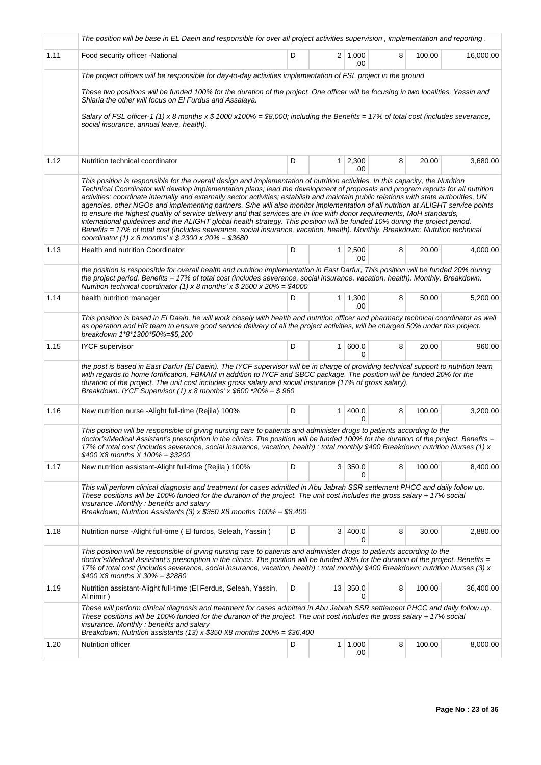| | | | | | | | |
|---|---|---|---|---|---|---|---|
| | The position will be base in EL Daein and responsible for over all project activities supervision , implementation and reporting . | | | | | | |
| 1.11 | Food security officer -National | D | 2 | 1,000.00 | 8 | 100.00 | 16,000.00 |
| | The project officers will be responsible for day-to-day activities implementation of FSL project in the ground<br><br>These two positions will be funded 100% for the duration of the project. One officer will be focusing in two localities, Yassin and Shiaria the other will focus on El Furdus and Assalaya.<br><br>Salary of FSL officer-1 (1) x 8 months x $ 1000 x100% = $8,000; including the Benefits = 17% of total cost (includes severance, social insurance, annual leave, health). | | | | | | |
| 1.12 | Nutrition technical coordinator | D | 1 | 2,300.00 | 8 | 20.00 | 3,680.00 |
| | This position is responsible for the overall design and implementation of nutrition activities. In this capacity, the Nutrition Technical Coordinator will develop implementation plans; lead the development of proposals and program reports for all nutrition activities; coordinate internally and externally sector activities; establish and maintain public relations with state authorities, UN agencies, other NGOs and implementing partners. S/he will also monitor implementation of all nutrition at ALIGHT service points to ensure the highest quality of service delivery and that services are in line with donor requirements, MoH standards, international guidelines and the ALIGHT global health strategy. This position will be funded 10% during the project period. Benefits = 17% of total cost (includes severance, social insurance, vacation, health). Monthly. Breakdown: Nutrition technical coordinator (1) x 8 months' x $ 2300 x 20% = $3680 | | | | | | |
| 1.13 | Health and nutrition Coordinator | D | 1 | 2,500.00 | 8 | 20.00 | 4,000.00 |
| | the position is responsible for overall health and nutrition implementation in East Darfur, This position will be funded 20% during the project period. Benefits = 17% of total cost (includes severance, social insurance, vacation, health). Monthly. Breakdown: Nutrition technical coordinator (1) x 8 months' x $ 2500 x 20% = $4000 | | | | | | |
| 1.14 | health nutrition manager | D | 1 | 1,300.00 | 8 | 50.00 | 5,200.00 |
| | This position is based in El Daein, he will work closely with health and nutrition officer and pharmacy technical coordinator as well as operation and HR team to ensure good service delivery of all the project activities, will be charged 50% under this project. breakdown 1*8*1300*50%=$5,200 | | | | | | |
| 1.15 | IYCF supervisor | D | 1 | 600.00 | 8 | 20.00 | 960.00 |
| | the post is based in East Darfur (El Daein). The IYCF supervisor will be in charge of providing technical support to nutrition team with regards to home fortification, FBMAM in addition to IYCF and SBCC package. The position will be funded 20% for the duration of the project. The unit cost includes gross salary and social insurance (17% of gross salary).<br>Breakdown: IYCF Supervisor (1) x 8 months' x $600 *20% = $ 960 | | | | | | |
| 1.16 | New nutrition nurse -Alight full-time (Rejila) 100% | D | 1 | 400.00 | 8 | 100.00 | 3,200.00 |
| | This position will be responsible of giving nursing care to patients and administer drugs to patients according to the doctor's/Medical Assistant's prescription in the clinics. The position will be funded 100% for the duration of the project. Benefits = 17% of total cost (includes severance, social insurance, vacation, health) : total monthly $400 Breakdown; nutrition Nurses (1) x $400 X8 months X 100% = $3200 | | | | | | |
| 1.17 | New nutrition assistant-Alight full-time (Rejila ) 100% | D | 3 | 350.00 | 8 | 100.00 | 8,400.00 |
| | This will perform clinical diagnosis and treatment for cases admitted in Abu Jabrah SSR settlement PHCC and daily follow up. These positions will be 100% funded for the duration of the project. The unit cost includes the gross salary + 17% social insurance .Monthly : benefits and salary<br>Breakdown; Nutrition Assistants (3) x $350 X8 months 100% = $8,400 | | | | | | |
| 1.18 | Nutrition nurse -Alight full-time ( El furdos, Seleah, Yassin ) | D | 3 | 400.00 | 8 | 30.00 | 2,880.00 |
| | This position will be responsible of giving nursing care to patients and administer drugs to patients according to the doctor's/Medical Assistant's prescription in the clinics. The position will be funded 30% for the duration of the project. Benefits = 17% of total cost (includes severance, social insurance, vacation, health) : total monthly $400 Breakdown; nutrition Nurses (3) x $400 X8 months X 30% = $2880 | | | | | | |
| 1.19 | Nutrition assistant-Alight full-time (El Ferdus, Seleah, Yassin, Al nimir ) | D | 13 | 350.00 | 8 | 100.00 | 36,400.00 |
| | These will perform clinical diagnosis and treatment for cases admitted in Abu Jabrah SSR settlement PHCC and daily follow up. These positions will be 100% funded for the duration of the project. The unit cost includes the gross salary + 17% social insurance. Monthly : benefits and salary<br>Breakdown; Nutrition assistants (13) x $350 X8 months 100% = $36,400 | | | | | | |
| 1.20 | Nutrition officer | D | 1 | 1,000.00 | 8 | 100.00 | 8,000.00 |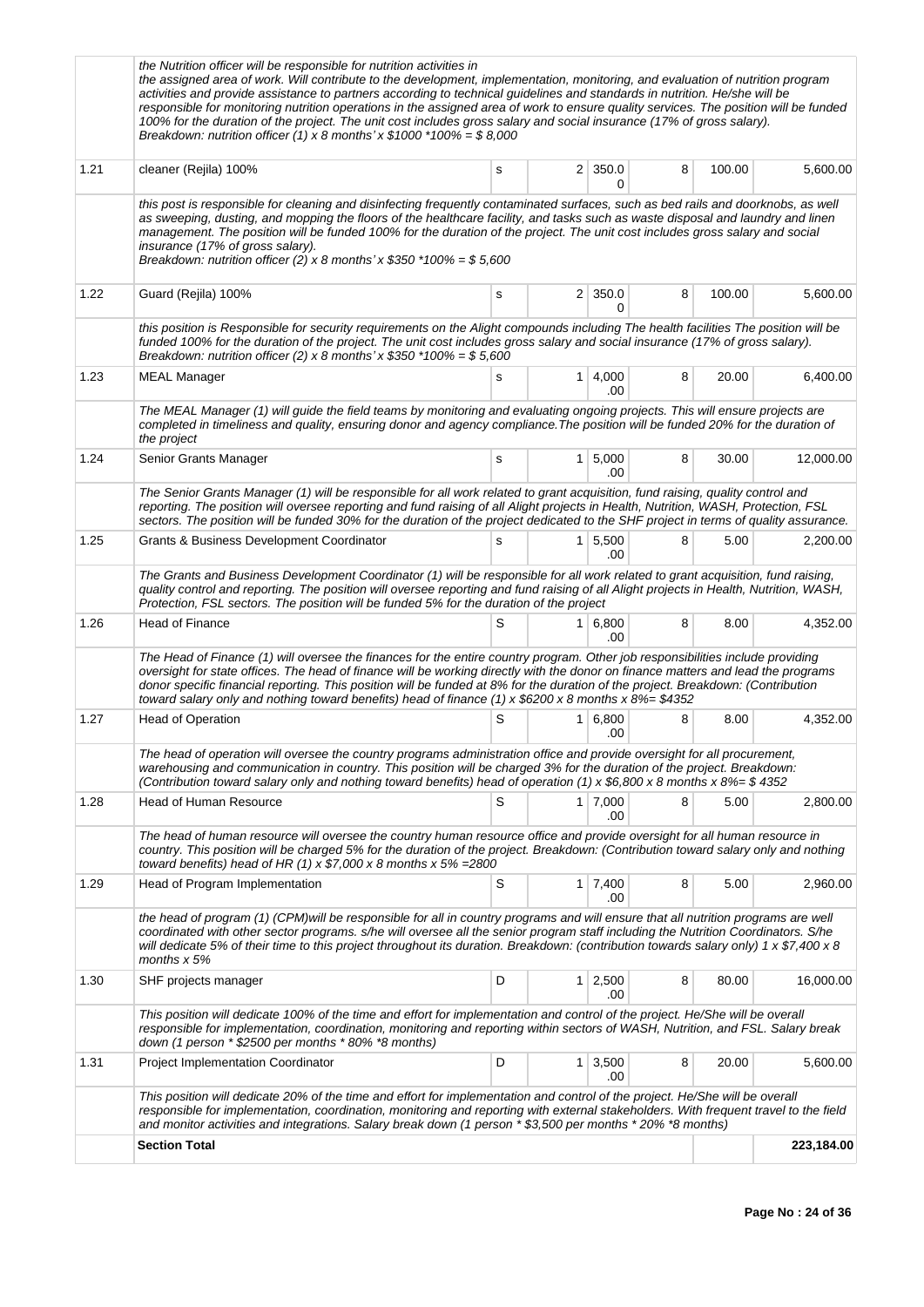| | | | | | | | |
|---|---|---|---|---|---|---|---|
| | *the Nutrition officer will be responsible for nutrition activities in the assigned area of work. Will contribute to the development, implementation, monitoring, and evaluation of nutrition program activities and provide assistance to partners according to technical guidelines and standards in nutrition. He/she will be responsible for monitoring nutrition operations in the assigned area of work to ensure quality services. The position will be funded 100% for the duration of the project. The unit cost includes gross salary and social insurance (17% of gross salary). Breakdown: nutrition officer (1) x 8 months' x $1000 *100% = $ 8,000* | | | | | | |
| 1.21 | cleaner (Rejila) 100% | s | 2 | 350.00 | 8 | 100.00 | 5,600.00 |
| | *this post is responsible for cleaning and disinfecting frequently contaminated surfaces, such as bed rails and doorknobs, as well as sweeping, dusting, and mopping the floors of the healthcare facility, and tasks such as waste disposal and laundry and linen management. The position will be funded 100% for the duration of the project. The unit cost includes gross salary and social insurance (17% of gross salary). Breakdown: nutrition officer (2) x 8 months' x $350 *100% = $ 5,600* | | | | | | |
| 1.22 | Guard (Rejila) 100% | s | 2 | 350.00 | 8 | 100.00 | 5,600.00 |
| | *this position is Responsible for security requirements on the Alight compounds including The health facilities The position will be funded 100% for the duration of the project. The unit cost includes gross salary and social insurance (17% of gross salary). Breakdown: nutrition officer (2) x 8 months' x $350 *100% = $ 5,600* | | | | | | |
| 1.23 | MEAL Manager | s | 1 | 4,000.00 | 8 | 20.00 | 6,400.00 |
| | *The MEAL Manager (1) will guide the field teams by monitoring and evaluating ongoing projects. This will ensure projects are completed in timeliness and quality, ensuring donor and agency compliance.The position will be funded 20% for the duration of the project* | | | | | | |
| 1.24 | Senior Grants Manager | s | 1 | 5,000.00 | 8 | 30.00 | 12,000.00 |
| | *The Senior Grants Manager (1) will be responsible for all work related to grant acquisition, fund raising, quality control and reporting. The position will oversee reporting and fund raising of all Alight projects in Health, Nutrition, WASH, Protection, FSL sectors. The position will be funded 30% for the duration of the project dedicated to the SHF project in terms of quality assurance.* | | | | | | |
| 1.25 | Grants & Business Development Coordinator | s | 1 | 5,500.00 | 8 | 5.00 | 2,200.00 |
| | *The Grants and Business Development Coordinator (1) will be responsible for all work related to grant acquisition, fund raising, quality control and reporting. The position will oversee reporting and fund raising of all Alight projects in Health, Nutrition, WASH, Protection, FSL sectors. The position will be funded 5% for the duration of the project* | | | | | | |
| 1.26 | Head of Finance | S | 1 | 6,800.00 | 8 | 8.00 | 4,352.00 |
| | *The Head of Finance (1) will oversee the finances for the entire country program. Other job responsibilities include providing oversight for state offices. The head of finance will be working directly with the donor on finance matters and lead the programs donor specific financial reporting. This position will be funded at 8% for the duration of the project. Breakdown: (Contribution toward salary only and nothing toward benefits) head of finance (1) x $6200 x 8 months x 8%= $4352* | | | | | | |
| 1.27 | Head of Operation | S | 1 | 6,800.00 | 8 | 8.00 | 4,352.00 |
| | *The head of operation will oversee the country programs administration office and provide oversight for all procurement, warehousing and communication in country. This position will be charged 3% for the duration of the project. Breakdown: (Contribution toward salary only and nothing toward benefits) head of operation (1) x $6,800 x 8 months x 8%= $ 4352* | | | | | | |
| 1.28 | Head of Human Resource | S | 1 | 7,000.00 | 8 | 5.00 | 2,800.00 |
| | *The head of human resource will oversee the country human resource office and provide oversight for all human resource in country. This position will be charged 5% for the duration of the project. Breakdown: (Contribution toward salary only and nothing toward benefits) head of HR (1) x $7,000 x 8 months x 5% =2800* | | | | | | |
| 1.29 | Head of Program Implementation | S | 1 | 7,400.00 | 8 | 5.00 | 2,960.00 |
| | *the head of program (1) (CPM)will be responsible for all in country programs and will ensure that all nutrition programs are well coordinated with other sector programs. s/he will oversee all the senior program staff including the Nutrition Coordinators. S/he will dedicate 5% of their time to this project throughout its duration. Breakdown: (contribution towards salary only) 1 x $7,400 x 8 months x 5%* | | | | | | |
| 1.30 | SHF projects manager | D | 1 | 2,500.00 | 8 | 80.00 | 16,000.00 |
| | *This position will dedicate 100% of the time and effort for implementation and control of the project. He/She will be overall responsible for implementation, coordination, monitoring and reporting within sectors of WASH, Nutrition, and FSL. Salary break down (1 person * $2500 per months * 80% *8 months)* | | | | | | |
| 1.31 | Project Implementation Coordinator | D | 1 | 3,500.00 | 8 | 20.00 | 5,600.00 |
| | *This position will dedicate 20% of the time and effort for implementation and control of the project. He/She will be overall responsible for implementation, coordination, monitoring and reporting with external stakeholders. With frequent travel to the field and monitor activities and integrations. Salary break down (1 person * $3,500 per months * 20% *8 months)* | | | | | | |
| | **Section Total** | | | | | | **223,184.00** |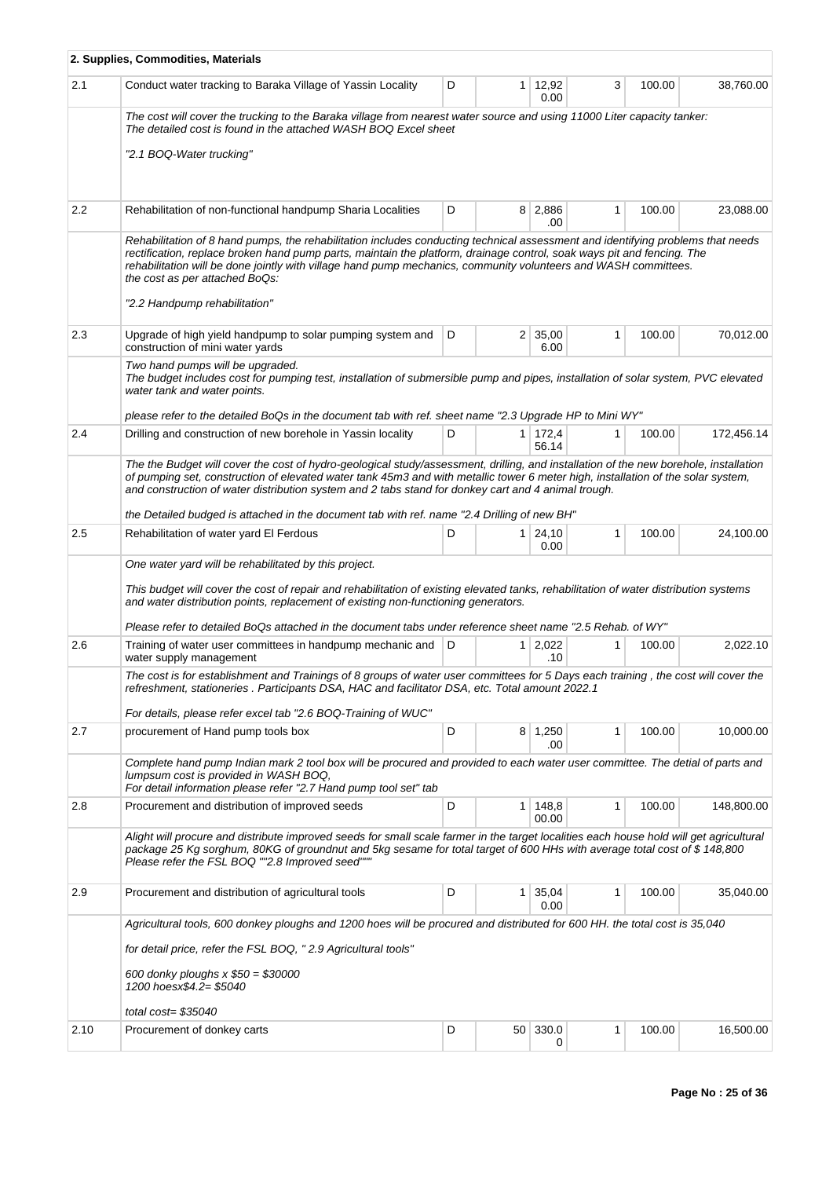**2. Supplies, Commodities, Materials**

| | | | | | | | |
|---|---|---|---|---|---|---|---|
| 2.1 | Conduct water tracking to Baraka Village of Yassin Locality | D | 1 | 12,920.00 | 3 | 100.00 | 38,760.00 |
| | *The cost will cover the trucking to the Baraka village from nearest water source and using 11000 Liter capacity tanker: The detailed cost is found in the attached WASH BOQ Excel sheet*<br><br>*"2.1 BOQ-Water trucking"* | | | | | | |
| 2.2 | Rehabilitation of non-functional handpump Sharia Localities | D | 8 | 2,886.00 | 1 | 100.00 | 23,088.00 |
| | *Rehabilitation of 8 hand pumps, the rehabilitation includes conducting technical assessment and identifying problems that needs rectification, replace broken hand pump parts, maintain the platform, drainage control, soak ways pit and fencing. The rehabilitation will be done jointly with village hand pump mechanics, community volunteers and WASH committees. the cost as per attached BoQs:*<br><br>*"2.2 Handpump rehabilitation"* | | | | | | |
| 2.3 | Upgrade of high yield handpump to solar pumping system and construction of mini water yards | D | 2 | 35,006.00 | 1 | 100.00 | 70,012.00 |
| | *Two hand pumps will be upgraded.*<br>*The budget includes cost for pumping test, installation of submersible pump and pipes, installation of solar system, PVC elevated water tank and water points.*<br><br>*please refer to the detailed BoQs in the document tab with ref. sheet name "2.3 Upgrade HP to Mini WY"* | | | | | | |
| 2.4 | Drilling and construction of new borehole in Yassin locality | D | 1 | 172,456.14 | 1 | 100.00 | 172,456.14 |
| | *The the Budget will cover the cost of hydro-geological study/assessment, drilling, and installation of the new borehole, installation of pumping set, construction of elevated water tank 45m3 and with metallic tower 6 meter high, installation of the solar system, and construction of water distribution system and 2 tabs stand for donkey cart and 4 animal trough.*<br><br>*the Detailed budged is attached in the document tab with ref. name "2.4 Drilling of new BH"* | | | | | | |
| 2.5 | Rehabilitation of water yard El Ferdous | D | 1 | 24,100.00 | 1 | 100.00 | 24,100.00 |
| | *One water yard will be rehabilitated by this project.*<br><br>*This budget will cover the cost of repair and rehabilitation of existing elevated tanks, rehabilitation of water distribution systems and water distribution points, replacement of existing non-functioning generators.*<br><br>*Please refer to detailed BoQs attached in the document tabs under reference sheet name "2.5 Rehab. of WY"* | | | | | | |
| 2.6 | Training of water user committees in handpump mechanic and water supply management | D | 1 | 2,022.10 | 1 | 100.00 | 2,022.10 |
| | *The cost is for establishment and Trainings of 8 groups of water user committees for 5 Days each training , the cost will cover the refreshment, stationeries . Participants DSA, HAC and facilitator DSA, etc. Total amount 2022.1*<br><br>*For details, please refer excel tab "2.6 BOQ-Training of WUC"* | | | | | | |
| 2.7 | procurement of Hand pump tools box | D | 8 | 1,250.00 | 1 | 100.00 | 10,000.00 |
| | *Complete hand pump Indian mark 2 tool box will be procured and provided to each water user committee. The detial of parts and lumpsum cost is provided in WASH BOQ,*<br>*For detail information please refer "2.7 Hand pump tool set" tab* | | | | | | |
| 2.8 | Procurement and distribution of improved seeds | D | 1 | 148,800.00 | 1 | 100.00 | 148,800.00 |
| | *Alight will procure and distribute improved seeds for small scale farmer in the target localities each house hold will get agricultural package 25 Kg sorghum, 80KG of groundnut and 5kg sesame for total target of 600 HHs with average total cost of $ 148,800*<br>*Please refer the FSL BOQ ""2.8 Improved seed""* | | | | | | |
| 2.9 | Procurement and distribution of agricultural tools | D | 1 | 35,040.00 | 1 | 100.00 | 35,040.00 |
| | *Agricultural tools, 600 donkey ploughs and 1200 hoes will be procured and distributed for 600 HH. the total cost is 35,040*<br><br>*for detail price, refer the FSL BOQ, " 2.9 Agricultural tools"*<br><br>*600 donky ploughs x $50 = $30000*<br>*1200 hoesx$4.2= $5040*<br><br>*total cost= $35040* | | | | | | |
| 2.10 | Procurement of donkey carts | D | 50 | 330.00 | 1 | 100.00 | 16,500.00 |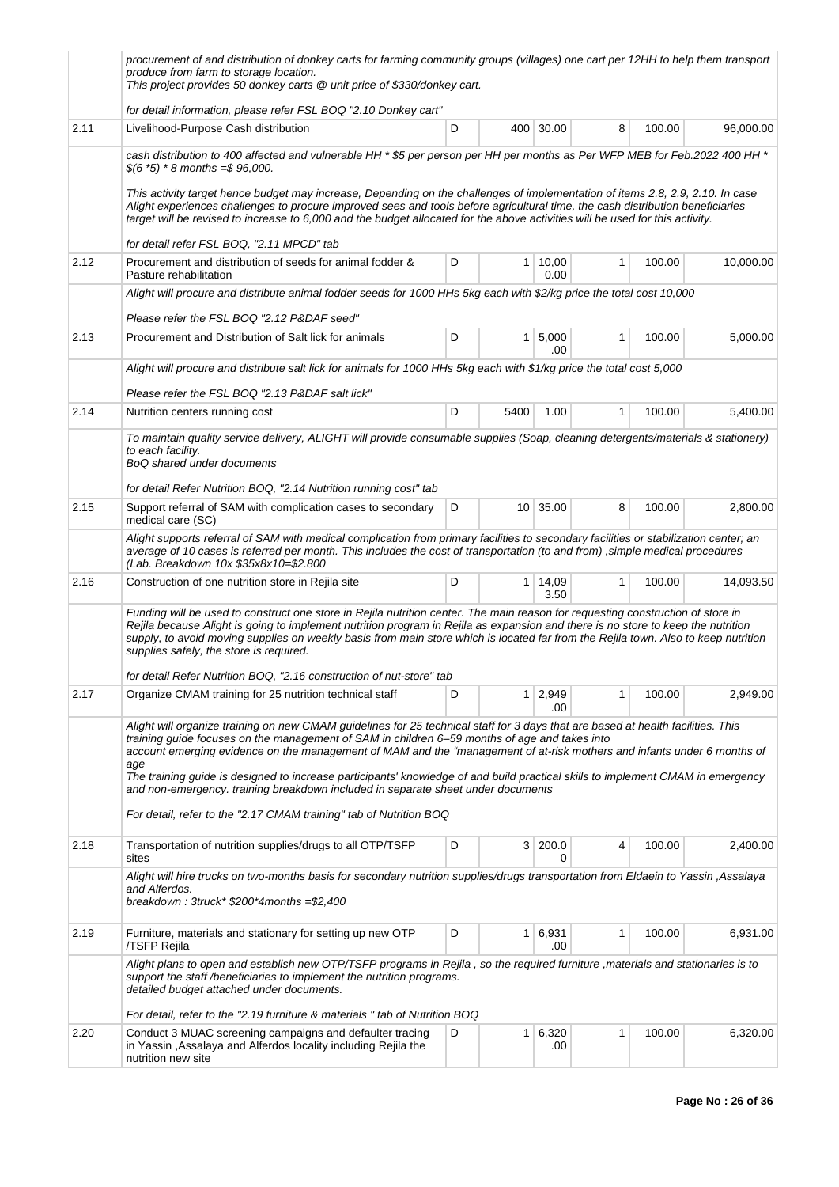| | | | | | | | |
|---|---|---|---|---|---|---|---|
| | *procurement of and distribution of donkey carts for farming community groups (villages) one cart per 12HH to help them transport produce from farm to storage location.<br>This project provides 50 donkey carts @ unit price of $330/donkey cart.<br><br>for detail information, please refer FSL BOQ "2.10 Donkey cart"* | | | | | | |
| 2.11 | Livelihood-Purpose Cash distribution | D | 400 | 30.00 | 8 | 100.00 | 96,000.00 |
| | *cash distribution to 400 affected and vulnerable HH * $5 per person per HH per months as Per WFP MEB for Feb.2022 400 HH * $(6 *5) * 8 months =$ 96,000.<br><br>This activity target hence budget may increase, Depending on the challenges of implementation of items 2.8, 2.9, 2.10. In case Alight experiences challenges to procure improved sees and tools before agricultural time, the cash distribution beneficiaries target will be revised to increase to 6,000 and the budget allocated for the above activities will be used for this activity.<br><br>for detail refer FSL BOQ, "2.11 MPCD" tab* | | | | | | |
| 2.12 | Procurement and distribution of seeds for animal fodder & Pasture rehabilitation | D | 1 | 10,000.00 | 1 | 100.00 | 10,000.00 |
| | *Alight will procure and distribute animal fodder seeds for 1000 HHs 5kg each with $2/kg price the total cost 10,000<br><br>Please refer the FSL BOQ "2.12 P&DAF seed"* | | | | | | |
| 2.13 | Procurement and Distribution of Salt lick for animals | D | 1 | 5,000.00 | 1 | 100.00 | 5,000.00 |
| | *Alight will procure and distribute salt lick for animals for 1000 HHs 5kg each with $1/kg price the total cost 5,000<br><br>Please refer the FSL BOQ "2.13 P&DAF salt lick"* | | | | | | |
| 2.14 | Nutrition centers running cost | D | 5400 | 1.00 | 1 | 100.00 | 5,400.00 |
| | *To maintain quality service delivery, ALIGHT will provide consumable supplies (Soap, cleaning detergents/materials & stationery) to each facility.<br>BoQ shared under documents<br><br>for detail Refer Nutrition BOQ, "2.14 Nutrition running cost" tab* | | | | | | |
| 2.15 | Support referral of SAM with complication cases to secondary medical care (SC) | D | 10 | 35.00 | 8 | 100.00 | 2,800.00 |
| | *Alight supports referral of SAM with medical complication from primary facilities to secondary facilities or stabilization center; an average of 10 cases is referred per month. This includes the cost of transportation (to and from) ,simple medical procedures (Lab. Breakdown 10x $35x8x10=$2.800* | | | | | | |
| 2.16 | Construction of one nutrition store in Rejila site | D | 1 | 14,093.50 | 1 | 100.00 | 14,093.50 |
| | *Funding will be used to construct one store in Rejila nutrition center. The main reason for requesting construction of store in Rejila because Alight is going to implement nutrition program in Rejila as expansion and there is no store to keep the nutrition supply, to avoid moving supplies on weekly basis from main store which is located far from the Rejila town. Also to keep nutrition supplies safely, the store is required.<br><br>for detail Refer Nutrition BOQ, "2.16 construction of nut-store" tab* | | | | | | |
| 2.17 | Organize CMAM training for 25 nutrition technical staff | D | 1 | 2,949.00 | 1 | 100.00 | 2,949.00 |
| | *Alight will organize training on new CMAM guidelines for 25 technical staff for 3 days that are based at health facilities. This training guide focuses on the management of SAM in children 6–59 months of age and takes into account emerging evidence on the management of MAM and the "management of at-risk mothers and infants under 6 months of age<br>The training guide is designed to increase participants' knowledge of and build practical skills to implement CMAM in emergency and non-emergency. training breakdown included in separate sheet under documents<br><br>For detail, refer to the "2.17 CMAM training" tab of Nutrition BOQ* | | | | | | |
| 2.18 | Transportation of nutrition supplies/drugs to all OTP/TSFP sites | D | 3 | 200.00 | 4 | 100.00 | 2,400.00 |
| | *Alight will hire trucks on two-months basis for secondary nutrition supplies/drugs transportation from Eldaein to Yassin ,Assalaya and Alferdos.<br>breakdown : 3truck* $200*4months =$2,400* | | | | | | |
| 2.19 | Furniture, materials and stationary for setting up new OTP /TSFP Rejila | D | 1 | 6,931.00 | 1 | 100.00 | 6,931.00 |
| | *Alight plans to open and establish new OTP/TSFP programs in Rejila , so the required furniture ,materials and stationaries is to support the staff /beneficiaries to implement the nutrition programs.<br>detailed budget attached under documents.<br><br>For detail, refer to the "2.19 furniture & materials " tab of Nutrition BOQ* | | | | | | |
| 2.20 | Conduct 3 MUAC screening campaigns and defaulter tracing in Yassin ,Assalaya and Alferdos locality including Rejila the nutrition new site | D | 1 | 6,320.00 | 1 | 100.00 | 6,320.00 |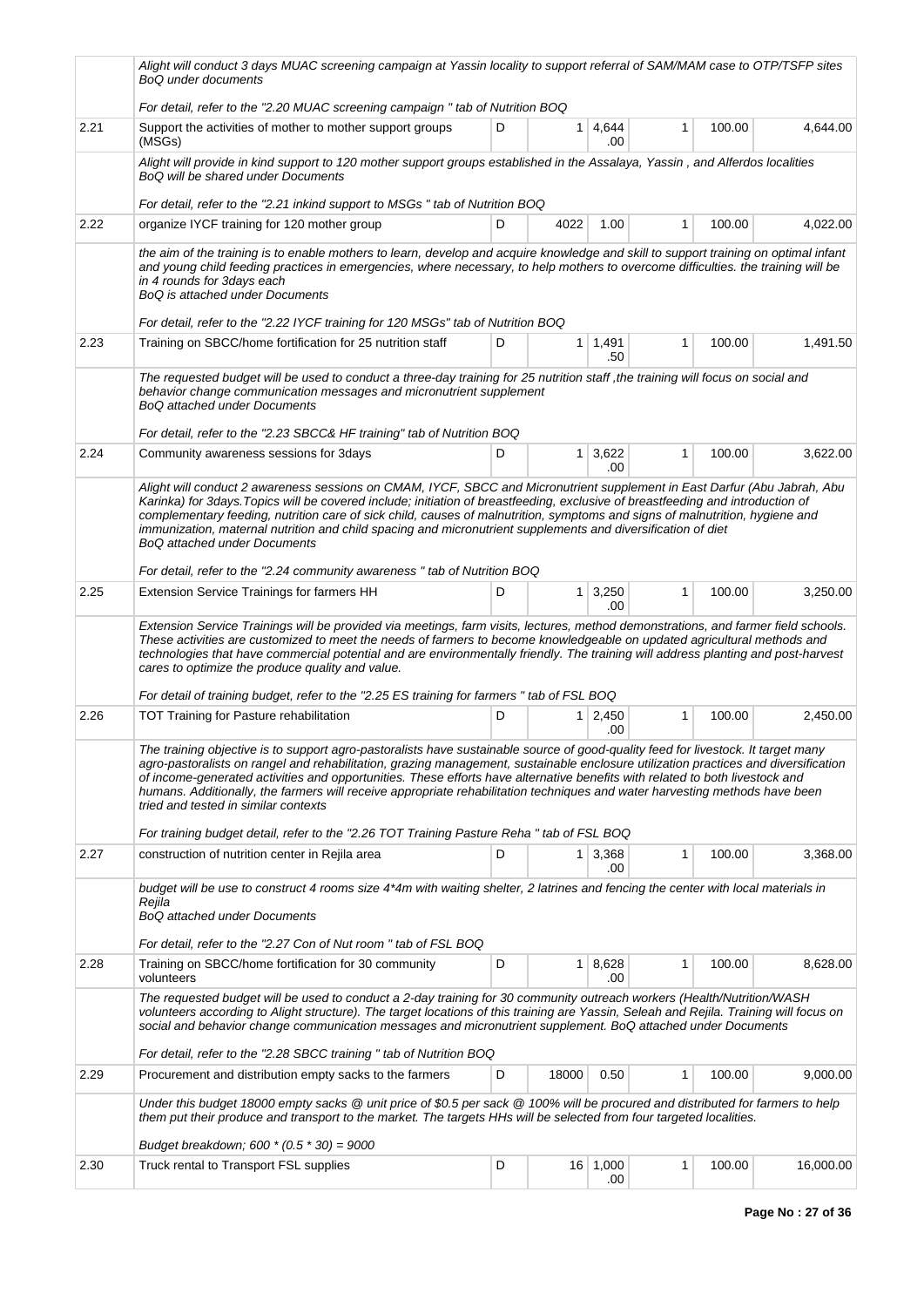| | Alight will conduct 3 days MUAC screening campaign at Yassin locality to support referral of SAM/MAM case to OTP/TSFP sites BoQ under documents<br><br>For detail, refer to the "2.20 MUAC screening campaign " tab of Nutrition BOQ | | | | | | |
|---|---|---|---|---|---|---|---|
| 2.21 | Support the activities of mother to mother support groups (MSGs) | D | 1 | 4,644.00 | 1 | 100.00 | 4,644.00 |
| | Alight will provide in kind support to 120 mother support groups established in the Assalaya, Yassin , and Alferdos localities BoQ will be shared under Documents<br><br>For detail, refer to the "2.21 inkind support to MSGs " tab of Nutrition BOQ | | | | | | |
| 2.22 | organize IYCF training for 120 mother group | D | 4022 | 1.00 | 1 | 100.00 | 4,022.00 |
| | the aim of the training is to enable mothers to learn, develop and acquire knowledge and skill to support training on optimal infant and young child feeding practices in emergencies, where necessary, to help mothers to overcome difficulties. the training will be in 4 rounds for 3days each<br>BoQ is attached under Documents<br><br>For detail, refer to the "2.22 IYCF training for 120 MSGs" tab of Nutrition BOQ | | | | | | |
| 2.23 | Training on SBCC/home fortification for 25 nutrition staff | D | 1 | 1,491.50 | 1 | 100.00 | 1,491.50 |
| | The requested budget will be used to conduct a three-day training for 25 nutrition staff ,the training will focus on social and behavior change communication messages and micronutrient supplement<br>BoQ attached under Documents<br><br>For detail, refer to the "2.23 SBCC& HF training" tab of Nutrition BOQ | | | | | | |
| 2.24 | Community awareness sessions for 3days | D | 1 | 3,622.00 | 1 | 100.00 | 3,622.00 |
| | Alight will conduct 2 awareness sessions on CMAM, IYCF, SBCC and Micronutrient supplement in East Darfur (Abu Jabrah, Abu Karinka) for 3days.Topics will be covered include; initiation of breastfeeding, exclusive of breastfeeding and introduction of complementary feeding, nutrition care of sick child, causes of malnutrition, symptoms and signs of malnutrition, hygiene and immunization, maternal nutrition and child spacing and micronutrient supplements and diversification of diet<br>BoQ attached under Documents<br><br>For detail, refer to the "2.24 community awareness " tab of Nutrition BOQ | | | | | | |
| 2.25 | Extension Service Trainings for farmers HH | D | 1 | 3,250.00 | 1 | 100.00 | 3,250.00 |
| | Extension Service Trainings will be provided via meetings, farm visits, lectures, method demonstrations, and farmer field schools. These activities are customized to meet the needs of farmers to become knowledgeable on updated agricultural methods and technologies that have commercial potential and are environmentally friendly. The training will address planting and post-harvest cares to optimize the produce quality and value.<br><br>For detail of training budget, refer to the "2.25 ES training for farmers " tab of FSL BOQ | | | | | | |
| 2.26 | TOT Training for Pasture rehabilitation | D | 1 | 2,450.00 | 1 | 100.00 | 2,450.00 |
| | The training objective is to support agro-pastoralists have sustainable source of good-quality feed for livestock. It target many agro-pastoralists on rangel and rehabilitation, grazing management, sustainable enclosure utilization practices and diversification of income-generated activities and opportunities. These efforts have alternative benefits with related to both livestock and humans. Additionally, the farmers will receive appropriate rehabilitation techniques and water harvesting methods have been tried and tested in similar contexts<br><br>For training budget detail, refer to the "2.26 TOT Training Pasture Reha " tab of FSL BOQ | | | | | | |
| 2.27 | construction of nutrition center in Rejila area | D | 1 | 3,368.00 | 1 | 100.00 | 3,368.00 |
| | budget will be use to construct 4 rooms size 4*4m with waiting shelter, 2 latrines and fencing the center with local materials in Rejila<br>BoQ attached under Documents<br><br>For detail, refer to the "2.27 Con of Nut room " tab of FSL BOQ | | | | | | |
| 2.28 | Training on SBCC/home fortification for 30 community volunteers | D | 1 | 8,628.00 | 1 | 100.00 | 8,628.00 |
| | The requested budget will be used to conduct a 2-day training for 30 community outreach workers (Health/Nutrition/WASH volunteers according to Alight structure). The target locations of this training are Yassin, Seleah and Rejila. Training will focus on social and behavior change communication messages and micronutrient supplement. BoQ attached under Documents<br><br>For detail, refer to the "2.28 SBCC training " tab of Nutrition BOQ | | | | | | |
| 2.29 | Procurement and distribution empty sacks to the farmers | D | 18000 | 0.50 | 1 | 100.00 | 9,000.00 |
| | Under this budget 18000 empty sacks @ unit price of $0.5 per sack @ 100% will be procured and distributed for farmers to help them put their produce and transport to the market. The targets HHs will be selected from four targeted localities.<br><br>Budget breakdown; 600 * (0.5 * 30) = 9000 | | | | | | |
| 2.30 | Truck rental to Transport FSL supplies | D | 16 | 1,000.00 | 1 | 100.00 | 16,000.00 |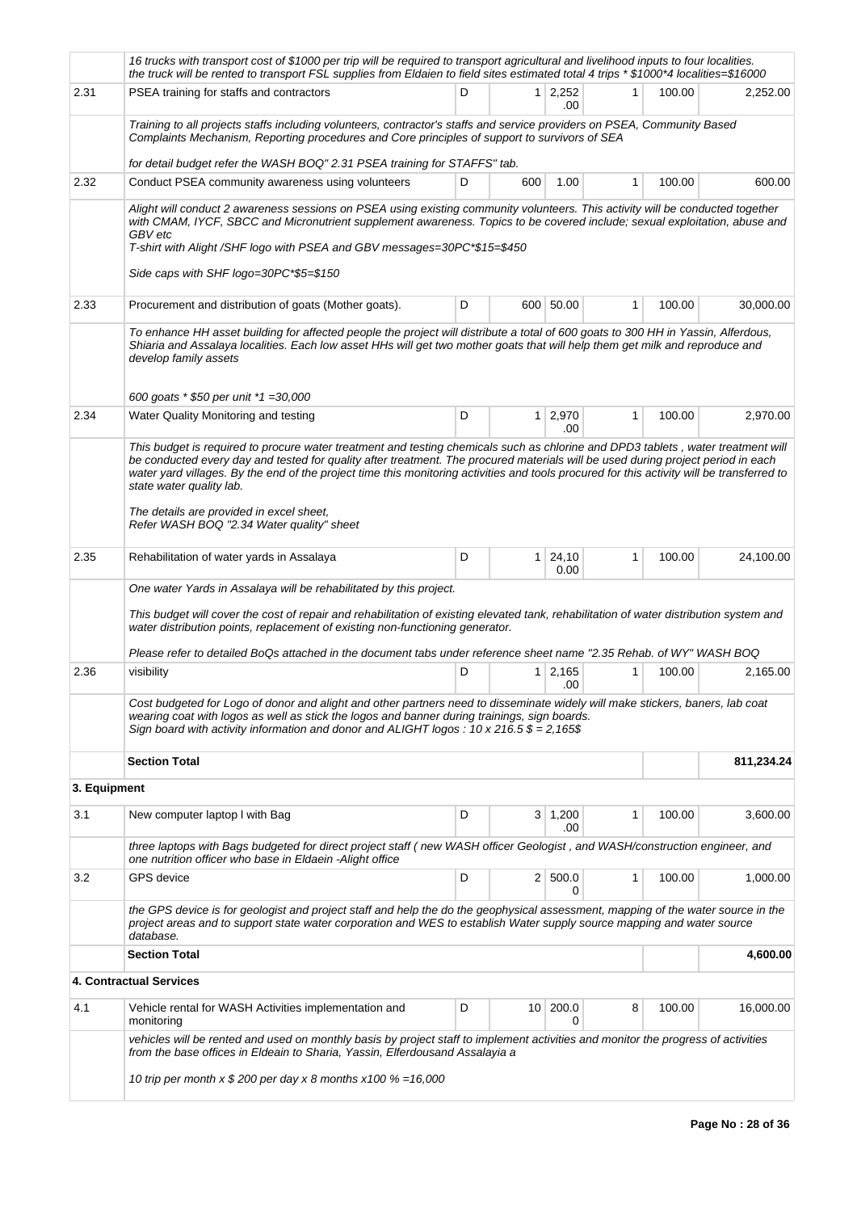| | | | | | | | |
|---|---|---|---|---|---|---|---|
| | *16 trucks with transport cost of $1000 per trip will be required to transport agricultural and livelihood inputs to four localities. the truck will be rented to transport FSL supplies from Eldaien to field sites estimated total 4 trips * $1000*4 localities=$16000* | | | | | | |
| 2.31 | PSEA training for staffs and contractors | D | 1 | 2,252.00 | 1 | 100.00 | 2,252.00 |
| | *Training to all projects staffs including volunteers, contractor's staffs and service providers on PSEA, Community Based Complaints Mechanism, Reporting procedures and Core principles of support to survivors of SEA*<br><br>*for detail budget refer the WASH BOQ" 2.31 PSEA training for STAFFS" tab.* | | | | | | |
| 2.32 | Conduct PSEA community awareness using volunteers | D | 600 | 1.00 | 1 | 100.00 | 600.00 |
| | *Alight will conduct 2 awareness sessions on PSEA using existing community volunteers. This activity will be conducted together with CMAM, IYCF, SBCC and Micronutrient supplement awareness. Topics to be covered include; sexual exploitation, abuse and GBV etc*<br>*T-shirt with Alight /SHF logo with PSEA and GBV messages=30PC*$15=$450*<br><br>*Side caps with SHF logo=30PC*$5=$150* | | | | | | |
| 2.33 | Procurement and distribution of goats (Mother goats). | D | 600 | 50.00 | 1 | 100.00 | 30,000.00 |
| | *To enhance HH asset building for affected people the project will distribute a total of 600 goats to 300 HH in Yassin, Alferdous, Shiaria and Assalaya localities. Each low asset HHs will get two mother goats that will help them get milk and reproduce and develop family assets*<br><br>*600 goats * $50 per unit *1 =30,000* | | | | | | |
| 2.34 | Water Quality Monitoring and testing | D | 1 | 2,970.00 | 1 | 100.00 | 2,970.00 |
| | *This budget is required to procure water treatment and testing chemicals such as chlorine and DPD3 tablets , water treatment will be conducted every day and tested for quality after treatment. The procured materials will be used during project period in each water yard villages. By the end of the project time this monitoring activities and tools procured for this activity will be transferred to state water quality lab.*<br><br>*The details are provided in excel sheet,*<br>*Refer WASH BOQ "2.34 Water quality" sheet* | | | | | | |
| 2.35 | Rehabilitation of water yards in Assalaya | D | 1 | 24,100.00 | 1 | 100.00 | 24,100.00 |
| | *One water Yards in Assalaya will be rehabilitated by this project.*<br><br>*This budget will cover the cost of repair and rehabilitation of existing elevated tank, rehabilitation of water distribution system and water distribution points, replacement of existing non-functioning generator.*<br><br>*Please refer to detailed BoQs attached in the document tabs under reference sheet name "2.35 Rehab. of WY" WASH BOQ* | | | | | | |
| 2.36 | visibility | D | 1 | 2,165.00 | 1 | 100.00 | 2,165.00 |
| | *Cost budgeted for Logo of donor and alight and other partners need to disseminate widely will make stickers, baners, lab coat wearing coat with logos as well as stick the logos and banner during trainings, sign boards.*<br>*Sign board with activity information and donor and ALIGHT logos : 10 x 216.5 $ = 2,165$* | | | | | | |
| | **Section Total** | | | | | | **811,234.24** |
| **3. Equipment** | | | | | | | |
| 3.1 | New computer laptop l with Bag | D | 3 | 1,200.00 | 1 | 100.00 | 3,600.00 |
| | *three laptops with Bags budgeted for direct project staff ( new WASH officer Geologist , and WASH/construction engineer, and one nutrition officer who base in Eldaein -Alight office* | | | | | | |
| 3.2 | GPS device | D | 2 | 500.00 | 1 | 100.00 | 1,000.00 |
| | *the GPS device is for geologist and project staff and help the do the geophysical assessment, mapping of the water source in the project areas and to support state water corporation and WES to establish Water supply source mapping and water source database.* | | | | | | |
| | **Section Total** | | | | | | **4,600.00** |
| **4. Contractual Services** | | | | | | | |
| 4.1 | Vehicle rental for WASH Activities implementation and monitoring | D | 10 | 200.00 | 8 | 100.00 | 16,000.00 |
| | *vehicles will be rented and used on monthly basis by project staff to implement activities and monitor the progress of activities from the base offices in Eldeain to Sharia, Yassin, Elferdousand Assalayia a*<br><br>*10 trip per month x $ 200 per day x 8 months x100 % =16,000* | | | | | | |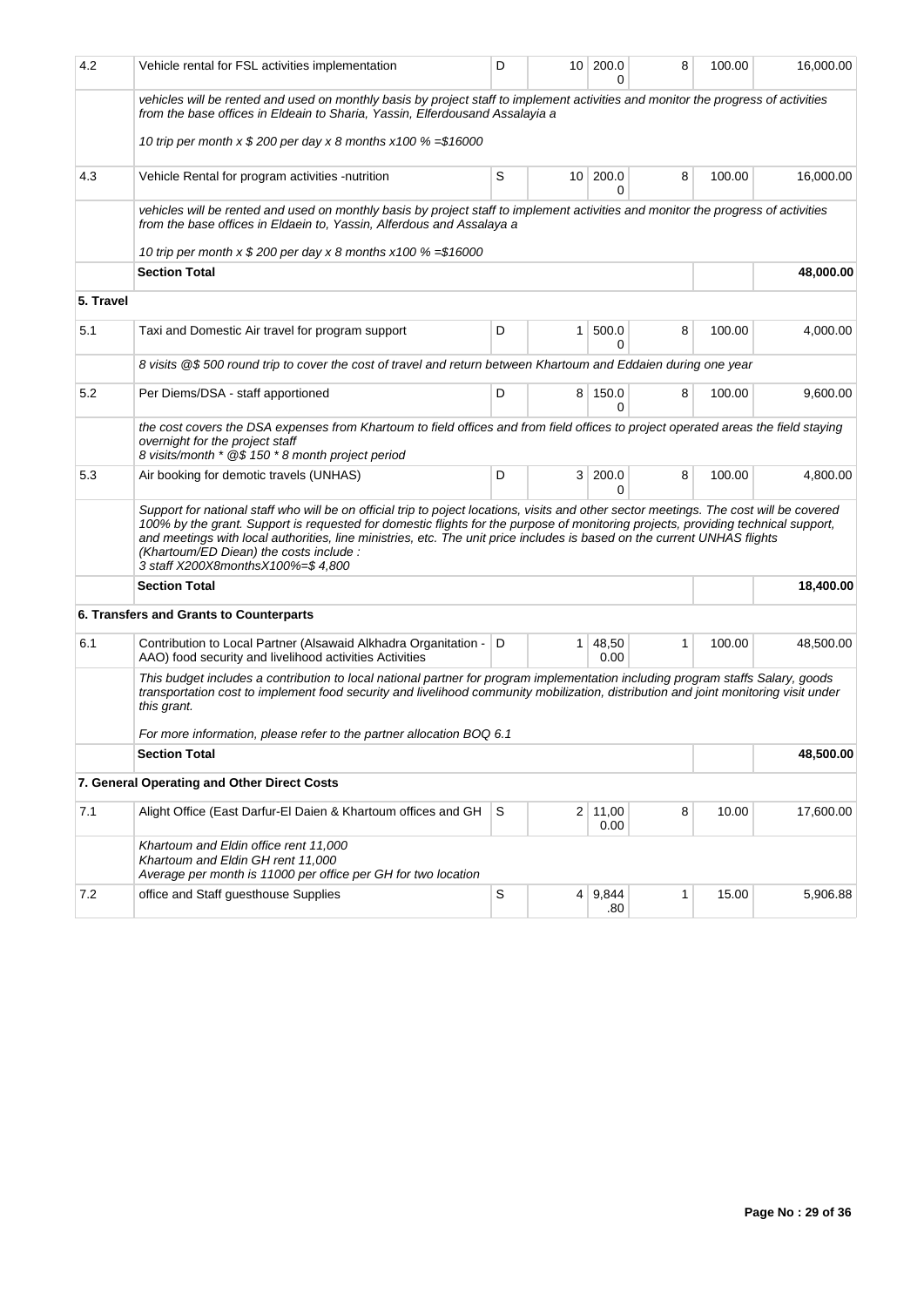| | | | | | | | |
|---|---|---|---|---|---|---|---|
| 4.2 | Vehicle rental for FSL activities implementation | D | 10 | 200.00 | 8 | 100.00 | 16,000.00 |
| | *vehicles will be rented and used on monthly basis by project staff to implement activities and monitor the progress of activities from the base offices in Eldeain to Sharia, Yassin, Elferdousand Assalayia a*<br><br>*10 trip per month x $ 200 per day x 8 months x100 % =$16000* | | | | | | |
| 4.3 | Vehicle Rental for program activities -nutrition | S | 10 | 200.00 | 8 | 100.00 | 16,000.00 |
| | *vehicles will be rented and used on monthly basis by project staff to implement activities and monitor the progress of activities from the base offices in Eldaein to, Yassin, Alferdous and Assalaya a*<br><br>*10 trip per month x $ 200 per day x 8 months x100 % =$16000* | | | | | | |
| | **Section Total** | | | | | | **48,000.00** |
| **5. Travel** | | | | | | | |
| 5.1 | Taxi and Domestic Air travel for program support | D | 1 | 500.00 | 8 | 100.00 | 4,000.00 |
| | *8 visits @$ 500 round trip to cover the cost of travel and return between Khartoum and Eddaien during one year* | | | | | | |
| 5.2 | Per Diems/DSA - staff apportioned | D | 8 | 150.00 | 8 | 100.00 | 9,600.00 |
| | *the cost covers the DSA expenses from Khartoum to field offices and from field offices to project operated areas the field staying overnight for the project staff*<br>*8 visits/month * @$ 150 * 8 month project period* | | | | | | |
| 5.3 | Air booking for demotic travels (UNHAS) | D | 3 | 200.00 | 8 | 100.00 | 4,800.00 |
| | *Support for national staff who will be on official trip to poject locations, visits and other sector meetings. The cost will be covered 100% by the grant. Support is requested for domestic flights for the purpose of monitoring projects, providing technical support, and meetings with local authorities, line ministries, etc. The unit price includes is based on the current UNHAS flights (Khartoum/ED Diean) the costs include :*<br>*3 staff X200X8monthsX100%=$ 4,800* | | | | | | |
| | **Section Total** | | | | | | **18,400.00** |
| | **6. Transfers and Grants to Counterparts** | | | | | | |
| 6.1 | Contribution to Local Partner (Alsawaid Alkhadra Organitation - AAO) food security and livelihood activities Activities | D | 1 | 48,500.00 | 1 | 100.00 | 48,500.00 |
| | *This budget includes a contribution to local national partner for program implementation including program staffs Salary, goods transportation cost to implement food security and livelihood community mobilization, distribution and joint monitoring visit under this grant.*<br><br>*For more information, please refer to the partner allocation BOQ 6.1* | | | | | | |
| | **Section Total** | | | | | | **48,500.00** |
| | **7. General Operating and Other Direct Costs** | | | | | | |
| 7.1 | Alight Office (East Darfur-El Daien & Khartoum offices and GH | S | 2 | 11,000.00 | 8 | 10.00 | 17,600.00 |
| | *Khartoum and Eldin office rent 11,000*<br>*Khartoum and Eldin GH rent 11,000*<br>*Average per month is 11000 per office per GH for two location* | | | | | | |
| 7.2 | office and Staff guesthouse Supplies | S | 4 | 9,844.80 | 1 | 15.00 | 5,906.88 |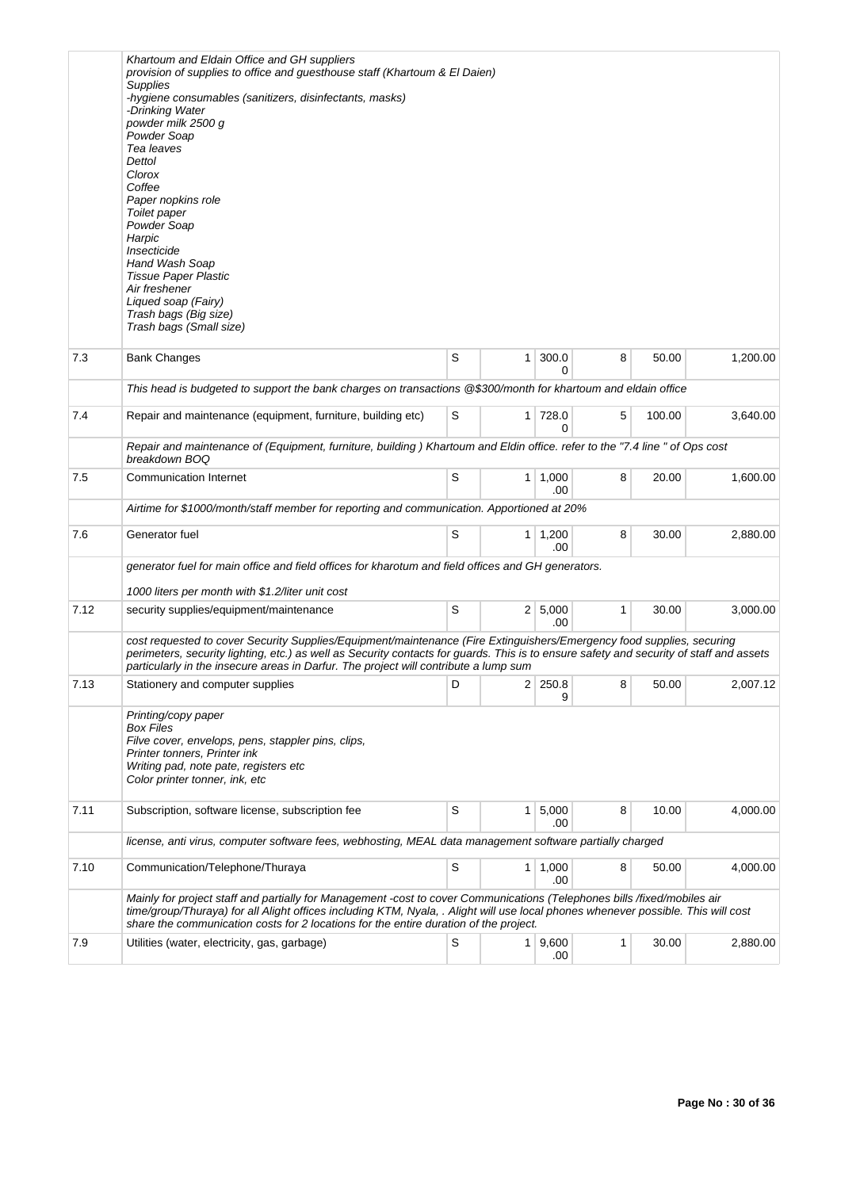| | | | | | | | |
|---|---|---|---|---|---|---|---|
| | *Khartoum and Eldain Office and GH suppliers*<br>*provision of supplies to office and guesthouse staff (Khartoum & El Daien)*<br>*Supplies*<br>*-hygiene consumables (sanitizers, disinfectants, masks)*<br>*-Drinking Water*<br>*powder milk 2500 g*<br>*Powder Soap*<br>*Tea leaves*<br>*Dettol*<br>*Clorox*<br>*Coffee*<br>*Paper nopkins role*<br>*Toilet paper*<br>*Powder Soap*<br>*Harpic*<br>*Insecticide*<br>*Hand Wash Soap*<br>*Tissue Paper Plastic*<br>*Air freshener*<br>*Liqued soap (Fairy)*<br>*Trash bags (Big size)*<br>*Trash bags (Small size)* | | | | | | |
| 7.3 | Bank Changes | S | 1 | 300.00 | 8 | 50.00 | 1,200.00 |
| | *This head is budgeted to support the bank charges on transactions @$300/month for khartoum and eldain office* | | | | | | |
| 7.4 | Repair and maintenance (equipment, furniture, building etc) | S | 1 | 728.00 | 5 | 100.00 | 3,640.00 |
| | *Repair and maintenance of (Equipment, furniture, building ) Khartoum and Eldin office. refer to the "7.4 line " of Ops cost breakdown BOQ* | | | | | | |
| 7.5 | Communication Internet | S | 1 | 1,000.00 | 8 | 20.00 | 1,600.00 |
| | *Airtime for $1000/month/staff member for reporting and communication. Apportioned at 20%* | | | | | | |
| 7.6 | Generator fuel | S | 1 | 1,200.00 | 8 | 30.00 | 2,880.00 |
| | *generator fuel for main office and field offices for kharotum and field offices and GH generators.*<br><br>*1000 liters per month with $1.2/liter unit cost* | | | | | | |
| 7.12 | security supplies/equipment/maintenance | S | 2 | 5,000.00 | 1 | 30.00 | 3,000.00 |
| | *cost requested to cover Security Supplies/Equipment/maintenance (Fire Extinguishers/Emergency food supplies, securing perimeters, security lighting, etc.) as well as Security contacts for guards. This is to ensure safety and security of staff and assets particularly in the insecure areas in Darfur. The project will contribute a lump sum* | | | | | | |
| 7.13 | Stationery and computer supplies | D | 2 | 250.89 | 8 | 50.00 | 2,007.12 |
| | *Printing/copy paper*<br>*Box Files*<br>*Filve cover, envelops, pens, stappler pins, clips,*<br>*Printer tonners, Printer ink*<br>*Writing pad, note pate, registers etc*<br>*Color printer tonner, ink, etc* | | | | | | |
| 7.11 | Subscription, software license, subscription fee | S | 1 | 5,000.00 | 8 | 10.00 | 4,000.00 |
| | *license, anti virus, computer software fees, webhosting, MEAL data management software partially charged* | | | | | | |
| 7.10 | Communication/Telephone/Thuraya | S | 1 | 1,000.00 | 8 | 50.00 | 4,000.00 |
| | *Mainly for project staff and partially for Management -cost to cover Communications (Telephones bills /fixed/mobiles air time/group/Thuraya) for all Alight offices including KTM, Nyala, . Alight will use local phones whenever possible. This will cost share the communication costs for 2 locations for the entire duration of the project.* | | | | | | |
| 7.9 | Utilities (water, electricity, gas, garbage) | S | 1 | 9,600.00 | 1 | 30.00 | 2,880.00 |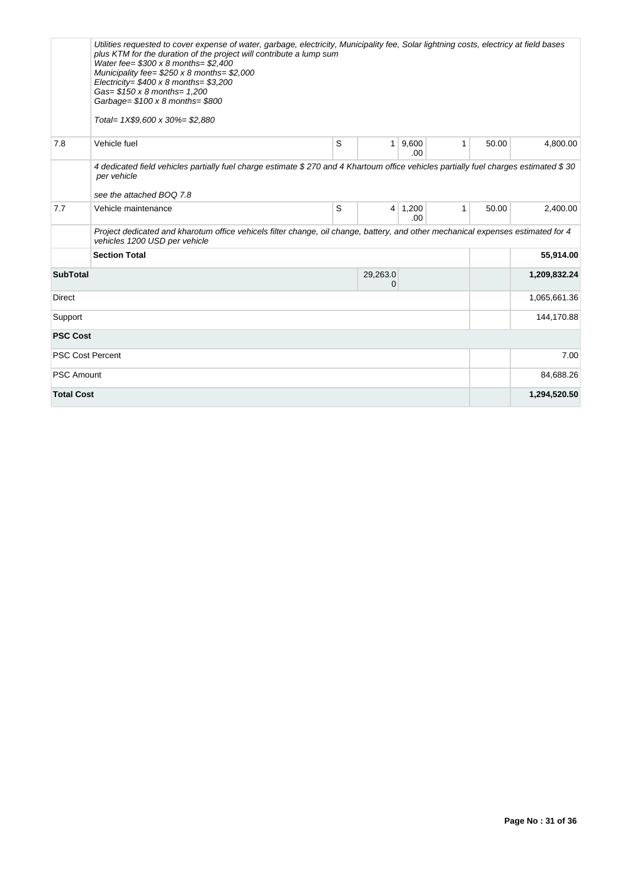| | | | | | | | |
|---|---|---|---|---|---|---|---|
| | *Utilities requested to cover expense of water, garbage, electricity, Municipality fee, Solar lightning costs, electricy at field bases plus KTM for the duration of the project will contribute a lump sum*<br>*Water fee= $300 x 8 months= $2,400*<br>*Municipality fee= $250 x 8 months= $2,000*<br>*Electricity= $400 x 8 months= $3,200*<br>*Gas= $150 x 8 months= 1,200*<br>*Garbage= $100 x 8 months= $800*<br><br>*Total= 1X$9,600 x 30%= $2,880* | | | | | | |
| 7.8 | Vehicle fuel | S | 1 | 9,600.00 | 1 | 50.00 | 4,800.00 |
| | *4 dedicated field vehicles partially fuel charge estimate $ 270 and 4 Khartoum office vehicles partially fuel charges estimated $ 30 per vehicle*<br><br>*see the attached BOQ 7.8* | | | | | | |
| 7.7 | Vehicle maintenance | S | 4 | 1,200.00 | 1 | 50.00 | 2,400.00 |
| | *Project dedicated and kharotum office vehicels filter change, oil change, battery, and other mechanical expenses estimated for 4 vehicles 1200 USD per vehicle* | | | | | | |
| | **Section Total** | | | | | | **55,914.00** |
| **SubTotal** | | | 29,263.00 | | | | **1,209,832.24** |
| Direct | | | | | | | 1,065,661.36 |
| Support | | | | | | | 144,170.88 |
| **PSC Cost** | | | | | | | |
| PSC Cost Percent | | | | | | | 7.00 |
| PSC Amount | | | | | | | 84,688.26 |
| **Total Cost** | | | | | | | **1,294,520.50** |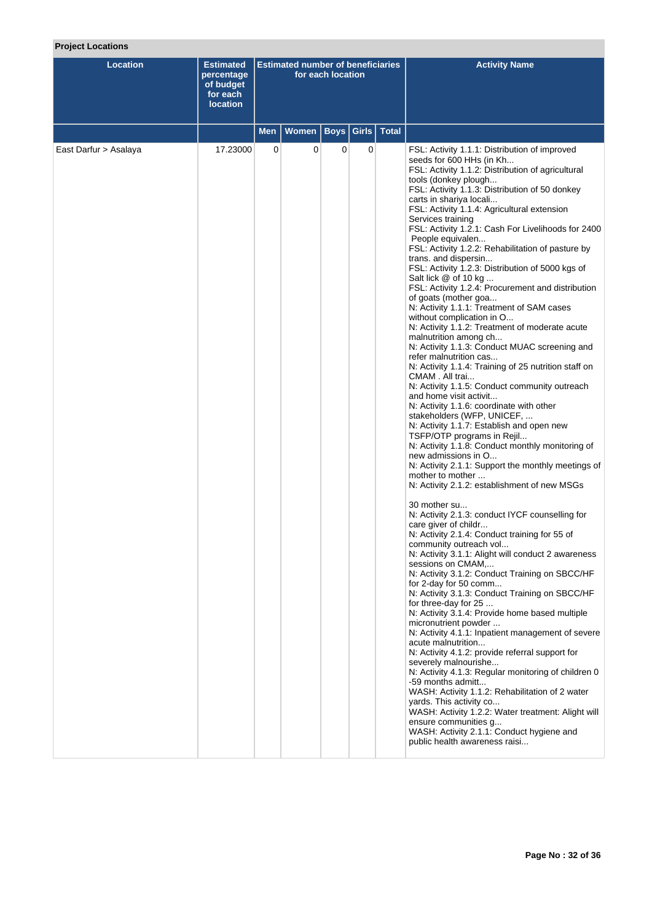**Project Locations**

| Location | Estimated percentage of budget for each location | Estimated number of beneficiaries for each location | | | | | Activity Name |
|---|---|---|---|---|---|---|---|
| | | Men | Women | Boys | Girls | Total | |
| East Darfur > Asalaya | 17.23000 | 0 | 0 | 0 | 0 | | FSL: Activity 1.1.1: Distribution of improved seeds for 600 HHs (in Kh...<br>FSL: Activity 1.1.2: Distribution of agricultural tools (donkey plough...<br>FSL: Activity 1.1.3: Distribution of 50 donkey carts in shariya locali...<br>FSL: Activity 1.1.4: Agricultural extension Services training<br>FSL: Activity 1.2.1: Cash For Livelihoods for 2400 People equivalen...<br>FSL: Activity 1.2.2: Rehabilitation of pasture by trans. and dispersin...<br>FSL: Activity 1.2.3: Distribution of 5000 kgs of Salt lick @ of 10 kg ...<br>FSL: Activity 1.2.4: Procurement and distribution of goats (mother goa...<br>N: Activity 1.1.1: Treatment of SAM cases without complication in O...<br>N: Activity 1.1.2: Treatment of moderate acute malnutrition among ch...<br>N: Activity 1.1.3: Conduct MUAC screening and refer malnutrition cas...<br>N: Activity 1.1.4: Training of 25 nutrition staff on CMAM . All trai...<br>N: Activity 1.1.5: Conduct community outreach and home visit activit...<br>N: Activity 1.1.6: coordinate with other stakeholders (WFP, UNICEF, ...<br>N: Activity 1.1.7: Establish and open new TSFP/OTP programs in Rejil...<br>N: Activity 1.1.8: Conduct monthly monitoring of new admissions in O...<br>N: Activity 2.1.1: Support the monthly meetings of mother to mother ...<br>N: Activity 2.1.2: establishment of new MSGs<br><br>30 mother su...<br>N: Activity 2.1.3: conduct IYCF counselling for care giver of childr...<br>N: Activity 2.1.4: Conduct training for 55 of community outreach vol...<br>N: Activity 3.1.1: Alight will conduct 2 awareness sessions on CMAM,...<br>N: Activity 3.1.2: Conduct Training on SBCC/HF for 2-day for 50 comm...<br>N: Activity 3.1.3: Conduct Training on SBCC/HF for three-day for 25 ...<br>N: Activity 3.1.4: Provide home based multiple micronutrient powder ...<br>N: Activity 4.1.1: Inpatient management of severe acute malnutrition...<br>N: Activity 4.1.2: provide referral support for severely malnourishe...<br>N: Activity 4.1.3: Regular monitoring of children 0 -59 months admitt...<br>WASH: Activity 1.1.2: Rehabilitation of 2 water yards. This activity co...<br>WASH: Activity 1.2.2: Water treatment: Alight will ensure communities g...<br>WASH: Activity 2.1.1: Conduct hygiene and public health awareness raisi... |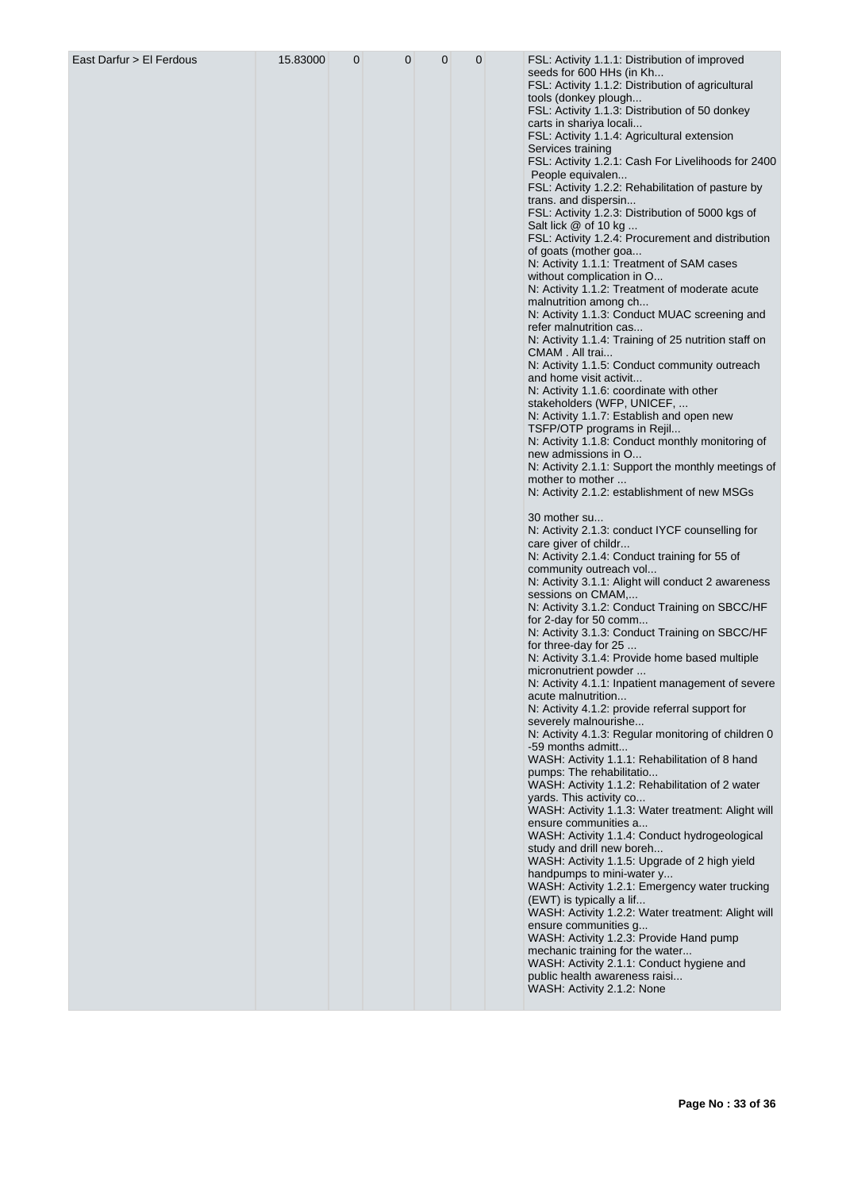| East Darfur > El Ferdous | 15.83000 | 0 | 0 | 0 | 0 | | FSL: Activity 1.1.1: Distribution of improved seeds for 600 HHs (in Kh...<br>FSL: Activity 1.1.2: Distribution of agricultural tools (donkey plough...<br>FSL: Activity 1.1.3: Distribution of 50 donkey carts in shariya locali...<br>FSL: Activity 1.1.4: Agricultural extension Services training<br>FSL: Activity 1.2.1: Cash For Livelihoods for 2400 People equivalen...<br>FSL: Activity 1.2.2: Rehabilitation of pasture by trans. and dispersin...<br>FSL: Activity 1.2.3: Distribution of 5000 kgs of Salt lick @ of 10 kg ...<br>FSL: Activity 1.2.4: Procurement and distribution of goats (mother goa...<br>N: Activity 1.1.1: Treatment of SAM cases without complication in O...<br>N: Activity 1.1.2: Treatment of moderate acute malnutrition among ch...<br>N: Activity 1.1.3: Conduct MUAC screening and refer malnutrition cas...<br>N: Activity 1.1.4: Training of 25 nutrition staff on CMAM . All trai...<br>N: Activity 1.1.5: Conduct community outreach and home visit activit...<br>N: Activity 1.1.6: coordinate with other stakeholders (WFP, UNICEF, ...<br>N: Activity 1.1.7: Establish and open new TSFP/OTP programs in Rejil...<br>N: Activity 1.1.8: Conduct monthly monitoring of new admissions in O...<br>N: Activity 2.1.1: Support the monthly meetings of mother to mother ...<br>N: Activity 2.1.2: establishment of new MSGs<br><br>30 mother su...<br>N: Activity 2.1.3: conduct IYCF counselling for care giver of childr...<br>N: Activity 2.1.4: Conduct training for 55 of community outreach vol...<br>N: Activity 3.1.1: Alight will conduct 2 awareness sessions on CMAM,...<br>N: Activity 3.1.2: Conduct Training on SBCC/HF for 2-day for 50 comm...<br>N: Activity 3.1.3: Conduct Training on SBCC/HF for three-day for 25 ...<br>N: Activity 3.1.4: Provide home based multiple micronutrient powder ...<br>N: Activity 4.1.1: Inpatient management of severe acute malnutrition...<br>N: Activity 4.1.2: provide referral support for severely malnourishe...<br>N: Activity 4.1.3: Regular monitoring of children 0 -59 months admitt...<br>WASH: Activity 1.1.1: Rehabilitation of 8 hand pumps: The rehabilitatio...<br>WASH: Activity 1.1.2: Rehabilitation of 2 water yards. This activity co...<br>WASH: Activity 1.1.3: Water treatment: Alight will ensure communities a...<br>WASH: Activity 1.1.4: Conduct hydrogeological study and drill new boreh...<br>WASH: Activity 1.1.5: Upgrade of 2 high yield handpumps to mini-water y...<br>WASH: Activity 1.2.1: Emergency water trucking (EWT) is typically a lif...<br>WASH: Activity 1.2.2: Water treatment: Alight will ensure communities g...<br>WASH: Activity 1.2.3: Provide Hand pump mechanic training for the water...<br>WASH: Activity 2.1.1: Conduct hygiene and public health awareness raisi...<br>WASH: Activity 2.1.2: None |
|---|---|---|---|---|---|---|---|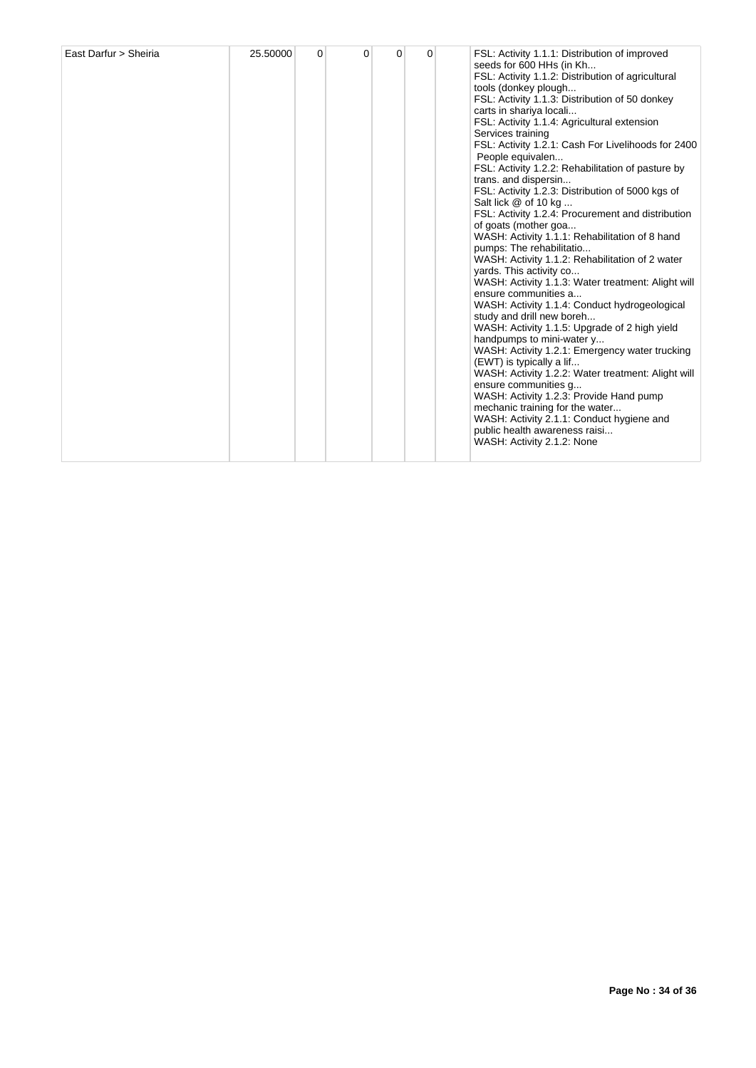| | | | | | | | |
|---|---|---|---|---|---|---|---|
| East Darfur > Sheiria | 25.50000 | 0 | 0 | 0 | 0 | | FSL: Activity 1.1.1: Distribution of improved seeds for 600 HHs (in Kh...<br>FSL: Activity 1.1.2: Distribution of agricultural tools (donkey plough...<br>FSL: Activity 1.1.3: Distribution of 50 donkey carts in shariya locali...<br>FSL: Activity 1.1.4: Agricultural extension Services training<br>FSL: Activity 1.2.1: Cash For Livelihoods for 2400 People equivalen...<br>FSL: Activity 1.2.2: Rehabilitation of pasture by trans. and dispersin...<br>FSL: Activity 1.2.3: Distribution of 5000 kgs of Salt lick @ of 10 kg ...<br>FSL: Activity 1.2.4: Procurement and distribution of goats (mother goa...<br>WASH: Activity 1.1.1: Rehabilitation of 8 hand pumps: The rehabilitatio...<br>WASH: Activity 1.1.2: Rehabilitation of 2 water yards. This activity co...<br>WASH: Activity 1.1.3: Water treatment: Alight will ensure communities a...<br>WASH: Activity 1.1.4: Conduct hydrogeological study and drill new boreh...<br>WASH: Activity 1.1.5: Upgrade of 2 high yield handpumps to mini-water y...<br>WASH: Activity 1.2.1: Emergency water trucking (EWT) is typically a lif...<br>WASH: Activity 1.2.2: Water treatment: Alight will ensure communities g...<br>WASH: Activity 1.2.3: Provide Hand pump mechanic training for the water...<br>WASH: Activity 2.1.1: Conduct hygiene and public health awareness raisi...<br>WASH: Activity 2.1.2: None |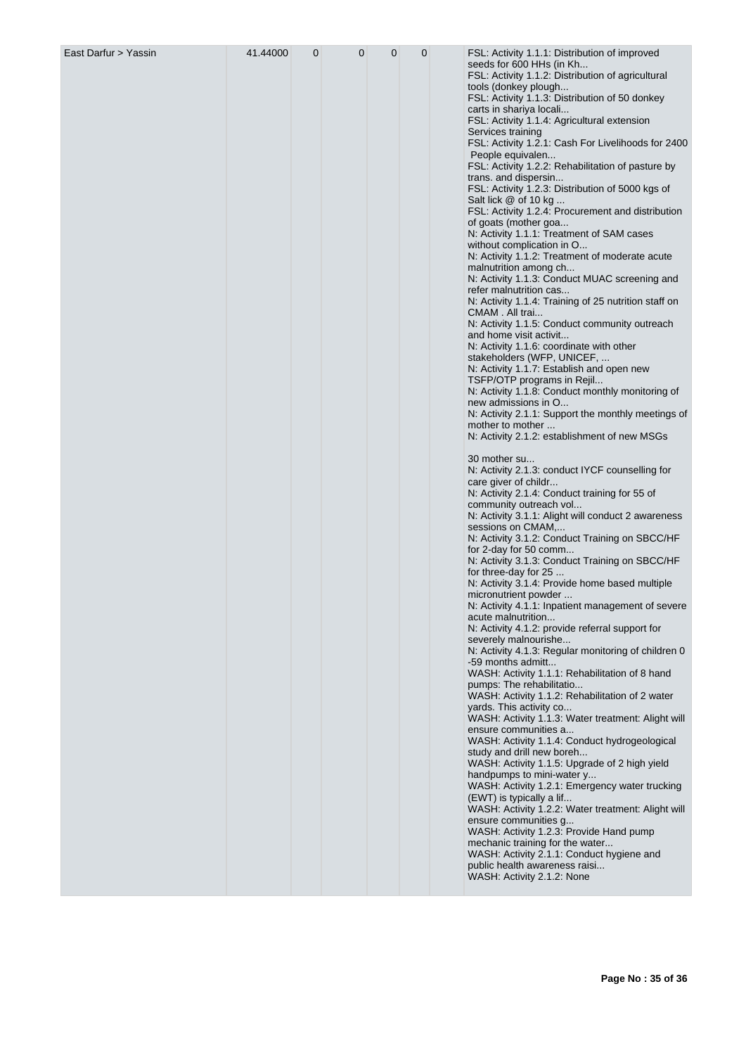| East Darfur > Yassin | 41.44000 | 0 | 0 | 0 | 0 | | FSL: Activity 1.1.1: Distribution of improved seeds for 600 HHs (in Kh...<br>FSL: Activity 1.1.2: Distribution of agricultural tools (donkey plough...<br>FSL: Activity 1.1.3: Distribution of 50 donkey carts in shariya locali...<br>FSL: Activity 1.1.4: Agricultural extension Services training<br>FSL: Activity 1.2.1: Cash For Livelihoods for 2400 People equivalen...<br>FSL: Activity 1.2.2: Rehabilitation of pasture by trans. and dispersin...<br>FSL: Activity 1.2.3: Distribution of 5000 kgs of Salt lick @ of 10 kg ...<br>FSL: Activity 1.2.4: Procurement and distribution of goats (mother goa...<br>N: Activity 1.1.1: Treatment of SAM cases without complication in O...<br>N: Activity 1.1.2: Treatment of moderate acute malnutrition among ch...<br>N: Activity 1.1.3: Conduct MUAC screening and refer malnutrition cas...<br>N: Activity 1.1.4: Training of 25 nutrition staff on CMAM . All trai...<br>N: Activity 1.1.5: Conduct community outreach and home visit activit...<br>N: Activity 1.1.6: coordinate with other stakeholders (WFP, UNICEF, ...<br>N: Activity 1.1.7: Establish and open new TSFP/OTP programs in Rejil...<br>N: Activity 1.1.8: Conduct monthly monitoring of new admissions in O...<br>N: Activity 2.1.1: Support the monthly meetings of mother to mother ...<br>N: Activity 2.1.2: establishment of new MSGs<br><br>30 mother su...<br>N: Activity 2.1.3: conduct IYCF counselling for care giver of childr...<br>N: Activity 2.1.4: Conduct training for 55 of community outreach vol...<br>N: Activity 3.1.1: Alight will conduct 2 awareness sessions on CMAM,...<br>N: Activity 3.1.2: Conduct Training on SBCC/HF for 2-day for 50 comm...<br>N: Activity 3.1.3: Conduct Training on SBCC/HF for three-day for 25 ...<br>N: Activity 3.1.4: Provide home based multiple micronutrient powder ...<br>N: Activity 4.1.1: Inpatient management of severe acute malnutrition...<br>N: Activity 4.1.2: provide referral support for severely malnourishe...<br>N: Activity 4.1.3: Regular monitoring of children 0 -59 months admitt...<br>WASH: Activity 1.1.1: Rehabilitation of 8 hand pumps: The rehabilitatio...<br>WASH: Activity 1.1.2: Rehabilitation of 2 water yards. This activity co...<br>WASH: Activity 1.1.3: Water treatment: Alight will ensure communities a...<br>WASH: Activity 1.1.4: Conduct hydrogeological study and drill new boreh...<br>WASH: Activity 1.1.5: Upgrade of 2 high yield handpumps to mini-water y...<br>WASH: Activity 1.2.1: Emergency water trucking (EWT) is typically a lif...<br>WASH: Activity 1.2.2: Water treatment: Alight will ensure communities g...<br>WASH: Activity 1.2.3: Provide Hand pump mechanic training for the water...<br>WASH: Activity 2.1.1: Conduct hygiene and public health awareness raisi...<br>WASH: Activity 2.1.2: None |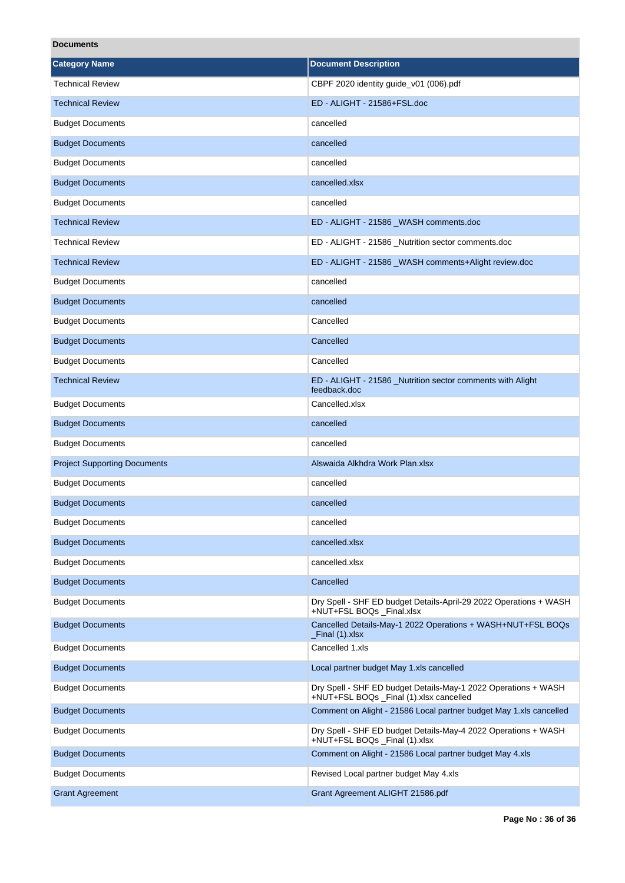**Documents**

| Category Name | Document Description |
|---|---|
| Technical Review | CBPF 2020 identity guide_v01 (006).pdf |
| Technical Review | ED - ALIGHT - 21586+FSL.doc |
| Budget Documents | cancelled |
| Budget Documents | cancelled |
| Budget Documents | cancelled |
| Budget Documents | cancelled.xlsx |
| Budget Documents | cancelled |
| Technical Review | ED - ALIGHT - 21586 _WASH comments.doc |
| Technical Review | ED - ALIGHT - 21586 _Nutrition sector comments.doc |
| Technical Review | ED - ALIGHT - 21586 _WASH comments+Alight review.doc |
| Budget Documents | cancelled |
| Budget Documents | cancelled |
| Budget Documents | Cancelled |
| Budget Documents | Cancelled |
| Budget Documents | Cancelled |
| Technical Review | ED - ALIGHT - 21586 _Nutrition sector comments with Alight feedback.doc |
| Budget Documents | Cancelled.xlsx |
| Budget Documents | cancelled |
| Budget Documents | cancelled |
| Project Supporting Documents | Alswaida Alkhdra Work Plan.xlsx |
| Budget Documents | cancelled |
| Budget Documents | cancelled |
| Budget Documents | cancelled |
| Budget Documents | cancelled.xlsx |
| Budget Documents | cancelled.xlsx |
| Budget Documents | Cancelled |
| Budget Documents | Dry Spell - SHF ED budget Details-April-29 2022 Operations + WASH +NUT+FSL BOQs _Final.xlsx |
| Budget Documents | Cancelled Details-May-1 2022 Operations + WASH+NUT+FSL BOQs _Final (1).xlsx |
| Budget Documents | Cancelled 1.xls |
| Budget Documents | Local partner budget May 1.xls cancelled |
| Budget Documents | Dry Spell - SHF ED budget Details-May-1 2022 Operations + WASH +NUT+FSL BOQs _Final (1).xlsx cancelled |
| Budget Documents | Comment on Alight - 21586 Local partner budget May 1.xls cancelled |
| Budget Documents | Dry Spell - SHF ED budget Details-May-4 2022 Operations + WASH +NUT+FSL BOQs _Final (1).xlsx |
| Budget Documents | Comment on Alight - 21586 Local partner budget May 4.xls |
| Budget Documents | Revised Local partner budget May 4.xls |
| Grant Agreement | Grant Agreement ALIGHT 21586.pdf |